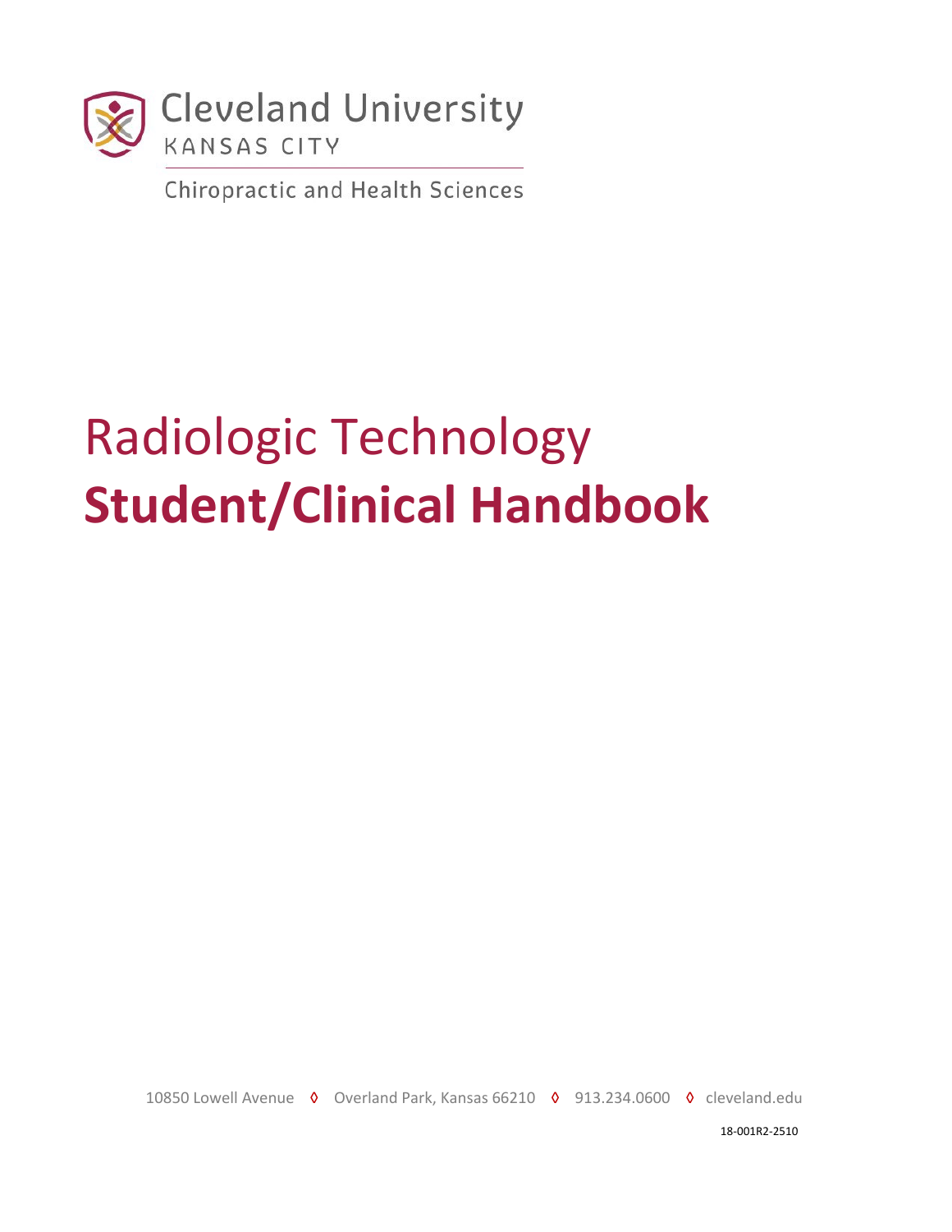Cleveland University
KANSAS CITY

Chiropractic and Health Sciences

# Radiologic Technology
# **Student/Clinical Handbook**

10850 Lowell Avenue ◊ Overland Park, Kansas 66210 ◊ 913.234.0600 ◊ cleveland.edu

18-001R2-2510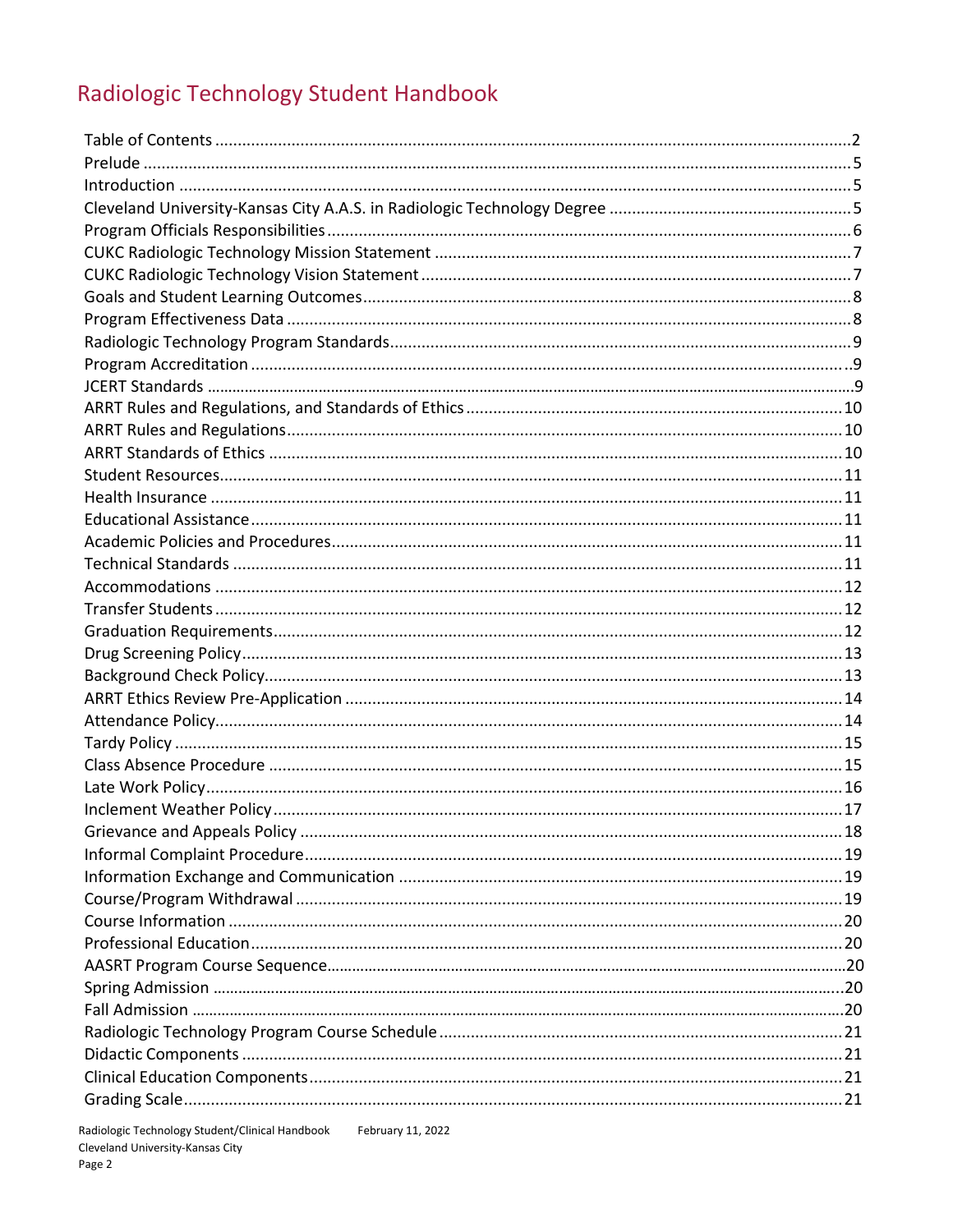# Radiologic Technology Student Handbook

Table of Contents ....................................................................................................................2
Prelude .....................................................................................................................................5
Introduction ..............................................................................................................................5
Cleveland University-Kansas City A.A.S. in Radiologic Technology Degree .............................5
Program Officials Responsibilities ...........................................................................................6
CUKC Radiologic Technology Mission Statement ....................................................................7
CUKC Radiologic Technology Vision Statement .......................................................................7
Goals and Student Learning Outcomes ....................................................................................8
Program Effectiveness Data .....................................................................................................8
Radiologic Technology Program Standards ..............................................................................9
Program Accreditation .............................................................................................................9
JCERT Standards ......................................................................................................................9
ARRT Rules and Regulations, and Standards of Ethics ............................................................10
ARRT Rules and Regulations ..................................................................................................10
ARRT Standards of Ethics .......................................................................................................10
Student Resources .................................................................................................................11
Health Insurance ....................................................................................................................11
Educational Assistance ...........................................................................................................11
Academic Policies and Procedures .........................................................................................11
Technical Standards ...............................................................................................................11
Accommodations ...................................................................................................................12
Transfer Students ...................................................................................................................12
Graduation Requirements ......................................................................................................12
Drug Screening Policy .............................................................................................................13
Background Check Policy ........................................................................................................13
ARRT Ethics Review Pre-Application ......................................................................................14
Attendance Policy ...................................................................................................................14
Tardy Policy ............................................................................................................................15
Class Absence Procedure ........................................................................................................15
Late Work Policy .....................................................................................................................16
Inclement Weather Policy .......................................................................................................17
Grievance and Appeals Policy .................................................................................................18
Informal Complaint Procedure ................................................................................................19
Information Exchange and Communication ...........................................................................19
Course/Program Withdrawal ..................................................................................................19
Course Information .................................................................................................................20
Professional Education ............................................................................................................20
AASRT Program Course Sequence ...........................................................................................20
Spring Admission ....................................................................................................................20
Fall Admission .........................................................................................................................20
Radiologic Technology Program Course Schedule ...................................................................21
Didactic Components ..............................................................................................................21
Clinical Education Components ..............................................................................................21
Grading Scale ..........................................................................................................................21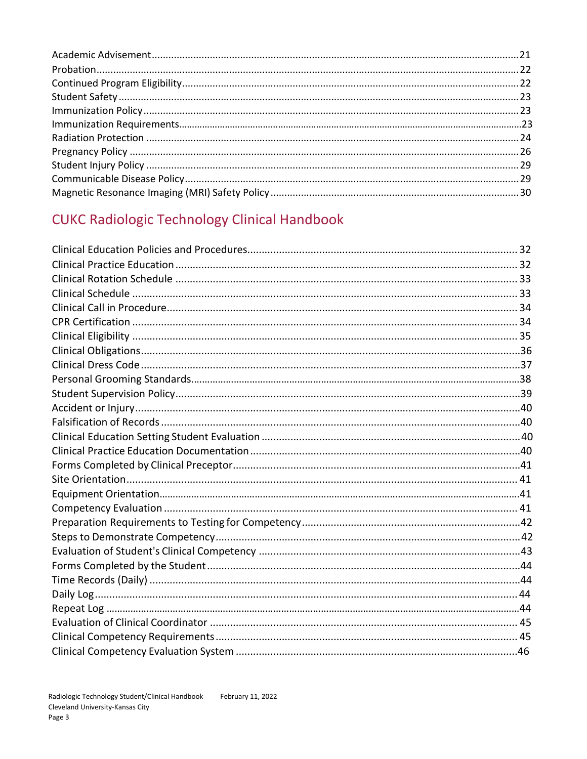Academic Advisement....................................................................................................................21
Probation.......................................................................................................................................22
Continued Program Eligibility........................................................................................................22
Student Safety................................................................................................................................23
Immunization Policy.......................................................................................................................23
Immunization Requirements...........................................................................................................23
Radiation Protection ......................................................................................................................24
Pregnancy Policy ...........................................................................................................................26
Student Injury Policy .....................................................................................................................29
Communicable Disease Policy.......................................................................................................29
Magnetic Resonance Imaging (MRI) Safety Policy.........................................................................30

## CUKC Radiologic Technology Clinical Handbook

Clinical Education Policies and Procedures.................................................................................. 32
Clinical Practice Education ........................................................................................................... 32
Clinical Rotation Schedule ............................................................................................................ 33
Clinical Schedule .......................................................................................................................... 33
Clinical Call in Procedure.............................................................................................................. 34
CPR Certification .......................................................................................................................... 34
Clinical Eligibility .......................................................................................................................... 35
Clinical Obligations........................................................................................................................36
Clinical Dress Code........................................................................................................................37
Personal Grooming Standards........................................................................................................38
Student Supervision Policy.............................................................................................................39
Accident or Injury...........................................................................................................................40
Falsification of Records..................................................................................................................40
Clinical Education Setting Student Evaluation ..............................................................................40
Clinical Practice Education Documentation...................................................................................40
Forms Completed by Clinical Preceptor.........................................................................................41
Site Orientation.............................................................................................................................. 41
Equipment Orientation....................................................................................................................41
Competency Evaluation ................................................................................................................. 41
Preparation Requirements to Testing for Competency....................................................................42
Steps to Demonstrate Competency..................................................................................................42
Evaluation of Student's Clinical Competency .................................................................................43
Forms Completed by the Student.....................................................................................................44
Time Records (Daily) ......................................................................................................................44
Daily Log......................................................................................................................................... 44
Repeat Log .......................................................................................................................................44
Evaluation of Clinical Coordinator ................................................................................................. 45
Clinical Competency Requirements................................................................................................ 45
Clinical Competency Evaluation System ........................................................................................46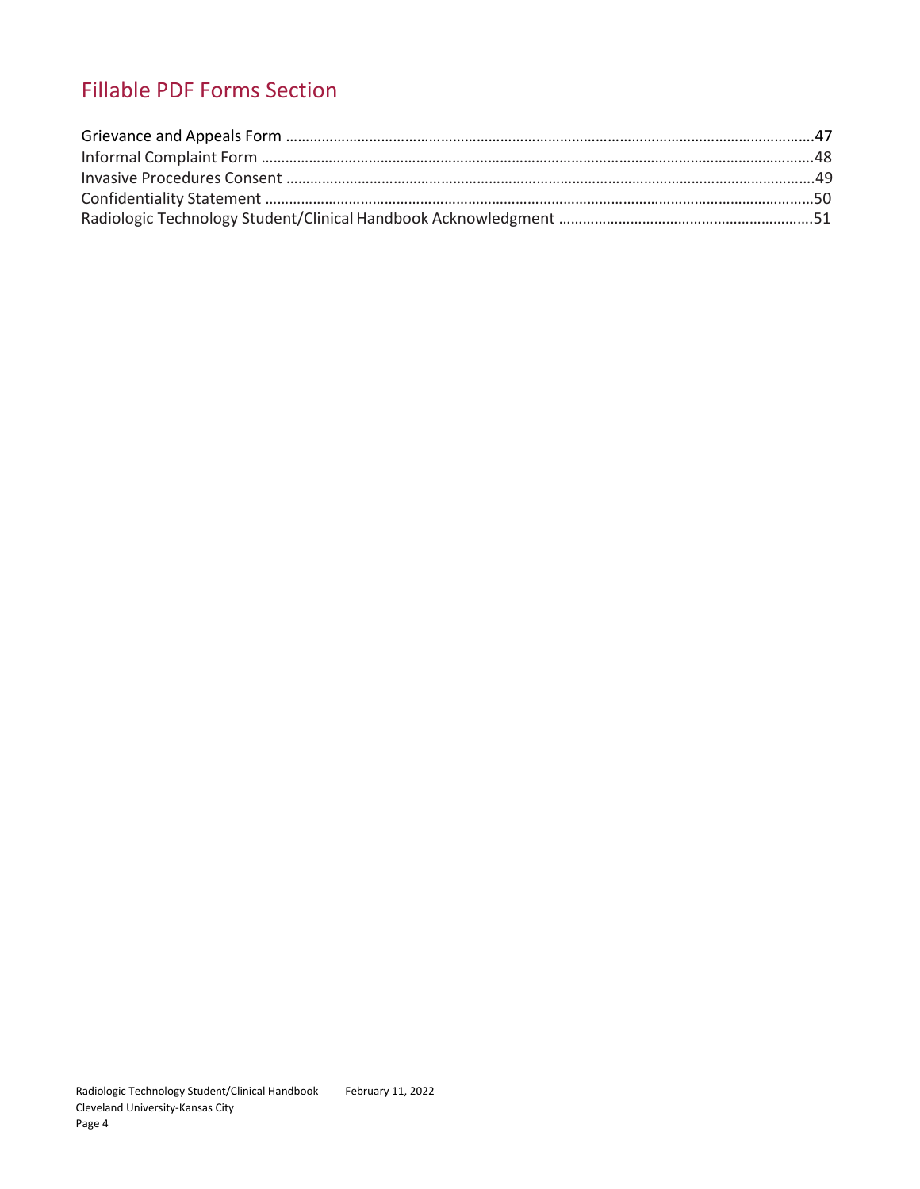## Fillable PDF Forms Section

Grievance and Appeals Form ........................................................................................................................47
Informal Complaint Form ............................................................................................................................48
Invasive Procedures Consent .......................................................................................................................49
Confidentiality Statement ...........................................................................................................................50
Radiologic Technology Student/Clinical Handbook Acknowledgment ..............................................................51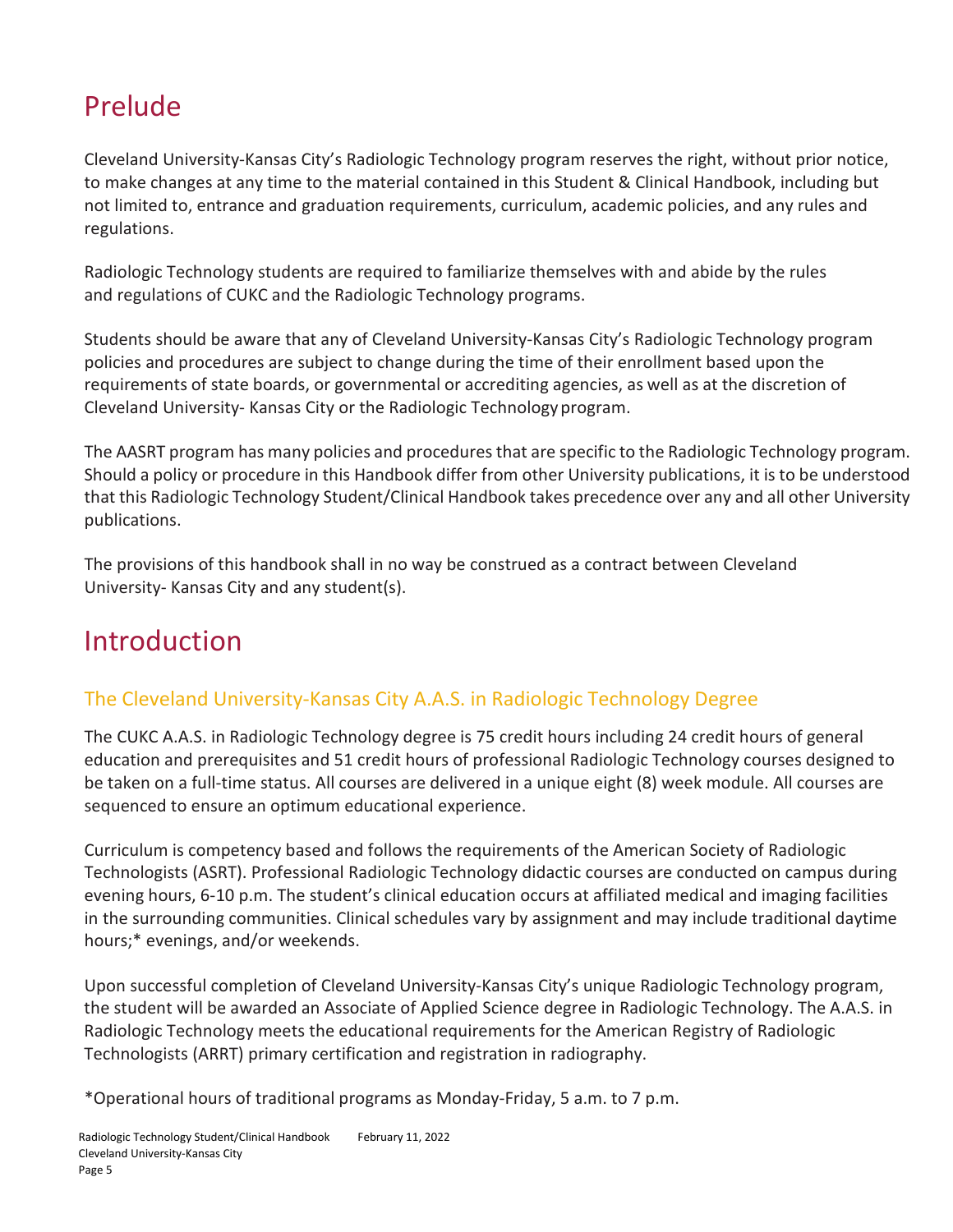# Prelude

Cleveland University-Kansas City's Radiologic Technology program reserves the right, without prior notice, to make changes at any time to the material contained in this Student & Clinical Handbook, including but not limited to, entrance and graduation requirements, curriculum, academic policies, and any rules and regulations.

Radiologic Technology students are required to familiarize themselves with and abide by the rules and regulations of CUKC and the Radiologic Technology programs.

Students should be aware that any of Cleveland University-Kansas City's Radiologic Technology program policies and procedures are subject to change during the time of their enrollment based upon the requirements of state boards, or governmental or accrediting agencies, as well as at the discretion of Cleveland University- Kansas City or the Radiologic Technology program.

The AASRT program has many policies and procedures that are specific to the Radiologic Technology program. Should a policy or procedure in this Handbook differ from other University publications, it is to be understood that this Radiologic Technology Student/Clinical Handbook takes precedence over any and all other University publications.

The provisions of this handbook shall in no way be construed as a contract between Cleveland University- Kansas City and any student(s).

# Introduction

## The Cleveland University-Kansas City A.A.S. in Radiologic Technology Degree

The CUKC A.A.S. in Radiologic Technology degree is 75 credit hours including 24 credit hours of general education and prerequisites and 51 credit hours of professional Radiologic Technology courses designed to be taken on a full-time status. All courses are delivered in a unique eight (8) week module. All courses are sequenced to ensure an optimum educational experience.

Curriculum is competency based and follows the requirements of the American Society of Radiologic Technologists (ASRT). Professional Radiologic Technology didactic courses are conducted on campus during evening hours, 6-10 p.m. The student's clinical education occurs at affiliated medical and imaging facilities in the surrounding communities. Clinical schedules vary by assignment and may include traditional daytime hours;* evenings, and/or weekends.

Upon successful completion of Cleveland University-Kansas City's unique Radiologic Technology program, the student will be awarded an Associate of Applied Science degree in Radiologic Technology. The A.A.S. in Radiologic Technology meets the educational requirements for the American Registry of Radiologic Technologists (ARRT) primary certification and registration in radiography.

*Operational hours of traditional programs as Monday-Friday, 5 a.m. to 7 p.m.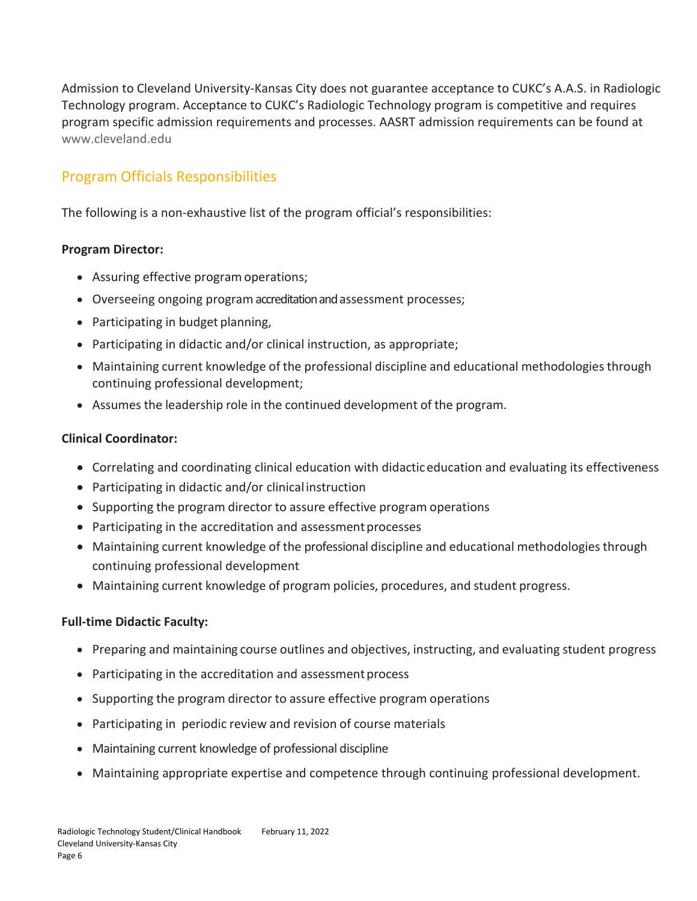Admission to Cleveland University-Kansas City does not guarantee acceptance to CUKC's A.A.S. in Radiologic Technology program. Acceptance to CUKC's Radiologic Technology program is competitive and requires program specific admission requirements and processes. AASRT admission requirements can be found at www.cleveland.edu

## Program Officials Responsibilities

The following is a non-exhaustive list of the program official's responsibilities:

**Program Director:**

- Assuring effective program operations;
- Overseeing ongoing program accreditation and assessment processes;
- Participating in budget planning,
- Participating in didactic and/or clinical instruction, as appropriate;
- Maintaining current knowledge of the professional discipline and educational methodologies through continuing professional development;
- Assumes the leadership role in the continued development of the program.

**Clinical Coordinator:**

- Correlating and coordinating clinical education with didactic education and evaluating its effectiveness
- Participating in didactic and/or clinical instruction
- Supporting the program director to assure effective program operations
- Participating in the accreditation and assessment processes
- Maintaining current knowledge of the professional discipline and educational methodologies through continuing professional development
- Maintaining current knowledge of program policies, procedures, and student progress.

**Full-time Didactic Faculty:**

- Preparing and maintaining course outlines and objectives, instructing, and evaluating student progress
- Participating in the accreditation and assessment process
- Supporting the program director to assure effective program operations
- Participating in periodic review and revision of course materials
- Maintaining current knowledge of professional discipline
- Maintaining appropriate expertise and competence through continuing professional development.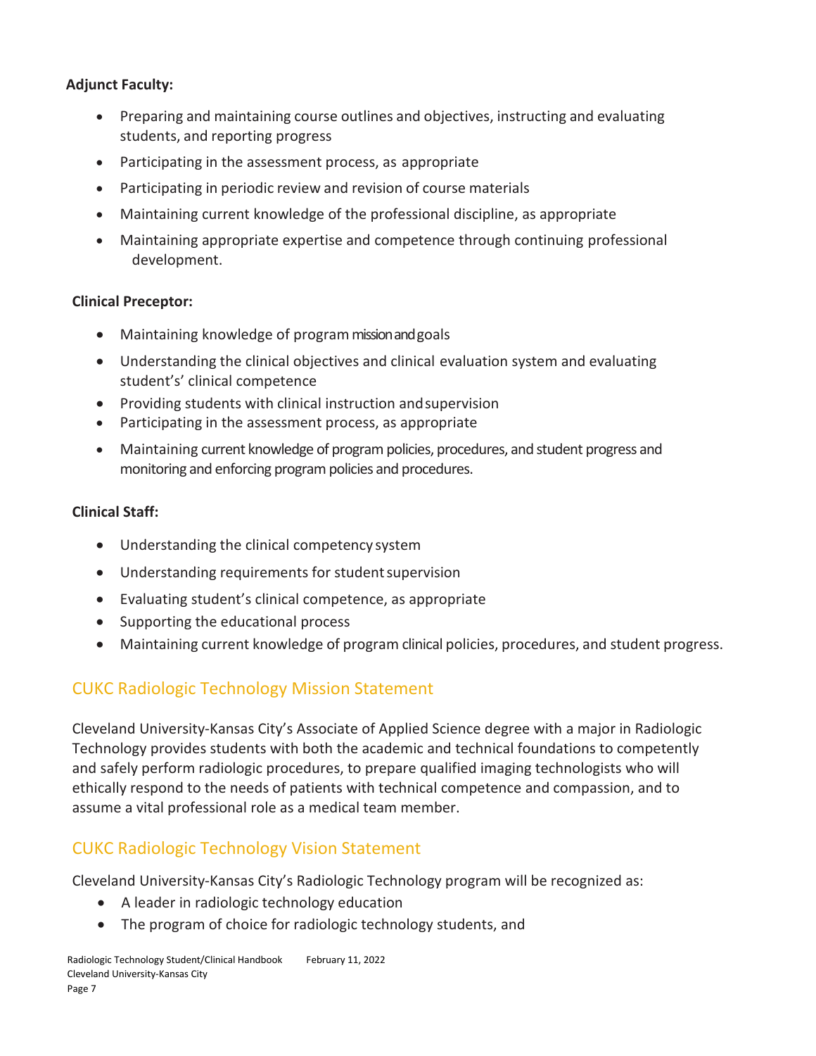**Adjunct Faculty:**

- Preparing and maintaining course outlines and objectives, instructing and evaluating students, and reporting progress
- Participating in the assessment process, as appropriate
- Participating in periodic review and revision of course materials
- Maintaining current knowledge of the professional discipline, as appropriate
- Maintaining appropriate expertise and competence through continuing professional development.

**Clinical Preceptor:**

- Maintaining knowledge of program mission and goals
- Understanding the clinical objectives and clinical evaluation system and evaluating student's' clinical competence
- Providing students with clinical instruction and supervision
- Participating in the assessment process, as appropriate
- Maintaining current knowledge of program policies, procedures, and student progress and monitoring and enforcing program policies and procedures.

**Clinical Staff:**

- Understanding the clinical competency system
- Understanding requirements for student supervision
- Evaluating student's clinical competence, as appropriate
- Supporting the educational process
- Maintaining current knowledge of program clinical policies, procedures, and student progress.

## CUKC Radiologic Technology Mission Statement

Cleveland University-Kansas City's Associate of Applied Science degree with a major in Radiologic Technology provides students with both the academic and technical foundations to competently and safely perform radiologic procedures, to prepare qualified imaging technologists who will ethically respond to the needs of patients with technical competence and compassion, and to assume a vital professional role as a medical team member.

## CUKC Radiologic Technology Vision Statement

Cleveland University-Kansas City's Radiologic Technology program will be recognized as:

- A leader in radiologic technology education
- The program of choice for radiologic technology students, and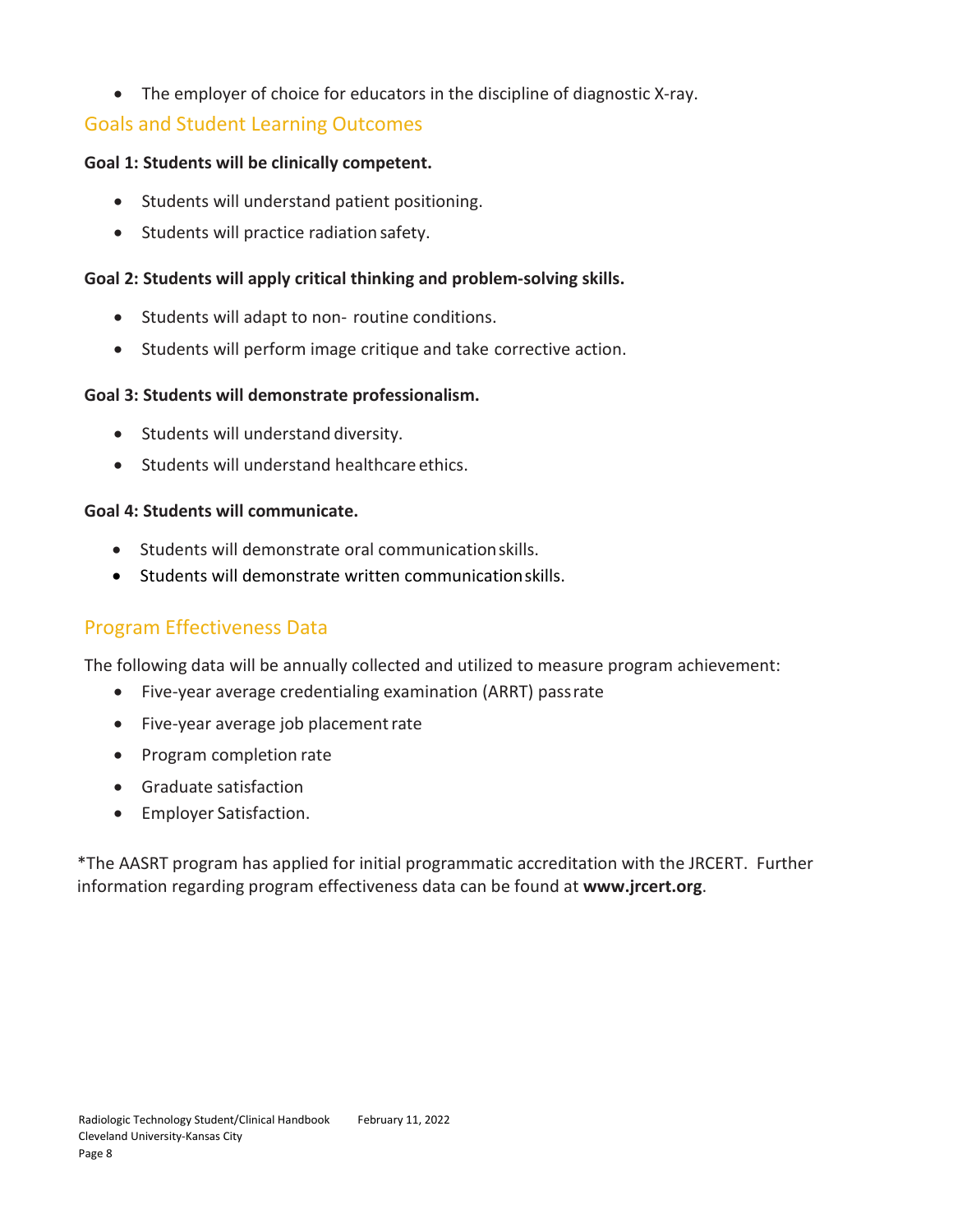- The employer of choice for educators in the discipline of diagnostic X-ray.

## Goals and Student Learning Outcomes

**Goal 1: Students will be clinically competent.**

- Students will understand patient positioning.
- Students will practice radiation safety.

**Goal 2: Students will apply critical thinking and problem-solving skills.**

- Students will adapt to non- routine conditions.
- Students will perform image critique and take corrective action.

**Goal 3: Students will demonstrate professionalism.**

- Students will understand diversity.
- Students will understand healthcare ethics.

**Goal 4: Students will communicate.**

- Students will demonstrate oral communication skills.
- Students will demonstrate written communication skills.

## Program Effectiveness Data

The following data will be annually collected and utilized to measure program achievement:

- Five-year average credentialing examination (ARRT) pass rate
- Five-year average job placement rate
- Program completion rate
- Graduate satisfaction
- Employer Satisfaction.

*The AASRT program has applied for initial programmatic accreditation with the JRCERT. Further information regarding program effectiveness data can be found at **www.jrcert.org**.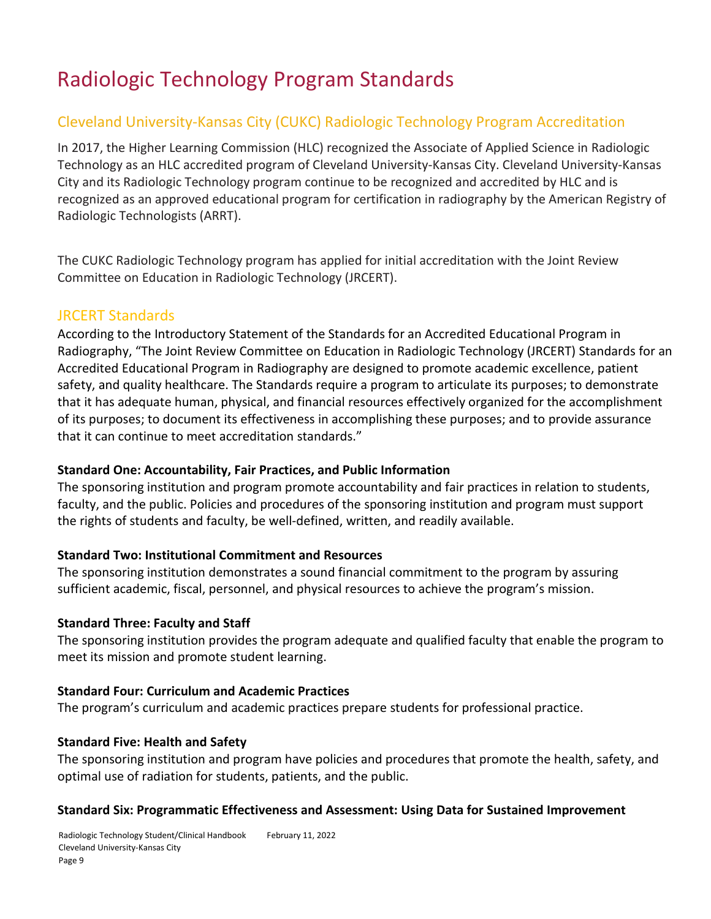# Radiologic Technology Program Standards

## Cleveland University-Kansas City (CUKC) Radiologic Technology Program Accreditation

In 2017, the Higher Learning Commission (HLC) recognized the Associate of Applied Science in Radiologic Technology as an HLC accredited program of Cleveland University-Kansas City. Cleveland University-Kansas City and its Radiologic Technology program continue to be recognized and accredited by HLC and is recognized as an approved educational program for certification in radiography by the American Registry of Radiologic Technologists (ARRT).

The CUKC Radiologic Technology program has applied for initial accreditation with the Joint Review Committee on Education in Radiologic Technology (JRCERT).

## JRCERT Standards

According to the Introductory Statement of the Standards for an Accredited Educational Program in Radiography, "The Joint Review Committee on Education in Radiologic Technology (JRCERT) Standards for an Accredited Educational Program in Radiography are designed to promote academic excellence, patient safety, and quality healthcare. The Standards require a program to articulate its purposes; to demonstrate that it has adequate human, physical, and financial resources effectively organized for the accomplishment of its purposes; to document its effectiveness in accomplishing these purposes; and to provide assurance that it can continue to meet accreditation standards."

**Standard One: Accountability, Fair Practices, and Public Information**

The sponsoring institution and program promote accountability and fair practices in relation to students, faculty, and the public. Policies and procedures of the sponsoring institution and program must support the rights of students and faculty, be well-defined, written, and readily available.

**Standard Two: Institutional Commitment and Resources**

The sponsoring institution demonstrates a sound financial commitment to the program by assuring sufficient academic, fiscal, personnel, and physical resources to achieve the program's mission.

**Standard Three: Faculty and Staff**

The sponsoring institution provides the program adequate and qualified faculty that enable the program to meet its mission and promote student learning.

**Standard Four: Curriculum and Academic Practices**

The program's curriculum and academic practices prepare students for professional practice.

**Standard Five: Health and Safety**

The sponsoring institution and program have policies and procedures that promote the health, safety, and optimal use of radiation for students, patients, and the public.

**Standard Six: Programmatic Effectiveness and Assessment: Using Data for Sustained Improvement**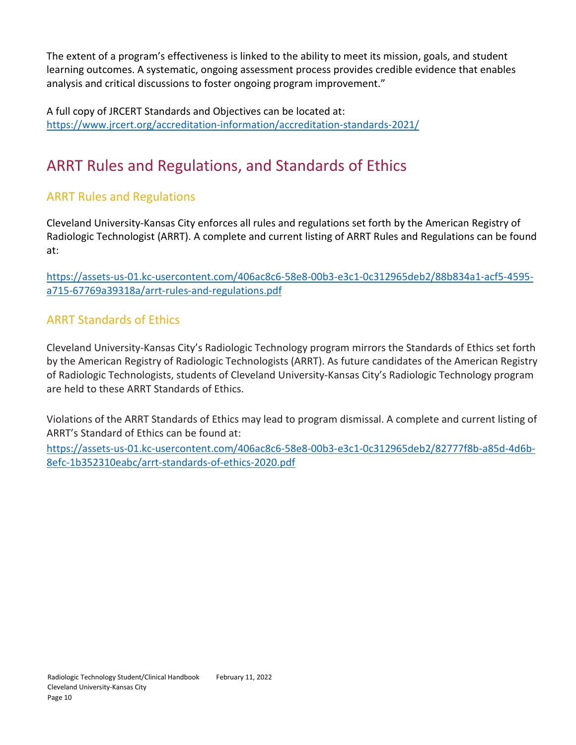The extent of a program's effectiveness is linked to the ability to meet its mission, goals, and student learning outcomes. A systematic, ongoing assessment process provides credible evidence that enables analysis and critical discussions to foster ongoing program improvement."

A full copy of JRCERT Standards and Objectives can be located at:
https://www.jrcert.org/accreditation-information/accreditation-standards-2021/

# ARRT Rules and Regulations, and Standards of Ethics

## ARRT Rules and Regulations

Cleveland University-Kansas City enforces all rules and regulations set forth by the American Registry of Radiologic Technologist (ARRT). A complete and current listing of ARRT Rules and Regulations can be found at:

https://assets-us-01.kc-usercontent.com/406ac8c6-58e8-00b3-e3c1-0c312965deb2/88b834a1-acf5-4595-a715-67769a39318a/arrt-rules-and-regulations.pdf

## ARRT Standards of Ethics

Cleveland University-Kansas City's Radiologic Technology program mirrors the Standards of Ethics set forth by the American Registry of Radiologic Technologists (ARRT). As future candidates of the American Registry of Radiologic Technologists, students of Cleveland University-Kansas City's Radiologic Technology program are held to these ARRT Standards of Ethics.

Violations of the ARRT Standards of Ethics may lead to program dismissal. A complete and current listing of ARRT's Standard of Ethics can be found at:
https://assets-us-01.kc-usercontent.com/406ac8c6-58e8-00b3-e3c1-0c312965deb2/82777f8b-a85d-4d6b-8efc-1b352310eabc/arrt-standards-of-ethics-2020.pdf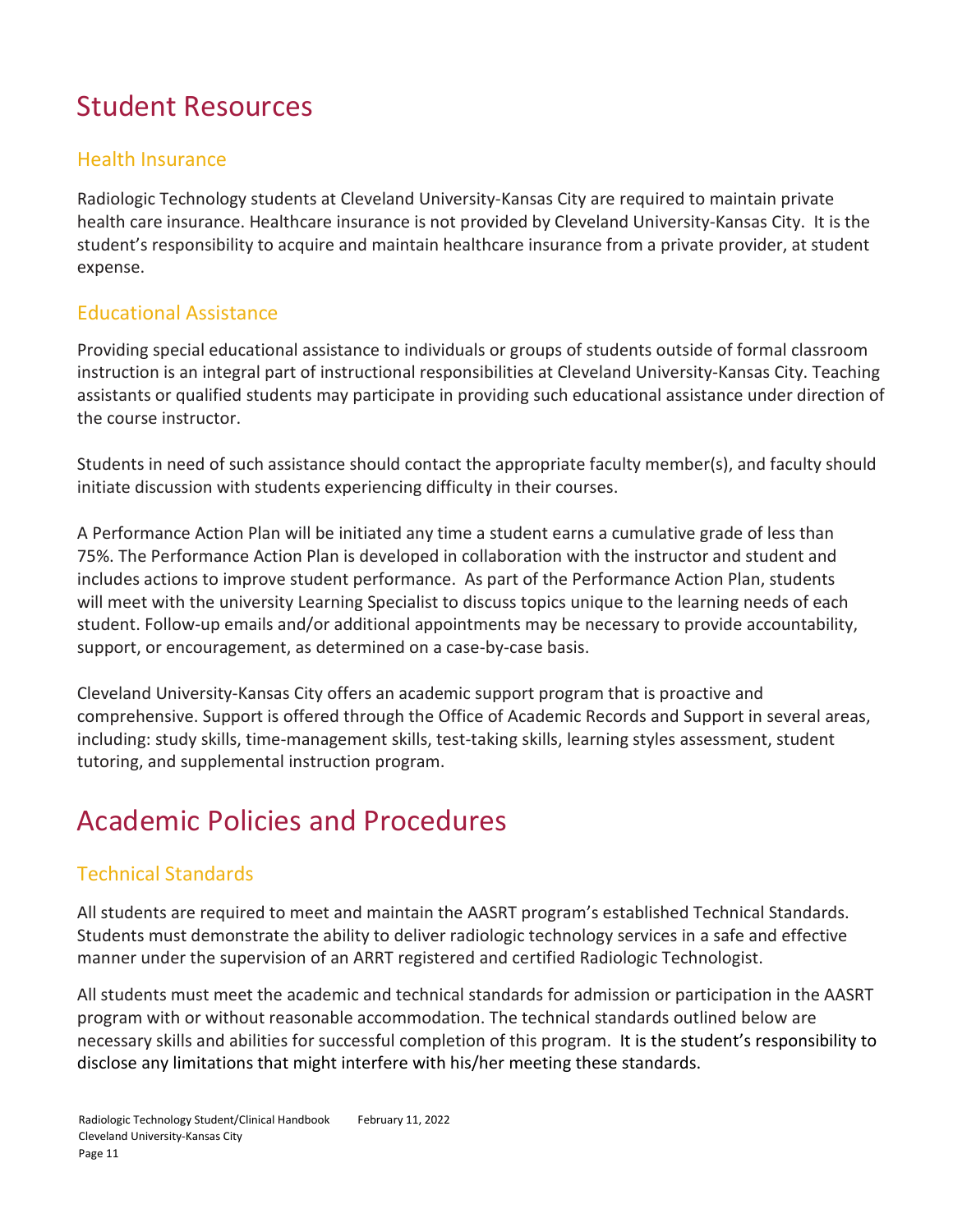# Student Resources

## Health Insurance

Radiologic Technology students at Cleveland University-Kansas City are required to maintain private health care insurance. Healthcare insurance is not provided by Cleveland University-Kansas City. It is the student's responsibility to acquire and maintain healthcare insurance from a private provider, at student expense.

## Educational Assistance

Providing special educational assistance to individuals or groups of students outside of formal classroom instruction is an integral part of instructional responsibilities at Cleveland University-Kansas City. Teaching assistants or qualified students may participate in providing such educational assistance under direction of the course instructor.

Students in need of such assistance should contact the appropriate faculty member(s), and faculty should initiate discussion with students experiencing difficulty in their courses.

A Performance Action Plan will be initiated any time a student earns a cumulative grade of less than 75%. The Performance Action Plan is developed in collaboration with the instructor and student and includes actions to improve student performance. As part of the Performance Action Plan, students will meet with the university Learning Specialist to discuss topics unique to the learning needs of each student. Follow-up emails and/or additional appointments may be necessary to provide accountability, support, or encouragement, as determined on a case-by-case basis.

Cleveland University-Kansas City offers an academic support program that is proactive and comprehensive. Support is offered through the Office of Academic Records and Support in several areas, including: study skills, time-management skills, test-taking skills, learning styles assessment, student tutoring, and supplemental instruction program.

# Academic Policies and Procedures

## Technical Standards

All students are required to meet and maintain the AASRT program's established Technical Standards. Students must demonstrate the ability to deliver radiologic technology services in a safe and effective manner under the supervision of an ARRT registered and certified Radiologic Technologist.

All students must meet the academic and technical standards for admission or participation in the AASRT program with or without reasonable accommodation. The technical standards outlined below are necessary skills and abilities for successful completion of this program. It is the student's responsibility to disclose any limitations that might interfere with his/her meeting these standards.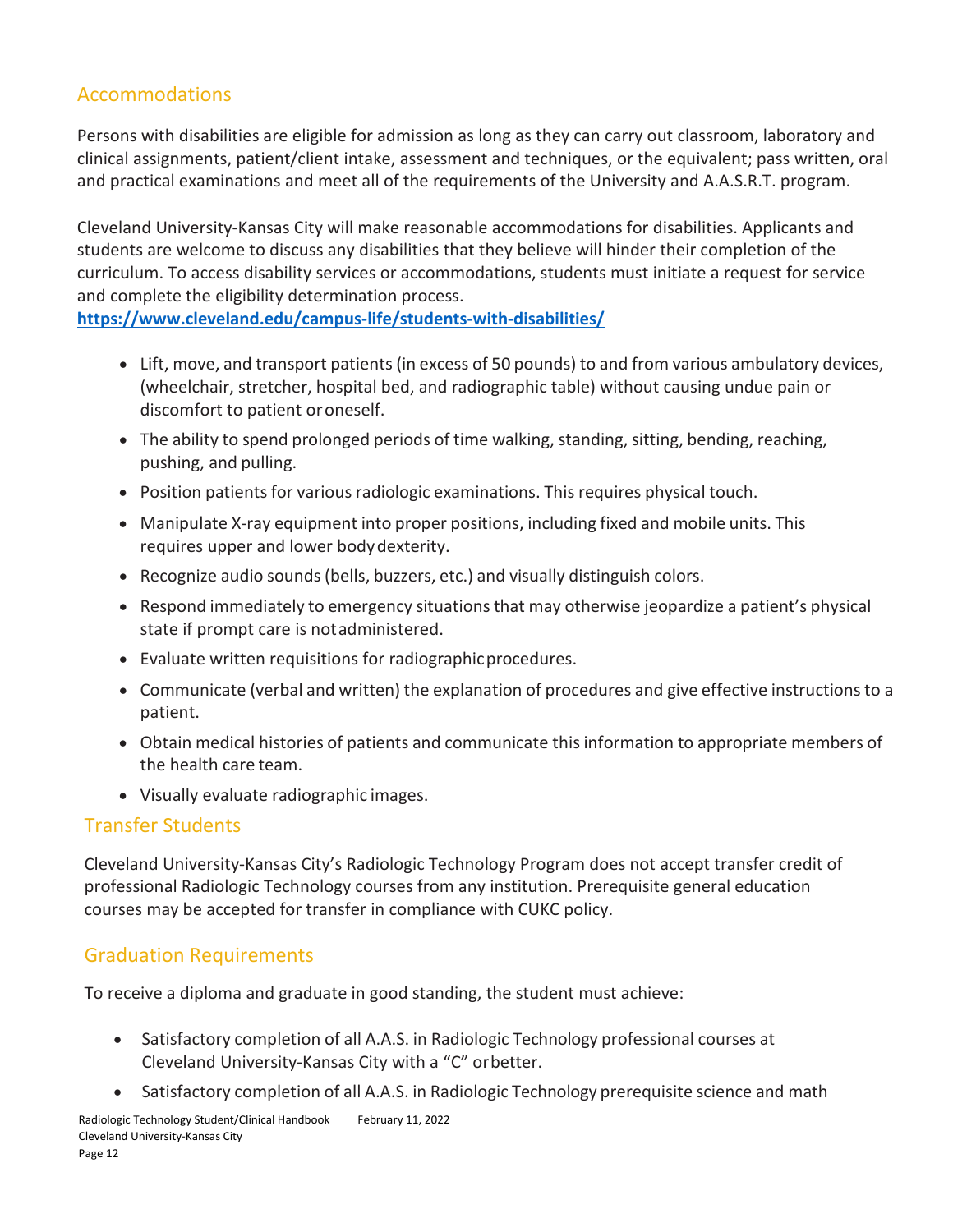## Accommodations

Persons with disabilities are eligible for admission as long as they can carry out classroom, laboratory and clinical assignments, patient/client intake, assessment and techniques, or the equivalent; pass written, oral and practical examinations and meet all of the requirements of the University and A.A.S.R.T. program.

Cleveland University-Kansas City will make reasonable accommodations for disabilities. Applicants and students are welcome to discuss any disabilities that they believe will hinder their completion of the curriculum. To access disability services or accommodations, students must initiate a request for service and complete the eligibility determination process.
**https://www.cleveland.edu/campus-life/students-with-disabilities/**

- Lift, move, and transport patients (in excess of 50 pounds) to and from various ambulatory devices, (wheelchair, stretcher, hospital bed, and radiographic table) without causing undue pain or discomfort to patient or oneself.
- The ability to spend prolonged periods of time walking, standing, sitting, bending, reaching, pushing, and pulling.
- Position patients for various radiologic examinations. This requires physical touch.
- Manipulate X-ray equipment into proper positions, including fixed and mobile units. This requires upper and lower body dexterity.
- Recognize audio sounds (bells, buzzers, etc.) and visually distinguish colors.
- Respond immediately to emergency situations that may otherwise jeopardize a patient's physical state if prompt care is not administered.
- Evaluate written requisitions for radiographic procedures.
- Communicate (verbal and written) the explanation of procedures and give effective instructions to a patient.
- Obtain medical histories of patients and communicate this information to appropriate members of the health care team.
- Visually evaluate radiographic images.

## Transfer Students

Cleveland University-Kansas City's Radiologic Technology Program does not accept transfer credit of professional Radiologic Technology courses from any institution. Prerequisite general education courses may be accepted for transfer in compliance with CUKC policy.

## Graduation Requirements

To receive a diploma and graduate in good standing, the student must achieve:

- Satisfactory completion of all A.A.S. in Radiologic Technology professional courses at Cleveland University-Kansas City with a "C" or better.
- Satisfactory completion of all A.A.S. in Radiologic Technology prerequisite science and math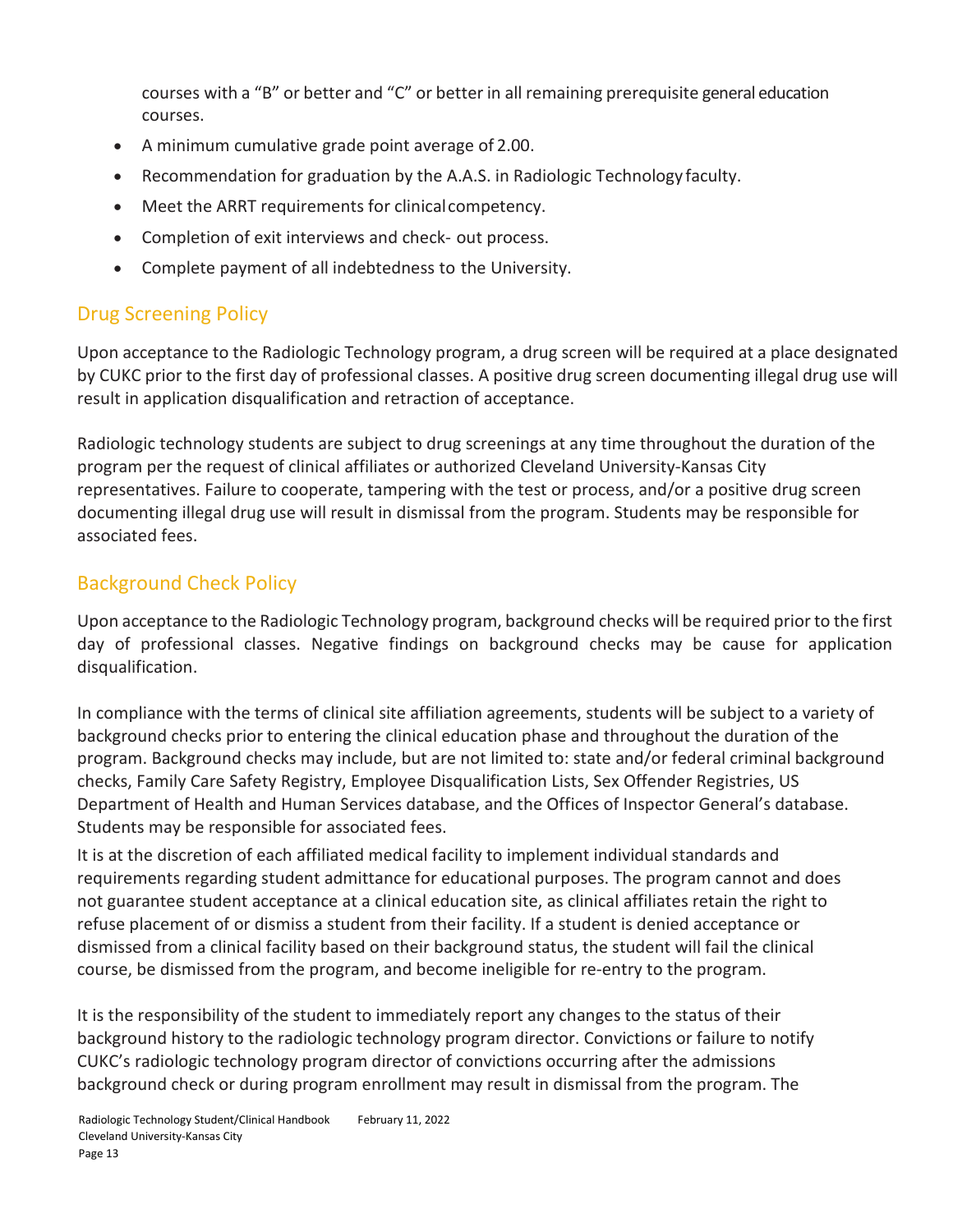courses with a “B” or better and “C” or better in all remaining prerequisite general education courses.

- A minimum cumulative grade point average of 2.00.
- Recommendation for graduation by the A.A.S. in Radiologic Technology faculty.
- Meet the ARRT requirements for clinical competency.
- Completion of exit interviews and check- out process.
- Complete payment of all indebtedness to the University.

## Drug Screening Policy

Upon acceptance to the Radiologic Technology program, a drug screen will be required at a place designated by CUKC prior to the first day of professional classes. A positive drug screen documenting illegal drug use will result in application disqualification and retraction of acceptance.

Radiologic technology students are subject to drug screenings at any time throughout the duration of the program per the request of clinical affiliates or authorized Cleveland University-Kansas City representatives. Failure to cooperate, tampering with the test or process, and/or a positive drug screen documenting illegal drug use will result in dismissal from the program. Students may be responsible for associated fees.

## Background Check Policy

Upon acceptance to the Radiologic Technology program, background checks will be required prior to the first day of professional classes. Negative findings on background checks may be cause for application disqualification.

In compliance with the terms of clinical site affiliation agreements, students will be subject to a variety of background checks prior to entering the clinical education phase and throughout the duration of the program. Background checks may include, but are not limited to: state and/or federal criminal background checks, Family Care Safety Registry, Employee Disqualification Lists, Sex Offender Registries, US Department of Health and Human Services database, and the Offices of Inspector General’s database. Students may be responsible for associated fees.

It is at the discretion of each affiliated medical facility to implement individual standards and requirements regarding student admittance for educational purposes. The program cannot and does not guarantee student acceptance at a clinical education site, as clinical affiliates retain the right to refuse placement of or dismiss a student from their facility. If a student is denied acceptance or dismissed from a clinical facility based on their background status, the student will fail the clinical course, be dismissed from the program, and become ineligible for re-entry to the program.

It is the responsibility of the student to immediately report any changes to the status of their background history to the radiologic technology program director. Convictions or failure to notify CUKC’s radiologic technology program director of convictions occurring after the admissions background check or during program enrollment may result in dismissal from the program. The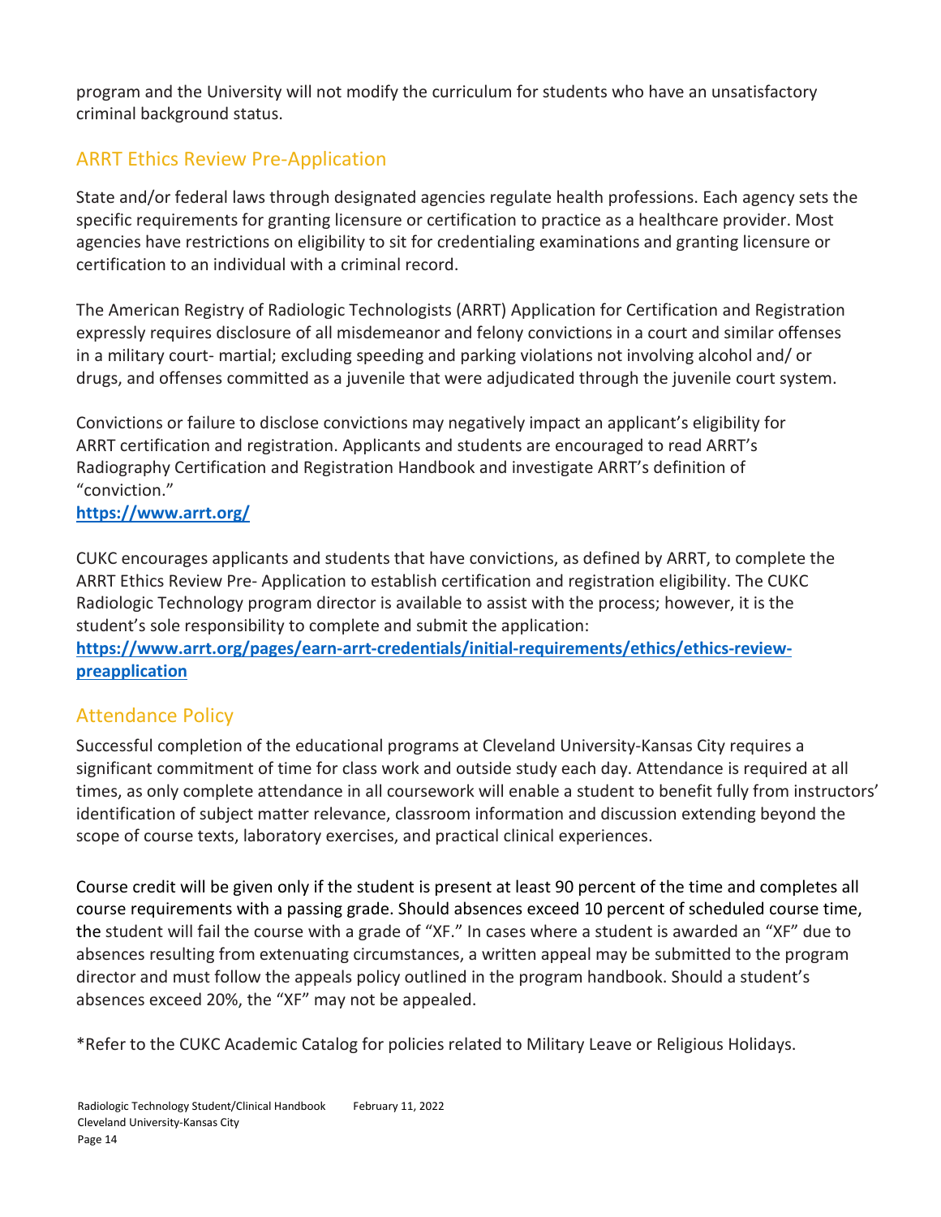program and the University will not modify the curriculum for students who have an unsatisfactory criminal background status.

## ARRT Ethics Review Pre-Application

State and/or federal laws through designated agencies regulate health professions. Each agency sets the specific requirements for granting licensure or certification to practice as a healthcare provider. Most agencies have restrictions on eligibility to sit for credentialing examinations and granting licensure or certification to an individual with a criminal record.

The American Registry of Radiologic Technologists (ARRT) Application for Certification and Registration expressly requires disclosure of all misdemeanor and felony convictions in a court and similar offenses in a military court- martial; excluding speeding and parking violations not involving alcohol and/ or drugs, and offenses committed as a juvenile that were adjudicated through the juvenile court system.

Convictions or failure to disclose convictions may negatively impact an applicant's eligibility for ARRT certification and registration. Applicants and students are encouraged to read ARRT's Radiography Certification and Registration Handbook and investigate ARRT's definition of "conviction."
**https://www.arrt.org/**

CUKC encourages applicants and students that have convictions, as defined by ARRT, to complete the ARRT Ethics Review Pre- Application to establish certification and registration eligibility. The CUKC Radiologic Technology program director is available to assist with the process; however, it is the student's sole responsibility to complete and submit the application:
**https://www.arrt.org/pages/earn-arrt-credentials/initial-requirements/ethics/ethics-review-preapplication**

## Attendance Policy

Successful completion of the educational programs at Cleveland University-Kansas City requires a significant commitment of time for class work and outside study each day. Attendance is required at all times, as only complete attendance in all coursework will enable a student to benefit fully from instructors' identification of subject matter relevance, classroom information and discussion extending beyond the scope of course texts, laboratory exercises, and practical clinical experiences.

Course credit will be given only if the student is present at least 90 percent of the time and completes all course requirements with a passing grade. Should absences exceed 10 percent of scheduled course time, the student will fail the course with a grade of "XF." In cases where a student is awarded an "XF" due to absences resulting from extenuating circumstances, a written appeal may be submitted to the program director and must follow the appeals policy outlined in the program handbook. Should a student's absences exceed 20%, the "XF" may not be appealed.

*Refer to the CUKC Academic Catalog for policies related to Military Leave or Religious Holidays.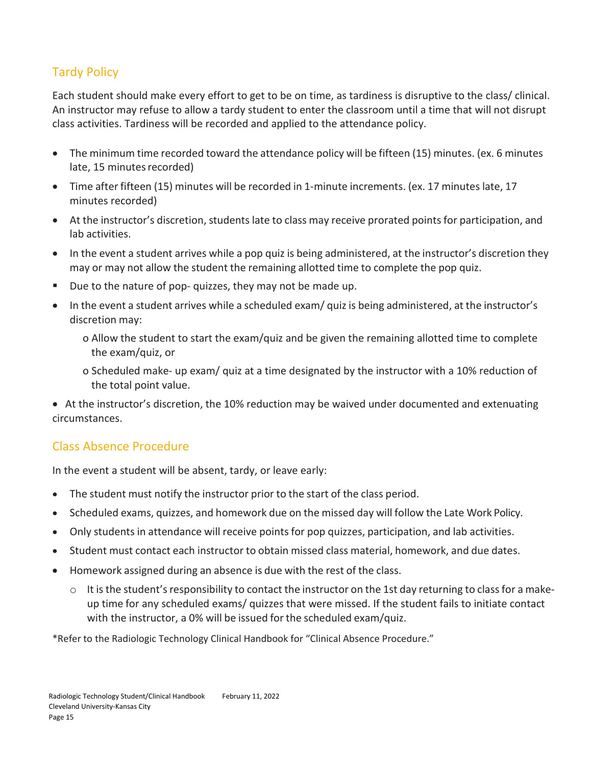## Tardy Policy

Each student should make every effort to get to be on time, as tardiness is disruptive to the class/ clinical. An instructor may refuse to allow a tardy student to enter the classroom until a time that will not disrupt class activities. Tardiness will be recorded and applied to the attendance policy.

- The minimum time recorded toward the attendance policy will be fifteen (15) minutes. (ex. 6 minutes late, 15 minutes recorded)
- Time after fifteen (15) minutes will be recorded in 1-minute increments. (ex. 17 minutes late, 17 minutes recorded)
- At the instructor's discretion, students late to class may receive prorated points for participation, and lab activities.
- In the event a student arrives while a pop quiz is being administered, at the instructor's discretion they may or may not allow the student the remaining allotted time to complete the pop quiz.
- Due to the nature of pop- quizzes, they may not be made up.
- In the event a student arrives while a scheduled exam/ quiz is being administered, at the instructor's discretion may:
  - Allow the student to start the exam/quiz and be given the remaining allotted time to complete the exam/quiz, or
  - Scheduled make- up exam/ quiz at a time designated by the instructor with a 10% reduction of the total point value.
- At the instructor's discretion, the 10% reduction may be waived under documented and extenuating circumstances.

## Class Absence Procedure

In the event a student will be absent, tardy, or leave early:

- The student must notify the instructor prior to the start of the class period.
- Scheduled exams, quizzes, and homework due on the missed day will follow the Late Work Policy.
- Only students in attendance will receive points for pop quizzes, participation, and lab activities.
- Student must contact each instructor to obtain missed class material, homework, and due dates.
- Homework assigned during an absence is due with the rest of the class.
  - It is the student's responsibility to contact the instructor on the 1st day returning to class for a make-up time for any scheduled exams/ quizzes that were missed. If the student fails to initiate contact with the instructor, a 0% will be issued for the scheduled exam/quiz.

*Refer to the Radiologic Technology Clinical Handbook for "Clinical Absence Procedure."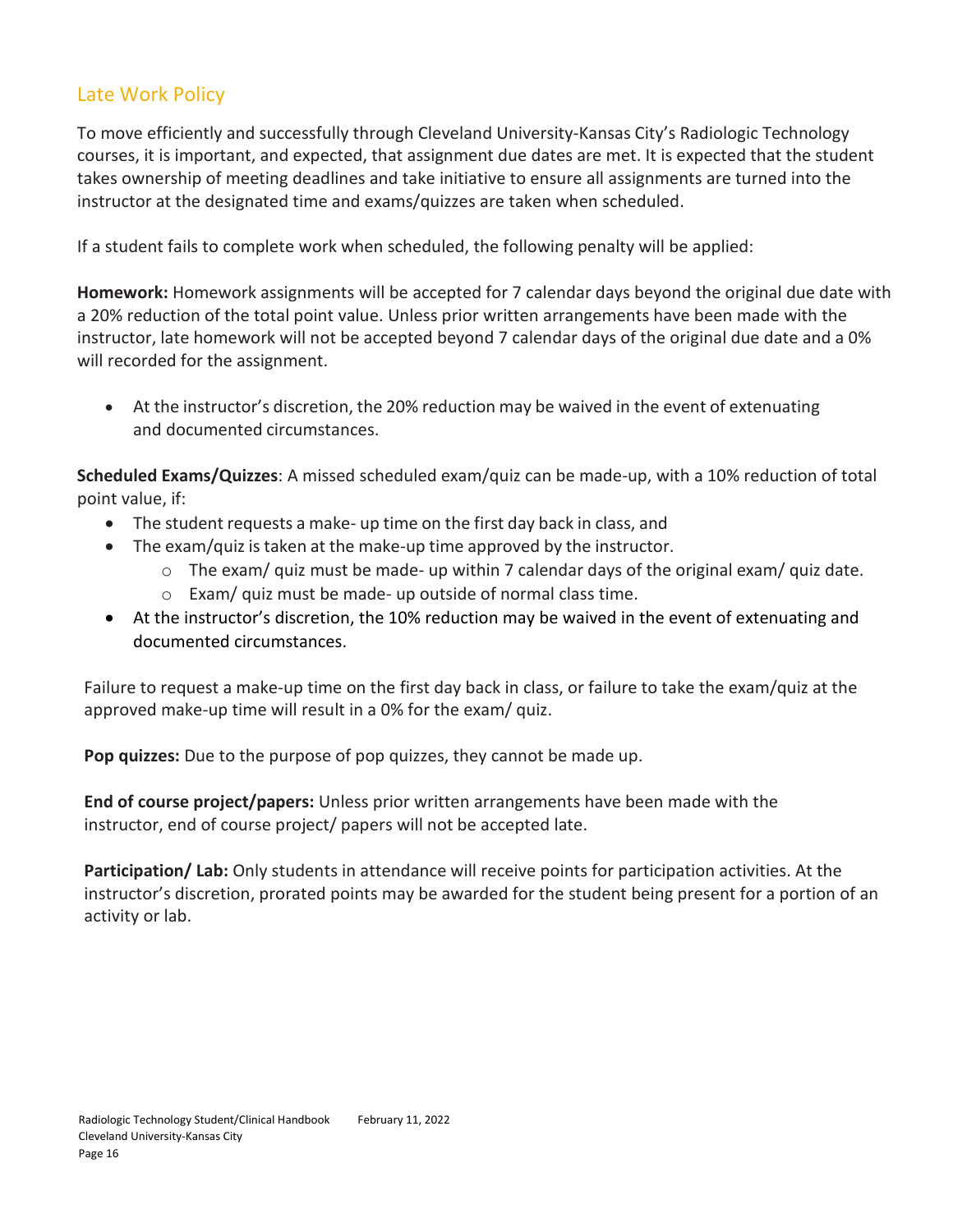## Late Work Policy

To move efficiently and successfully through Cleveland University-Kansas City's Radiologic Technology courses, it is important, and expected, that assignment due dates are met. It is expected that the student takes ownership of meeting deadlines and take initiative to ensure all assignments are turned into the instructor at the designated time and exams/quizzes are taken when scheduled.

If a student fails to complete work when scheduled, the following penalty will be applied:

**Homework:** Homework assignments will be accepted for 7 calendar days beyond the original due date with a 20% reduction of the total point value. Unless prior written arrangements have been made with the instructor, late homework will not be accepted beyond 7 calendar days of the original due date and a 0% will recorded for the assignment.

- At the instructor's discretion, the 20% reduction may be waived in the event of extenuating and documented circumstances.

**Scheduled Exams/Quizzes**: A missed scheduled exam/quiz can be made-up, with a 10% reduction of total point value, if:

- The student requests a make- up time on the first day back in class, and
- The exam/quiz is taken at the make-up time approved by the instructor.
  - The exam/ quiz must be made- up within 7 calendar days of the original exam/ quiz date.
  - Exam/ quiz must be made- up outside of normal class time.
- At the instructor's discretion, the 10% reduction may be waived in the event of extenuating and documented circumstances.

Failure to request a make-up time on the first day back in class, or failure to take the exam/quiz at the approved make-up time will result in a 0% for the exam/ quiz.

**Pop quizzes:** Due to the purpose of pop quizzes, they cannot be made up.

**End of course project/papers:** Unless prior written arrangements have been made with the instructor, end of course project/ papers will not be accepted late.

**Participation/ Lab:** Only students in attendance will receive points for participation activities. At the instructor's discretion, prorated points may be awarded for the student being present for a portion of an activity or lab.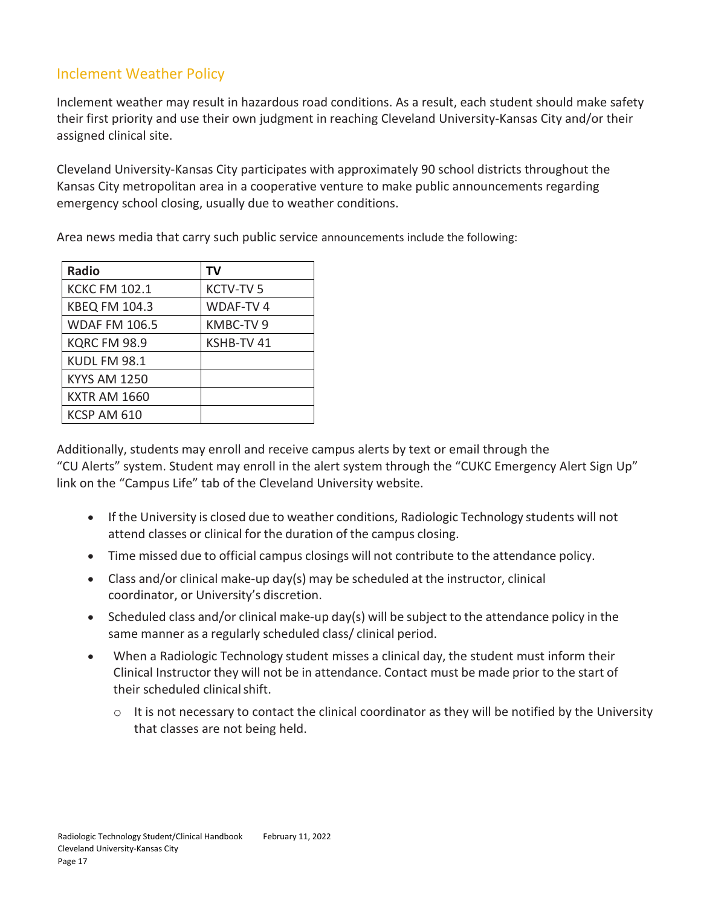## Inclement Weather Policy

Inclement weather may result in hazardous road conditions. As a result, each student should make safety their first priority and use their own judgment in reaching Cleveland University-Kansas City and/or their assigned clinical site.

Cleveland University-Kansas City participates with approximately 90 school districts throughout the Kansas City metropolitan area in a cooperative venture to make public announcements regarding emergency school closing, usually due to weather conditions.

Area news media that carry such public service announcements include the following:

| Radio | TV |
|---|---|
| KCKC FM 102.1 | KCTV-TV 5 |
| KBEQ FM 104.3 | WDAF-TV 4 |
| WDAF FM 106.5 | KMBC-TV 9 |
| KQRC FM 98.9 | KSHB-TV 41 |
| KUDL FM 98.1 | |
| KYYS AM 1250 | |
| KXTR AM 1660 | |
| KCSP AM 610 | |

Additionally, students may enroll and receive campus alerts by text or email through the "CU Alerts" system. Student may enroll in the alert system through the "CUKC Emergency Alert Sign Up" link on the "Campus Life" tab of the Cleveland University website.

- If the University is closed due to weather conditions, Radiologic Technology students will not attend classes or clinical for the duration of the campus closing.
- Time missed due to official campus closings will not contribute to the attendance policy.
- Class and/or clinical make-up day(s) may be scheduled at the instructor, clinical coordinator, or University's discretion.
- Scheduled class and/or clinical make-up day(s) will be subject to the attendance policy in the same manner as a regularly scheduled class/ clinical period.
- When a Radiologic Technology student misses a clinical day, the student must inform their Clinical Instructor they will not be in attendance. Contact must be made prior to the start of their scheduled clinical shift.
  - It is not necessary to contact the clinical coordinator as they will be notified by the University that classes are not being held.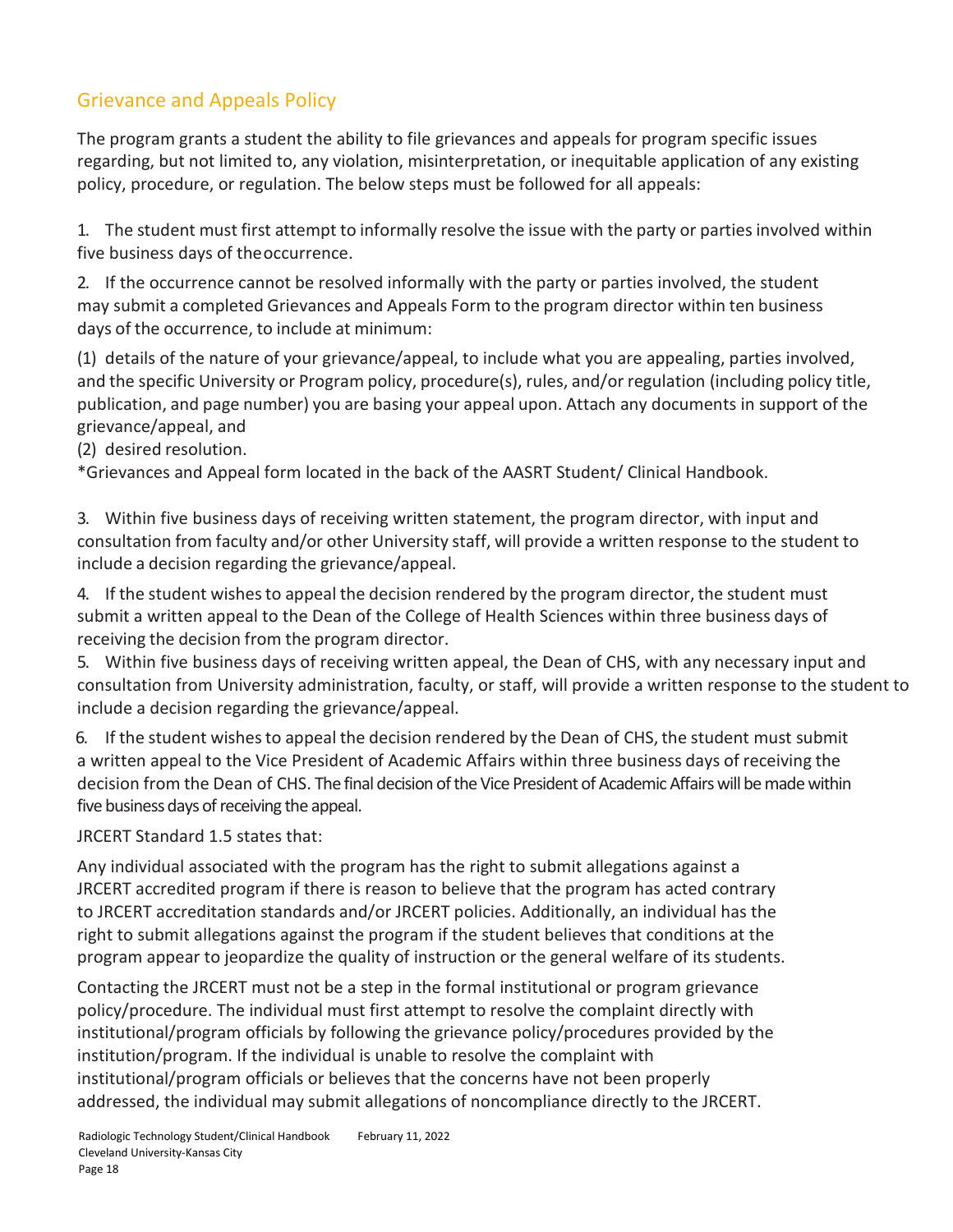## Grievance and Appeals Policy

The program grants a student the ability to file grievances and appeals for program specific issues regarding, but not limited to, any violation, misinterpretation, or inequitable application of any existing policy, procedure, or regulation. The below steps must be followed for all appeals:

1. The student must first attempt to informally resolve the issue with the party or parties involved within five business days of the occurrence.

2. If the occurrence cannot be resolved informally with the party or parties involved, the student may submit a completed Grievances and Appeals Form to the program director within ten business days of the occurrence, to include at minimum:

(1) details of the nature of your grievance/appeal, to include what you are appealing, parties involved, and the specific University or Program policy, procedure(s), rules, and/or regulation (including policy title, publication, and page number) you are basing your appeal upon. Attach any documents in support of the grievance/appeal, and

(2) desired resolution.

*Grievances and Appeal form located in the back of the AASRT Student/ Clinical Handbook.

3. Within five business days of receiving written statement, the program director, with input and consultation from faculty and/or other University staff, will provide a written response to the student to include a decision regarding the grievance/appeal.

4. If the student wishes to appeal the decision rendered by the program director, the student must submit a written appeal to the Dean of the College of Health Sciences within three business days of receiving the decision from the program director.

5. Within five business days of receiving written appeal, the Dean of CHS, with any necessary input and consultation from University administration, faculty, or staff, will provide a written response to the student to include a decision regarding the grievance/appeal.

6. If the student wishes to appeal the decision rendered by the Dean of CHS, the student must submit a written appeal to the Vice President of Academic Affairs within three business days of receiving the decision from the Dean of CHS. The final decision of the Vice President of Academic Affairs will be made within five business days of receiving the appeal.

JRCERT Standard 1.5 states that:

Any individual associated with the program has the right to submit allegations against a JRCERT accredited program if there is reason to believe that the program has acted contrary to JRCERT accreditation standards and/or JRCERT policies. Additionally, an individual has the right to submit allegations against the program if the student believes that conditions at the program appear to jeopardize the quality of instruction or the general welfare of its students.

Contacting the JRCERT must not be a step in the formal institutional or program grievance policy/procedure. The individual must first attempt to resolve the complaint directly with institutional/program officials by following the grievance policy/procedures provided by the institution/program. If the individual is unable to resolve the complaint with institutional/program officials or believes that the concerns have not been properly addressed, the individual may submit allegations of noncompliance directly to the JRCERT.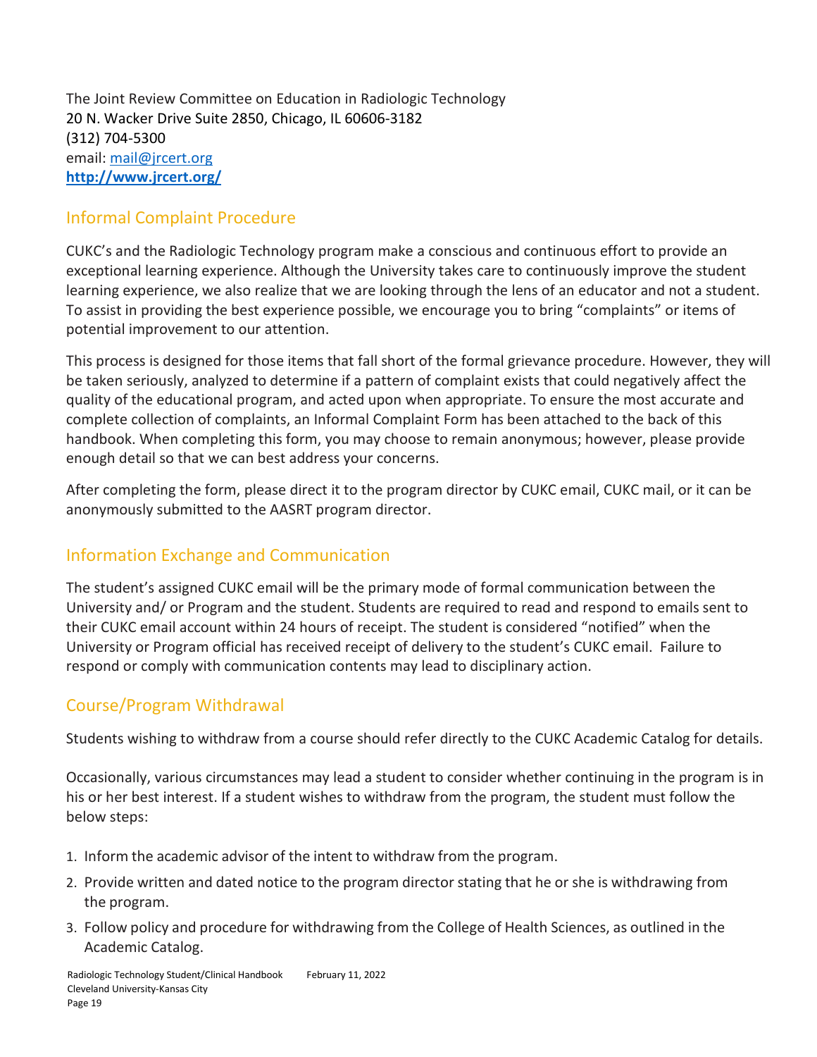The Joint Review Committee on Education in Radiologic Technology
20 N. Wacker Drive Suite 2850, Chicago, IL 60606-3182
(312) 704-5300
email: mail@jrcert.org
**http://www.jrcert.org/**

## Informal Complaint Procedure

CUKC's and the Radiologic Technology program make a conscious and continuous effort to provide an exceptional learning experience. Although the University takes care to continuously improve the student learning experience, we also realize that we are looking through the lens of an educator and not a student. To assist in providing the best experience possible, we encourage you to bring "complaints" or items of potential improvement to our attention.

This process is designed for those items that fall short of the formal grievance procedure. However, they will be taken seriously, analyzed to determine if a pattern of complaint exists that could negatively affect the quality of the educational program, and acted upon when appropriate. To ensure the most accurate and complete collection of complaints, an Informal Complaint Form has been attached to the back of this handbook. When completing this form, you may choose to remain anonymous; however, please provide enough detail so that we can best address your concerns.

After completing the form, please direct it to the program director by CUKC email, CUKC mail, or it can be anonymously submitted to the AASRT program director.

## Information Exchange and Communication

The student's assigned CUKC email will be the primary mode of formal communication between the University and/ or Program and the student. Students are required to read and respond to emails sent to their CUKC email account within 24 hours of receipt. The student is considered "notified" when the University or Program official has received receipt of delivery to the student's CUKC email. Failure to respond or comply with communication contents may lead to disciplinary action.

## Course/Program Withdrawal

Students wishing to withdraw from a course should refer directly to the CUKC Academic Catalog for details.

Occasionally, various circumstances may lead a student to consider whether continuing in the program is in his or her best interest. If a student wishes to withdraw from the program, the student must follow the below steps:

1. Inform the academic advisor of the intent to withdraw from the program.
2. Provide written and dated notice to the program director stating that he or she is withdrawing from the program.
3. Follow policy and procedure for withdrawing from the College of Health Sciences, as outlined in the Academic Catalog.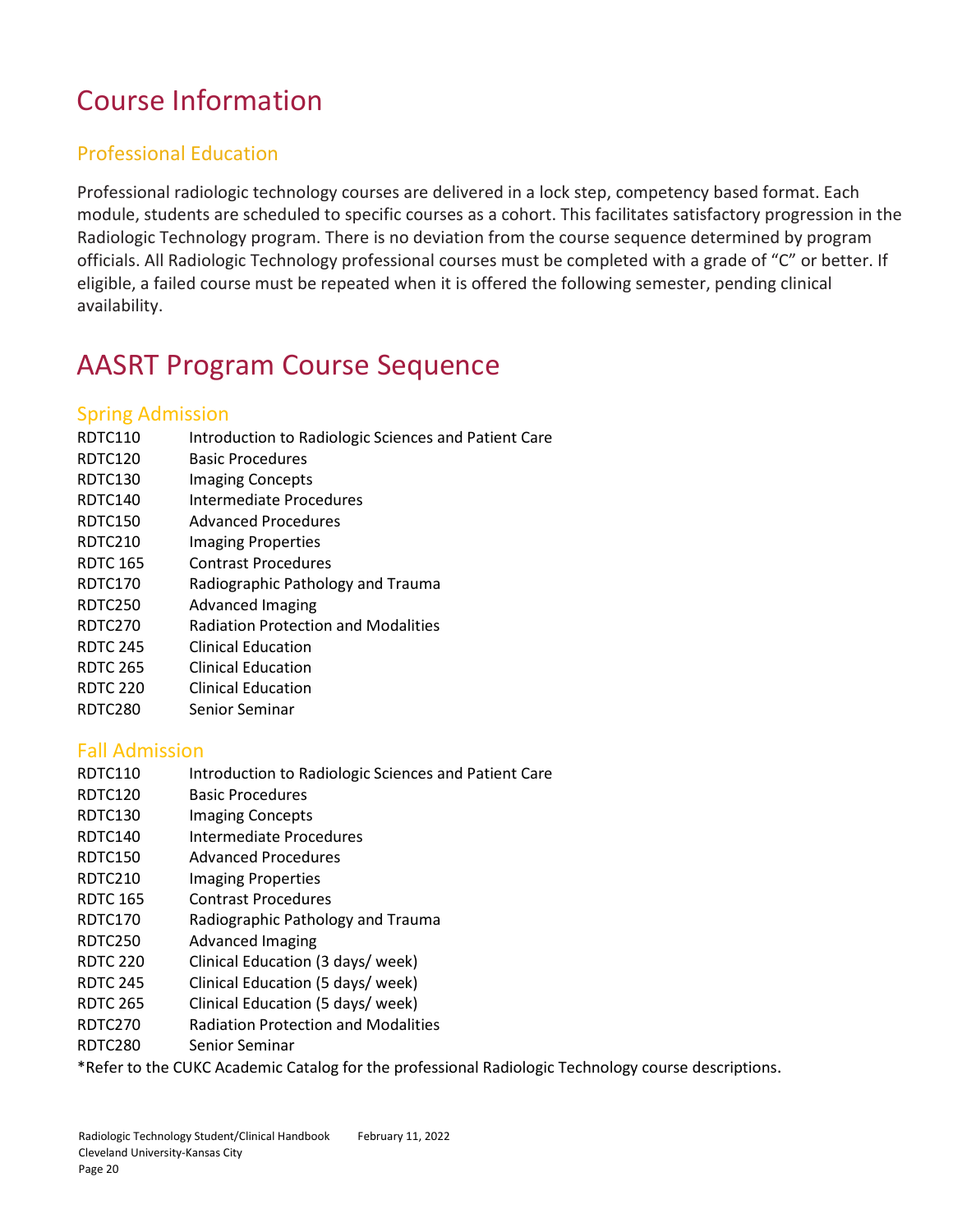# Course Information

## Professional Education

Professional radiologic technology courses are delivered in a lock step, competency based format. Each module, students are scheduled to specific courses as a cohort. This facilitates satisfactory progression in the Radiologic Technology program. There is no deviation from the course sequence determined by program officials. All Radiologic Technology professional courses must be completed with a grade of “C” or better. If eligible, a failed course must be repeated when it is offered the following semester, pending clinical availability.

# AASRT Program Course Sequence

## Spring Admission

| | |
|---|---|
| RDTC110 | Introduction to Radiologic Sciences and Patient Care |
| RDTC120 | Basic Procedures |
| RDTC130 | Imaging Concepts |
| RDTC140 | Intermediate Procedures |
| RDTC150 | Advanced Procedures |
| RDTC210 | Imaging Properties |
| RDTC 165 | Contrast Procedures |
| RDTC170 | Radiographic Pathology and Trauma |
| RDTC250 | Advanced Imaging |
| RDTC270 | Radiation Protection and Modalities |
| RDTC 245 | Clinical Education |
| RDTC 265 | Clinical Education |
| RDTC 220 | Clinical Education |
| RDTC280 | Senior Seminar |

## Fall Admission

| | |
|---|---|
| RDTC110 | Introduction to Radiologic Sciences and Patient Care |
| RDTC120 | Basic Procedures |
| RDTC130 | Imaging Concepts |
| RDTC140 | Intermediate Procedures |
| RDTC150 | Advanced Procedures |
| RDTC210 | Imaging Properties |
| RDTC 165 | Contrast Procedures |
| RDTC170 | Radiographic Pathology and Trauma |
| RDTC250 | Advanced Imaging |
| RDTC 220 | Clinical Education (3 days/ week) |
| RDTC 245 | Clinical Education (5 days/ week) |
| RDTC 265 | Clinical Education (5 days/ week) |
| RDTC270 | Radiation Protection and Modalities |
| RDTC280 | Senior Seminar |

*Refer to the CUKC Academic Catalog for the professional Radiologic Technology course descriptions.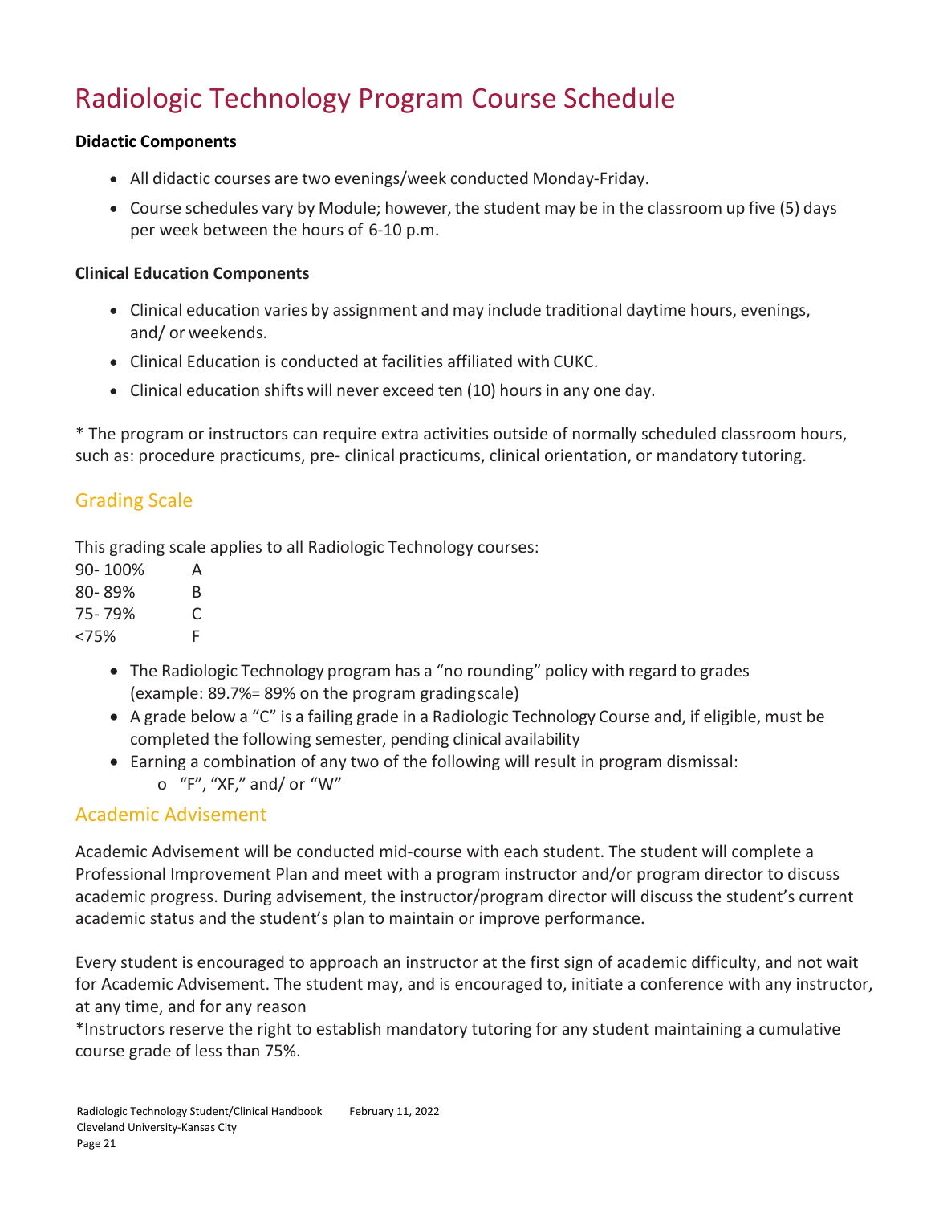# Radiologic Technology Program Course Schedule

**Didactic Components**

- All didactic courses are two evenings/week conducted Monday-Friday.
- Course schedules vary by Module; however, the student may be in the classroom up five (5) days per week between the hours of 6-10 p.m.

**Clinical Education Components**

- Clinical education varies by assignment and may include traditional daytime hours, evenings, and/ or weekends.
- Clinical Education is conducted at facilities affiliated with CUKC.
- Clinical education shifts will never exceed ten (10) hours in any one day.

* The program or instructors can require extra activities outside of normally scheduled classroom hours, such as: procedure practicums, pre- clinical practicums, clinical orientation, or mandatory tutoring.

## Grading Scale

This grading scale applies to all Radiologic Technology courses:

| | |
|---|---|
| 90- 100% | A |
| 80- 89% | B |
| 75- 79% | C |
| <75% | F |

- The Radiologic Technology program has a "no rounding" policy with regard to grades (example: 89.7%= 89% on the program grading scale)
- A grade below a "C" is a failing grade in a Radiologic Technology Course and, if eligible, must be completed the following semester, pending clinical availability
- Earning a combination of any two of the following will result in program dismissal:
    - "F", "XF," and/ or "W"

## Academic Advisement

Academic Advisement will be conducted mid-course with each student. The student will complete a Professional Improvement Plan and meet with a program instructor and/or program director to discuss academic progress. During advisement, the instructor/program director will discuss the student's current academic status and the student's plan to maintain or improve performance.

Every student is encouraged to approach an instructor at the first sign of academic difficulty, and not wait for Academic Advisement. The student may, and is encouraged to, initiate a conference with any instructor, at any time, and for any reason

*Instructors reserve the right to establish mandatory tutoring for any student maintaining a cumulative course grade of less than 75%.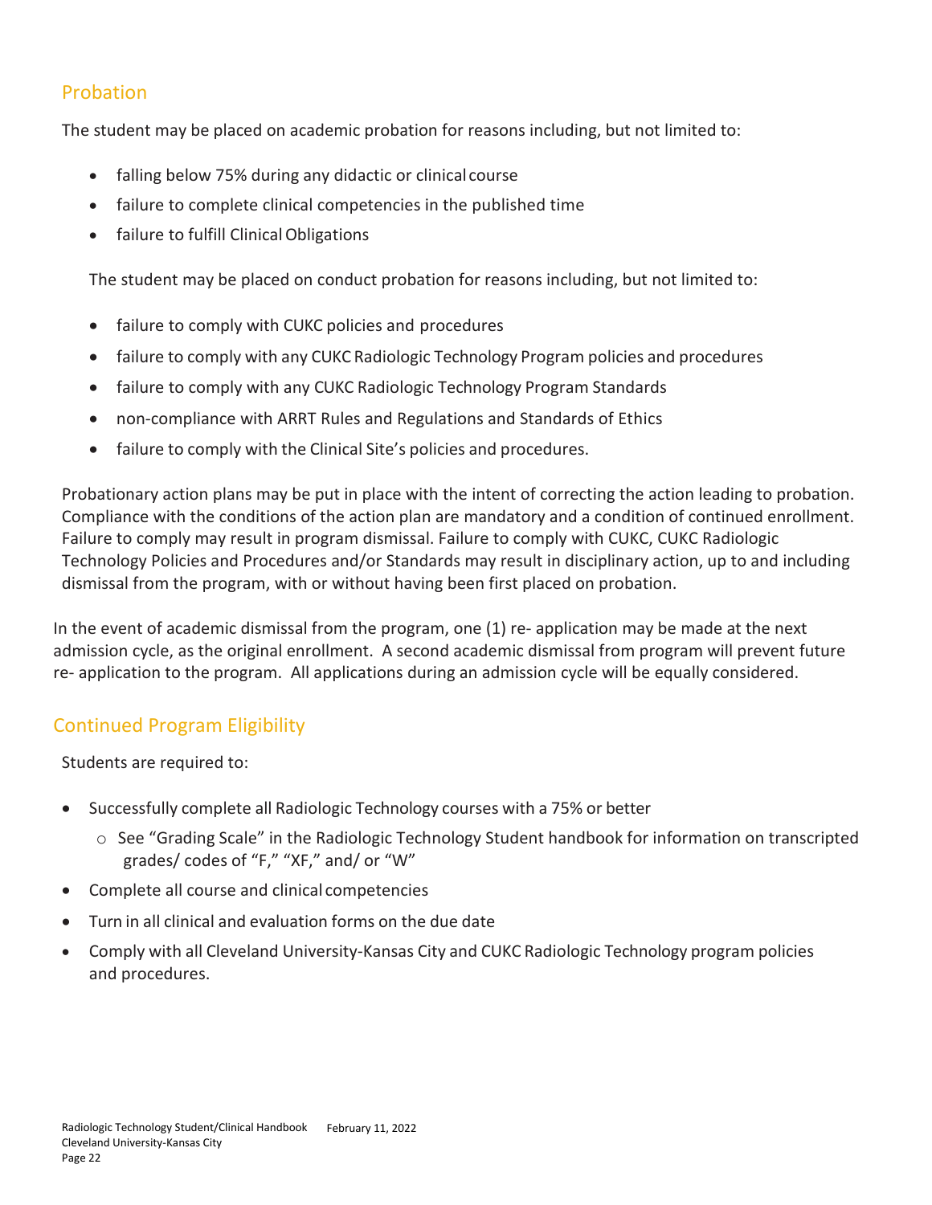## Probation

The student may be placed on academic probation for reasons including, but not limited to:

- falling below 75% during any didactic or clinical course
- failure to complete clinical competencies in the published time
- failure to fulfill Clinical Obligations

The student may be placed on conduct probation for reasons including, but not limited to:

- failure to comply with CUKC policies and procedures
- failure to comply with any CUKC Radiologic Technology Program policies and procedures
- failure to comply with any CUKC Radiologic Technology Program Standards
- non-compliance with ARRT Rules and Regulations and Standards of Ethics
- failure to comply with the Clinical Site's policies and procedures.

Probationary action plans may be put in place with the intent of correcting the action leading to probation. Compliance with the conditions of the action plan are mandatory and a condition of continued enrollment. Failure to comply may result in program dismissal. Failure to comply with CUKC, CUKC Radiologic Technology Policies and Procedures and/or Standards may result in disciplinary action, up to and including dismissal from the program, with or without having been first placed on probation.

In the event of academic dismissal from the program, one (1) re- application may be made at the next admission cycle, as the original enrollment. A second academic dismissal from program will prevent future re- application to the program. All applications during an admission cycle will be equally considered.

## Continued Program Eligibility

Students are required to:

- Successfully complete all Radiologic Technology courses with a 75% or better
  - See "Grading Scale" in the Radiologic Technology Student handbook for information on transcripted grades/ codes of "F," "XF," and/ or "W"
- Complete all course and clinical competencies
- Turn in all clinical and evaluation forms on the due date
- Comply with all Cleveland University-Kansas City and CUKC Radiologic Technology program policies and procedures.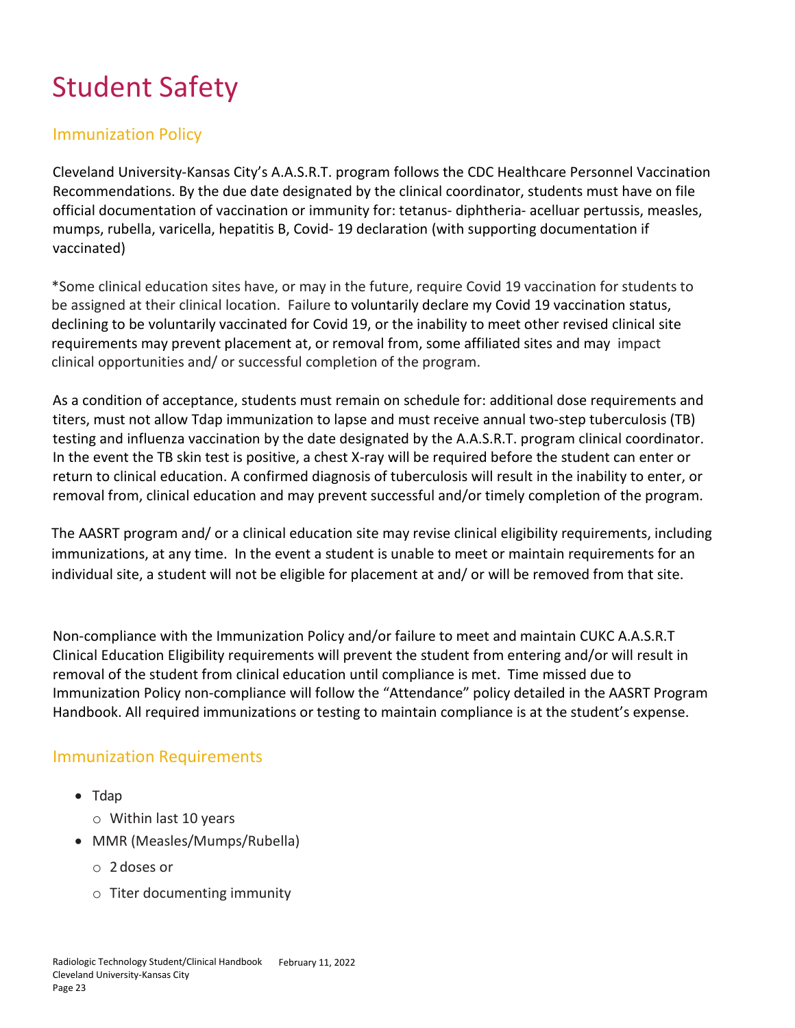# Student Safety

## Immunization Policy

Cleveland University-Kansas City's A.A.S.R.T. program follows the CDC Healthcare Personnel Vaccination Recommendations. By the due date designated by the clinical coordinator, students must have on file official documentation of vaccination or immunity for: tetanus- diphtheria- acelluar pertussis, measles, mumps, rubella, varicella, hepatitis B, Covid- 19 declaration (with supporting documentation if vaccinated)

*Some clinical education sites have, or may in the future, require Covid 19 vaccination for students to be assigned at their clinical location. Failure to voluntarily declare my Covid 19 vaccination status, declining to be voluntarily vaccinated for Covid 19, or the inability to meet other revised clinical site requirements may prevent placement at, or removal from, some affiliated sites and may impact clinical opportunities and/ or successful completion of the program.

As a condition of acceptance, students must remain on schedule for: additional dose requirements and titers, must not allow Tdap immunization to lapse and must receive annual two-step tuberculosis (TB) testing and influenza vaccination by the date designated by the A.A.S.R.T. program clinical coordinator. In the event the TB skin test is positive, a chest X-ray will be required before the student can enter or return to clinical education. A confirmed diagnosis of tuberculosis will result in the inability to enter, or removal from, clinical education and may prevent successful and/or timely completion of the program.

The AASRT program and/ or a clinical education site may revise clinical eligibility requirements, including immunizations, at any time. In the event a student is unable to meet or maintain requirements for an individual site, a student will not be eligible for placement at and/ or will be removed from that site.

Non-compliance with the Immunization Policy and/or failure to meet and maintain CUKC A.A.S.R.T Clinical Education Eligibility requirements will prevent the student from entering and/or will result in removal of the student from clinical education until compliance is met. Time missed due to Immunization Policy non-compliance will follow the "Attendance" policy detailed in the AASRT Program Handbook. All required immunizations or testing to maintain compliance is at the student's expense.

## Immunization Requirements

- Tdap
  - Within last 10 years
- MMR (Measles/Mumps/Rubella)
  - 2 doses or
  - Titer documenting immunity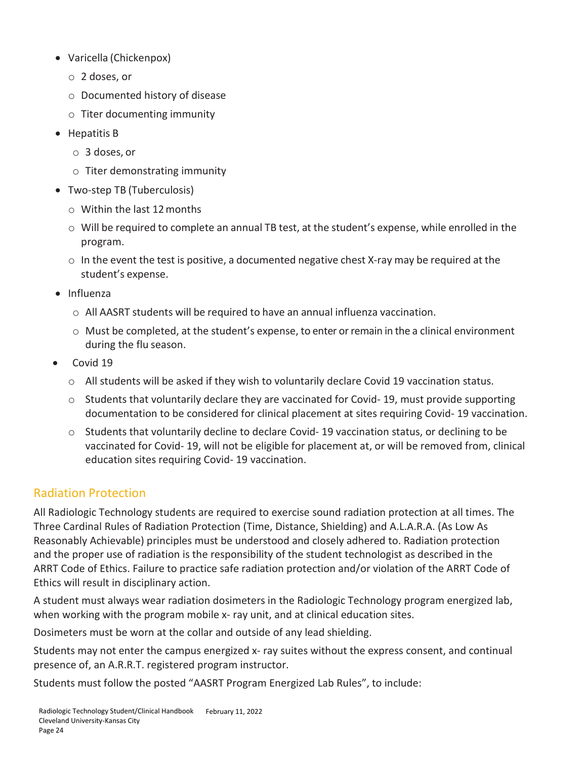- Varicella (Chickenpox)
  - 2 doses, or
  - Documented history of disease
  - Titer documenting immunity
- Hepatitis B
  - 3 doses, or
  - Titer demonstrating immunity
- Two-step TB (Tuberculosis)
  - Within the last 12 months
  - Will be required to complete an annual TB test, at the student's expense, while enrolled in the program.
  - In the event the test is positive, a documented negative chest X-ray may be required at the student's expense.
- Influenza
  - All AASRT students will be required to have an annual influenza vaccination.
  - Must be completed, at the student's expense, to enter or remain in the a clinical environment during the flu season.
- Covid 19
  - All students will be asked if they wish to voluntarily declare Covid 19 vaccination status.
  - Students that voluntarily declare they are vaccinated for Covid- 19, must provide supporting documentation to be considered for clinical placement at sites requiring Covid- 19 vaccination.
  - Students that voluntarily decline to declare Covid- 19 vaccination status, or declining to be vaccinated for Covid- 19, will not be eligible for placement at, or will be removed from, clinical education sites requiring Covid- 19 vaccination.

## Radiation Protection

All Radiologic Technology students are required to exercise sound radiation protection at all times. The Three Cardinal Rules of Radiation Protection (Time, Distance, Shielding) and A.L.A.R.A. (As Low As Reasonably Achievable) principles must be understood and closely adhered to. Radiation protection and the proper use of radiation is the responsibility of the student technologist as described in the ARRT Code of Ethics. Failure to practice safe radiation protection and/or violation of the ARRT Code of Ethics will result in disciplinary action.

A student must always wear radiation dosimeters in the Radiologic Technology program energized lab, when working with the program mobile x- ray unit, and at clinical education sites.

Dosimeters must be worn at the collar and outside of any lead shielding.

Students may not enter the campus energized x- ray suites without the express consent, and continual presence of, an A.R.R.T. registered program instructor.

Students must follow the posted "AASRT Program Energized Lab Rules", to include: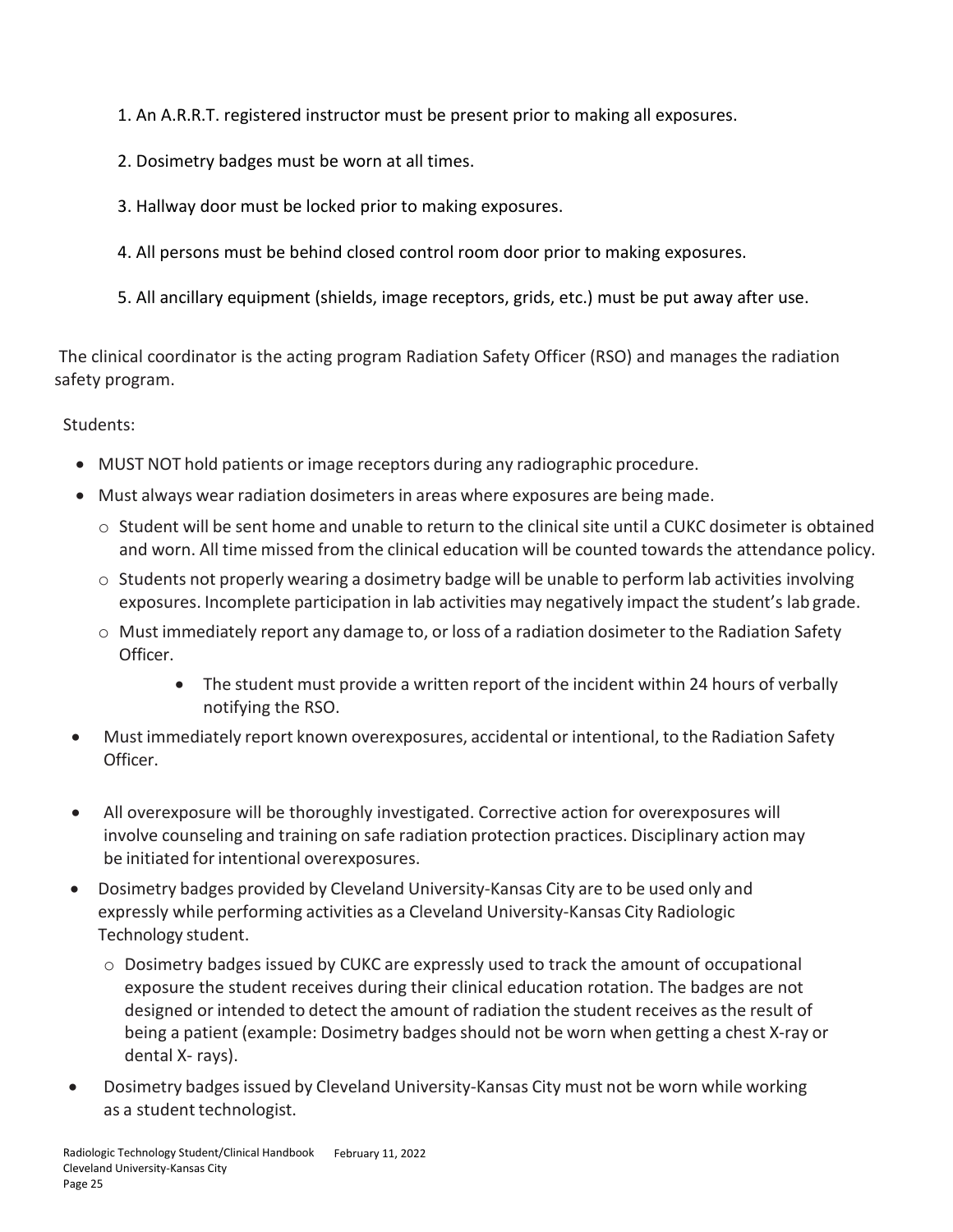1. An A.R.R.T. registered instructor must be present prior to making all exposures.
2. Dosimetry badges must be worn at all times.
3. Hallway door must be locked prior to making exposures.
4. All persons must be behind closed control room door prior to making exposures.
5. All ancillary equipment (shields, image receptors, grids, etc.) must be put away after use.

The clinical coordinator is the acting program Radiation Safety Officer (RSO) and manages the radiation safety program.

Students:

- MUST NOT hold patients or image receptors during any radiographic procedure.
- Must always wear radiation dosimeters in areas where exposures are being made.
  - Student will be sent home and unable to return to the clinical site until a CUKC dosimeter is obtained and worn. All time missed from the clinical education will be counted towards the attendance policy.
  - Students not properly wearing a dosimetry badge will be unable to perform lab activities involving exposures. Incomplete participation in lab activities may negatively impact the student's lab grade.
  - Must immediately report any damage to, or loss of a radiation dosimeter to the Radiation Safety Officer.
    - The student must provide a written report of the incident within 24 hours of verbally notifying the RSO.
- Must immediately report known overexposures, accidental or intentional, to the Radiation Safety Officer.
- All overexposure will be thoroughly investigated. Corrective action for overexposures will involve counseling and training on safe radiation protection practices. Disciplinary action may be initiated for intentional overexposures.
- Dosimetry badges provided by Cleveland University-Kansas City are to be used only and expressly while performing activities as a Cleveland University-Kansas City Radiologic Technology student.
  - Dosimetry badges issued by CUKC are expressly used to track the amount of occupational exposure the student receives during their clinical education rotation. The badges are not designed or intended to detect the amount of radiation the student receives as the result of being a patient (example: Dosimetry badges should not be worn when getting a chest X-ray or dental X- rays).
- Dosimetry badges issued by Cleveland University-Kansas City must not be worn while working as a student technologist.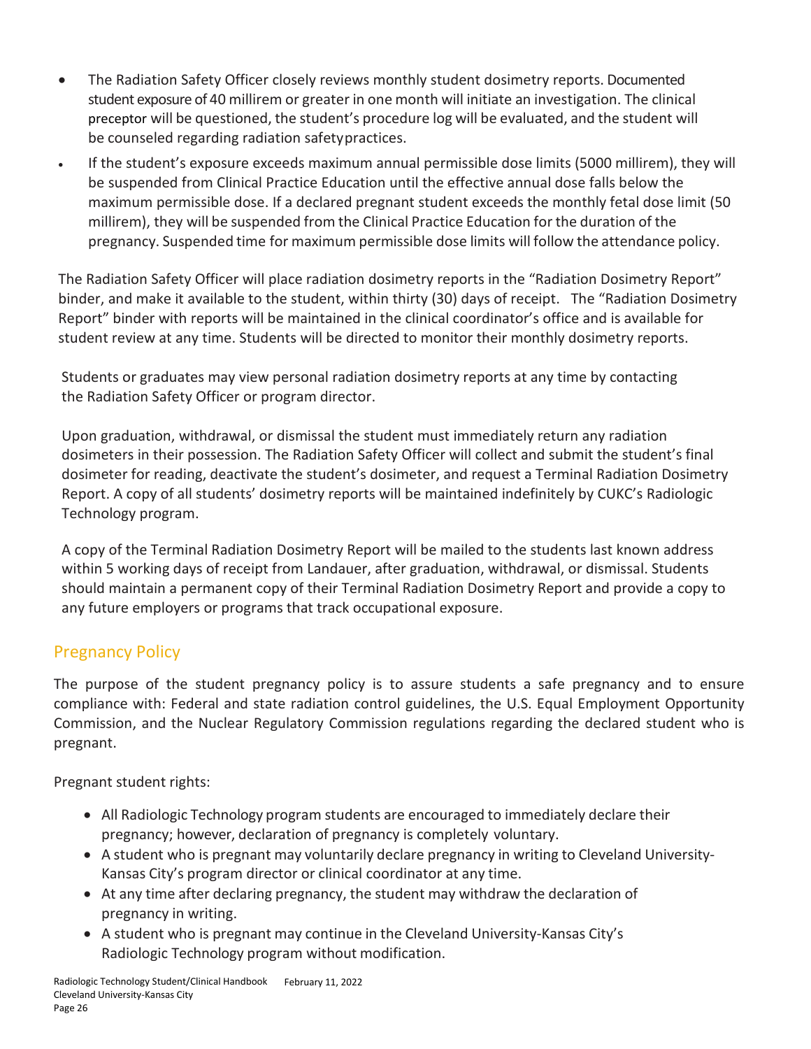- The Radiation Safety Officer closely reviews monthly student dosimetry reports. Documented student exposure of 40 millirem or greater in one month will initiate an investigation. The clinical preceptor will be questioned, the student's procedure log will be evaluated, and the student will be counseled regarding radiation safetypractices.
- If the student's exposure exceeds maximum annual permissible dose limits (5000 millirem), they will be suspended from Clinical Practice Education until the effective annual dose falls below the maximum permissible dose. If a declared pregnant student exceeds the monthly fetal dose limit (50 millirem), they will be suspended from the Clinical Practice Education for the duration of the pregnancy. Suspended time for maximum permissible dose limits will follow the attendance policy.

The Radiation Safety Officer will place radiation dosimetry reports in the "Radiation Dosimetry Report" binder, and make it available to the student, within thirty (30) days of receipt. The "Radiation Dosimetry Report" binder with reports will be maintained in the clinical coordinator's office and is available for student review at any time. Students will be directed to monitor their monthly dosimetry reports.

Students or graduates may view personal radiation dosimetry reports at any time by contacting the Radiation Safety Officer or program director.

Upon graduation, withdrawal, or dismissal the student must immediately return any radiation dosimeters in their possession. The Radiation Safety Officer will collect and submit the student's final dosimeter for reading, deactivate the student's dosimeter, and request a Terminal Radiation Dosimetry Report. A copy of all students' dosimetry reports will be maintained indefinitely by CUKC's Radiologic Technology program.

A copy of the Terminal Radiation Dosimetry Report will be mailed to the students last known address within 5 working days of receipt from Landauer, after graduation, withdrawal, or dismissal. Students should maintain a permanent copy of their Terminal Radiation Dosimetry Report and provide a copy to any future employers or programs that track occupational exposure.

## Pregnancy Policy

The purpose of the student pregnancy policy is to assure students a safe pregnancy and to ensure compliance with: Federal and state radiation control guidelines, the U.S. Equal Employment Opportunity Commission, and the Nuclear Regulatory Commission regulations regarding the declared student who is pregnant.

Pregnant student rights:

- All Radiologic Technology program students are encouraged to immediately declare their pregnancy; however, declaration of pregnancy is completely voluntary.
- A student who is pregnant may voluntarily declare pregnancy in writing to Cleveland University-Kansas City's program director or clinical coordinator at any time.
- At any time after declaring pregnancy, the student may withdraw the declaration of pregnancy in writing.
- A student who is pregnant may continue in the Cleveland University-Kansas City's Radiologic Technology program without modification.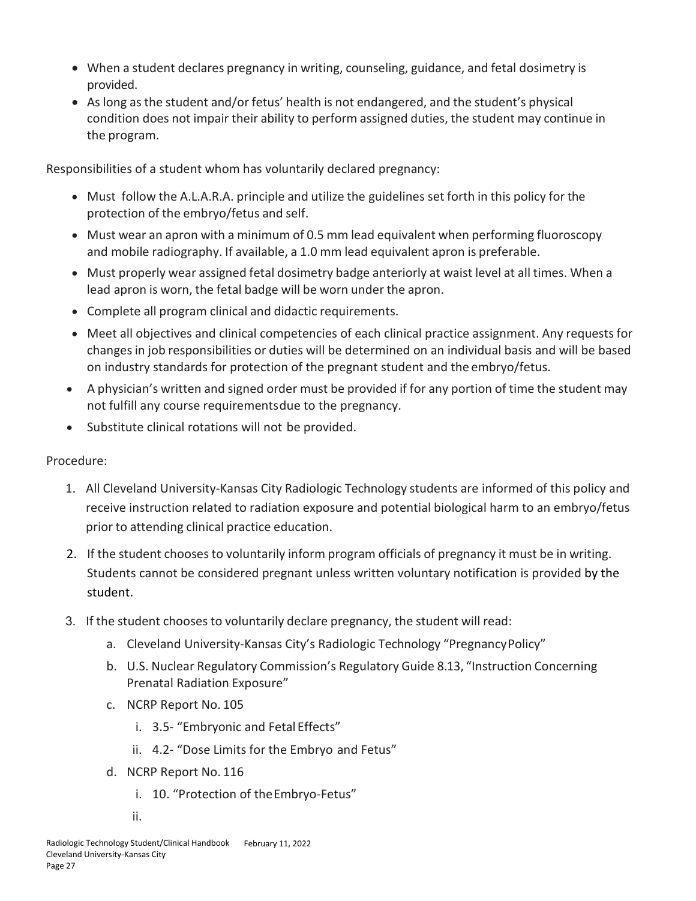- When a student declares pregnancy in writing, counseling, guidance, and fetal dosimetry is provided.
- As long as the student and/or fetus' health is not endangered, and the student's physical condition does not impair their ability to perform assigned duties, the student may continue in the program.

Responsibilities of a student whom has voluntarily declared pregnancy:

- Must follow the A.L.A.R.A. principle and utilize the guidelines set forth in this policy for the protection of the embryo/fetus and self.
- Must wear an apron with a minimum of 0.5 mm lead equivalent when performing fluoroscopy and mobile radiography. If available, a 1.0 mm lead equivalent apron is preferable.
- Must properly wear assigned fetal dosimetry badge anteriorly at waist level at all times. When a lead apron is worn, the fetal badge will be worn under the apron.
- Complete all program clinical and didactic requirements.
- Meet all objectives and clinical competencies of each clinical practice assignment. Any requests for changes in job responsibilities or duties will be determined on an individual basis and will be based on industry standards for protection of the pregnant student and the embryo/fetus.
- A physician's written and signed order must be provided if for any portion of time the student may not fulfill any course requirements due to the pregnancy.
- Substitute clinical rotations will not be provided.

Procedure:

1. All Cleveland University-Kansas City Radiologic Technology students are informed of this policy and receive instruction related to radiation exposure and potential biological harm to an embryo/fetus prior to attending clinical practice education.
2. If the student chooses to voluntarily inform program officials of pregnancy it must be in writing. Students cannot be considered pregnant unless written voluntary notification is provided by the student.
3. If the student chooses to voluntarily declare pregnancy, the student will read:
    a. Cleveland University-Kansas City's Radiologic Technology "Pregnancy Policy"
    b. U.S. Nuclear Regulatory Commission's Regulatory Guide 8.13, "Instruction Concerning Prenatal Radiation Exposure"
    c. NCRP Report No. 105
        i. 3.5- "Embryonic and Fetal Effects"
        ii. 4.2- "Dose Limits for the Embryo and Fetus"
    d. NCRP Report No. 116
        i. 10. "Protection of the Embryo-Fetus"
        ii.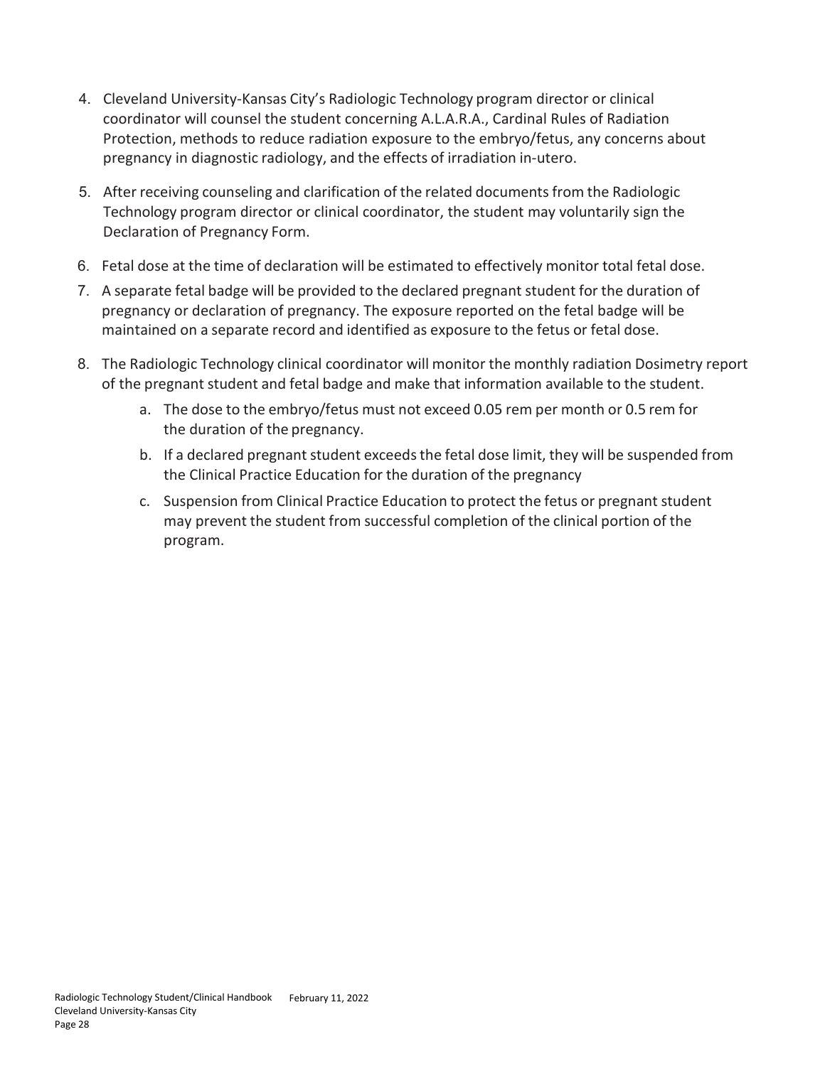4. Cleveland University-Kansas City's Radiologic Technology program director or clinical coordinator will counsel the student concerning A.L.A.R.A., Cardinal Rules of Radiation Protection, methods to reduce radiation exposure to the embryo/fetus, any concerns about pregnancy in diagnostic radiology, and the effects of irradiation in-utero.
5. After receiving counseling and clarification of the related documents from the Radiologic Technology program director or clinical coordinator, the student may voluntarily sign the Declaration of Pregnancy Form.
6. Fetal dose at the time of declaration will be estimated to effectively monitor total fetal dose.
7. A separate fetal badge will be provided to the declared pregnant student for the duration of pregnancy or declaration of pregnancy. The exposure reported on the fetal badge will be maintained on a separate record and identified as exposure to the fetus or fetal dose.
8. The Radiologic Technology clinical coordinator will monitor the monthly radiation Dosimetry report of the pregnant student and fetal badge and make that information available to the student.
    a. The dose to the embryo/fetus must not exceed 0.05 rem per month or 0.5 rem for the duration of the pregnancy.
    b. If a declared pregnant student exceeds the fetal dose limit, they will be suspended from the Clinical Practice Education for the duration of the pregnancy
    c. Suspension from Clinical Practice Education to protect the fetus or pregnant student may prevent the student from successful completion of the clinical portion of the program.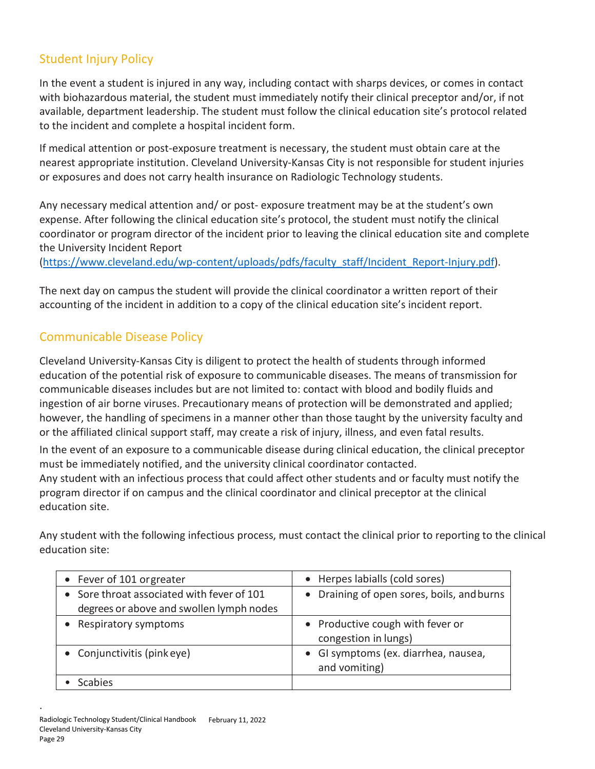## Student Injury Policy

In the event a student is injured in any way, including contact with sharps devices, or comes in contact with biohazardous material, the student must immediately notify their clinical preceptor and/or, if not available, department leadership. The student must follow the clinical education site's protocol related to the incident and complete a hospital incident form.

If medical attention or post-exposure treatment is necessary, the student must obtain care at the nearest appropriate institution. Cleveland University-Kansas City is not responsible for student injuries or exposures and does not carry health insurance on Radiologic Technology students.

Any necessary medical attention and/ or post- exposure treatment may be at the student's own expense. After following the clinical education site's protocol, the student must notify the clinical coordinator or program director of the incident prior to leaving the clinical education site and complete the University Incident Report (https://www.cleveland.edu/wp-content/uploads/pdfs/faculty_staff/Incident_Report-Injury.pdf).

The next day on campus the student will provide the clinical coordinator a written report of their accounting of the incident in addition to a copy of the clinical education site's incident report.

## Communicable Disease Policy

Cleveland University-Kansas City is diligent to protect the health of students through informed education of the potential risk of exposure to communicable diseases. The means of transmission for communicable diseases includes but are not limited to: contact with blood and bodily fluids and ingestion of air borne viruses. Precautionary means of protection will be demonstrated and applied; however, the handling of specimens in a manner other than those taught by the university faculty and or the affiliated clinical support staff, may create a risk of injury, illness, and even fatal results.

In the event of an exposure to a communicable disease during clinical education, the clinical preceptor must be immediately notified, and the university clinical coordinator contacted.

Any student with an infectious process that could affect other students and or faculty must notify the program director if on campus and the clinical coordinator and clinical preceptor at the clinical education site.

Any student with the following infectious process, must contact the clinical prior to reporting to the clinical education site:

| | |
|---|---|
| • Fever of 101 or greater | • Herpes labialls (cold sores) |
| • Sore throat associated with fever of 101 degrees or above and swollen lymph nodes | • Draining of open sores, boils, and burns |
| • Respiratory symptoms | • Productive cough with fever or congestion in lungs) |
| • Conjunctivitis (pink eye) | • GI symptoms (ex. diarrhea, nausea, and vomiting) |
| • Scabies | |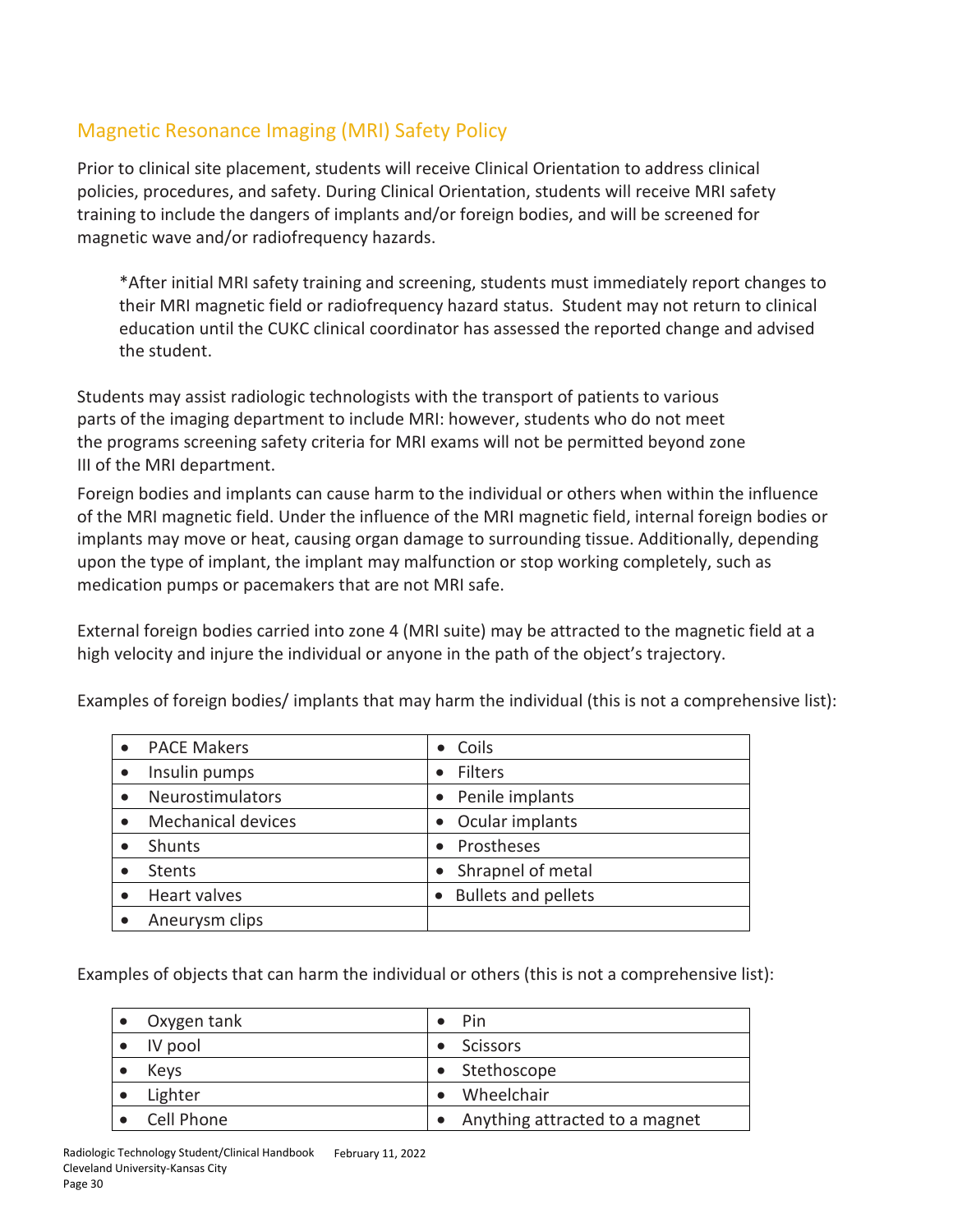## Magnetic Resonance Imaging (MRI) Safety Policy

Prior to clinical site placement, students will receive Clinical Orientation to address clinical policies, procedures, and safety. During Clinical Orientation, students will receive MRI safety training to include the dangers of implants and/or foreign bodies, and will be screened for magnetic wave and/or radiofrequency hazards.

> *After initial MRI safety training and screening, students must immediately report changes to their MRI magnetic field or radiofrequency hazard status. Student may not return to clinical education until the CUKC clinical coordinator has assessed the reported change and advised the student.

Students may assist radiologic technologists with the transport of patients to various parts of the imaging department to include MRI: however, students who do not meet the programs screening safety criteria for MRI exams will not be permitted beyond zone III of the MRI department.

Foreign bodies and implants can cause harm to the individual or others when within the influence of the MRI magnetic field. Under the influence of the MRI magnetic field, internal foreign bodies or implants may move or heat, causing organ damage to surrounding tissue. Additionally, depending upon the type of implant, the implant may malfunction or stop working completely, such as medication pumps or pacemakers that are not MRI safe.

External foreign bodies carried into zone 4 (MRI suite) may be attracted to the magnetic field at a high velocity and injure the individual or anyone in the path of the object's trajectory.

Examples of foreign bodies/ implants that may harm the individual (this is not a comprehensive list):

| | |
|---|---|
| • PACE Makers | • Coils |
| • Insulin pumps | • Filters |
| • Neurostimulators | • Penile implants |
| • Mechanical devices | • Ocular implants |
| • Shunts | • Prostheses |
| • Stents | • Shrapnel of metal |
| • Heart valves | • Bullets and pellets |
| • Aneurysm clips | |

Examples of objects that can harm the individual or others (this is not a comprehensive list):

| | |
|---|---|
| • Oxygen tank | • Pin |
| • IV pool | • Scissors |
| • Keys | • Stethoscope |
| • Lighter | • Wheelchair |
| • Cell Phone | • Anything attracted to a magnet |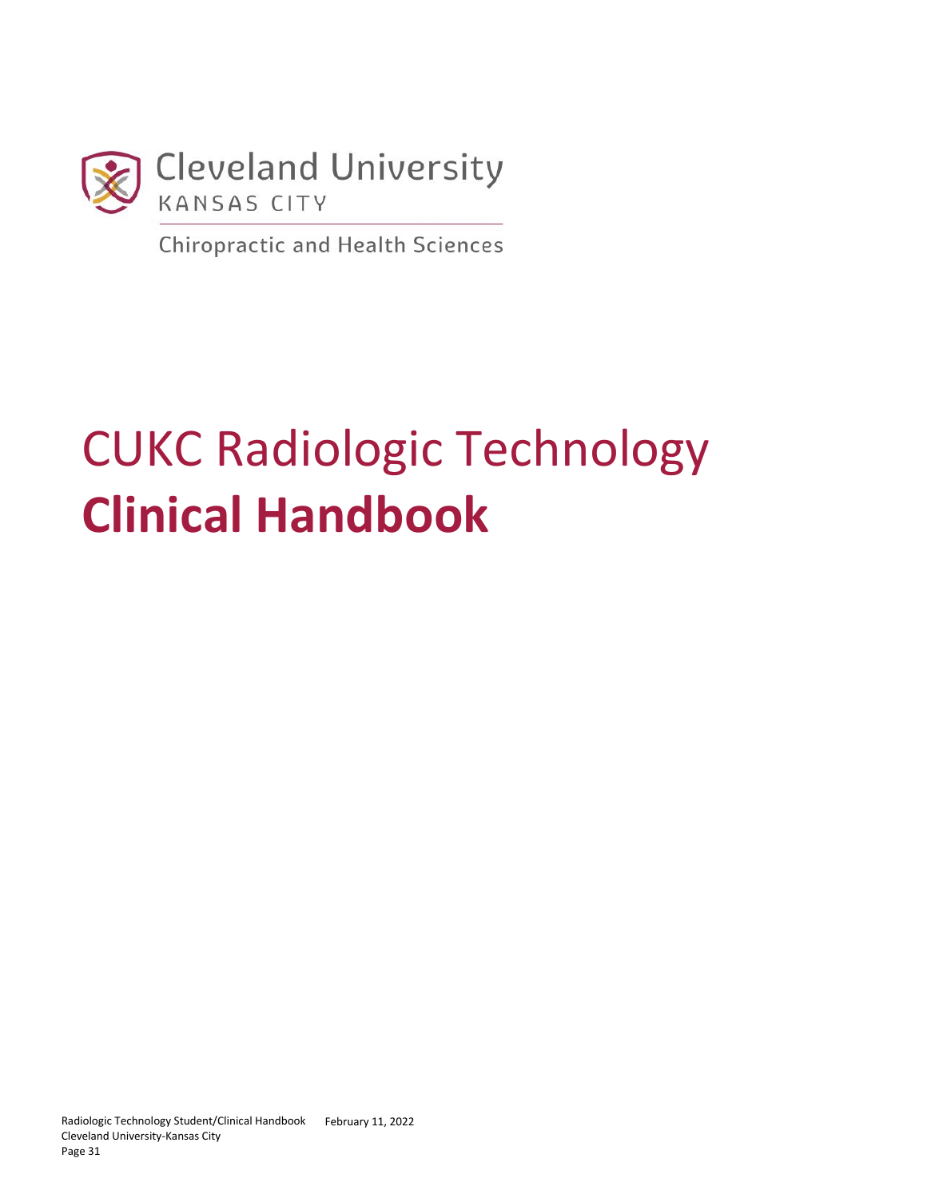Cleveland University
KANSAS CITY

Chiropractic and Health Sciences

# CUKC Radiologic Technology **Clinical Handbook**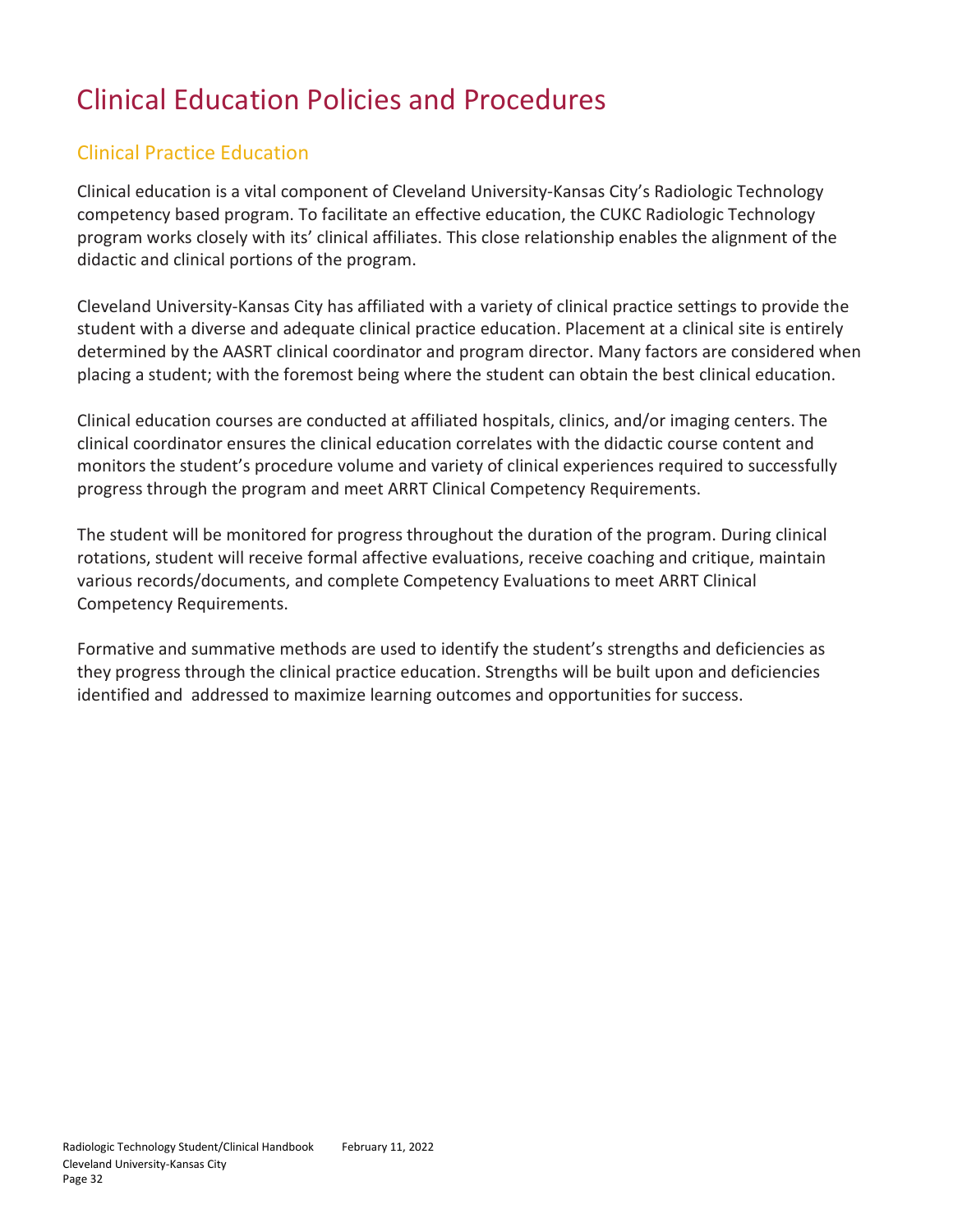# Clinical Education Policies and Procedures

## Clinical Practice Education

Clinical education is a vital component of Cleveland University-Kansas City's Radiologic Technology competency based program. To facilitate an effective education, the CUKC Radiologic Technology program works closely with its' clinical affiliates. This close relationship enables the alignment of the didactic and clinical portions of the program.

Cleveland University-Kansas City has affiliated with a variety of clinical practice settings to provide the student with a diverse and adequate clinical practice education. Placement at a clinical site is entirely determined by the AASRT clinical coordinator and program director. Many factors are considered when placing a student; with the foremost being where the student can obtain the best clinical education.

Clinical education courses are conducted at affiliated hospitals, clinics, and/or imaging centers. The clinical coordinator ensures the clinical education correlates with the didactic course content and monitors the student's procedure volume and variety of clinical experiences required to successfully progress through the program and meet ARRT Clinical Competency Requirements.

The student will be monitored for progress throughout the duration of the program. During clinical rotations, student will receive formal affective evaluations, receive coaching and critique, maintain various records/documents, and complete Competency Evaluations to meet ARRT Clinical Competency Requirements.

Formative and summative methods are used to identify the student's strengths and deficiencies as they progress through the clinical practice education. Strengths will be built upon and deficiencies identified and addressed to maximize learning outcomes and opportunities for success.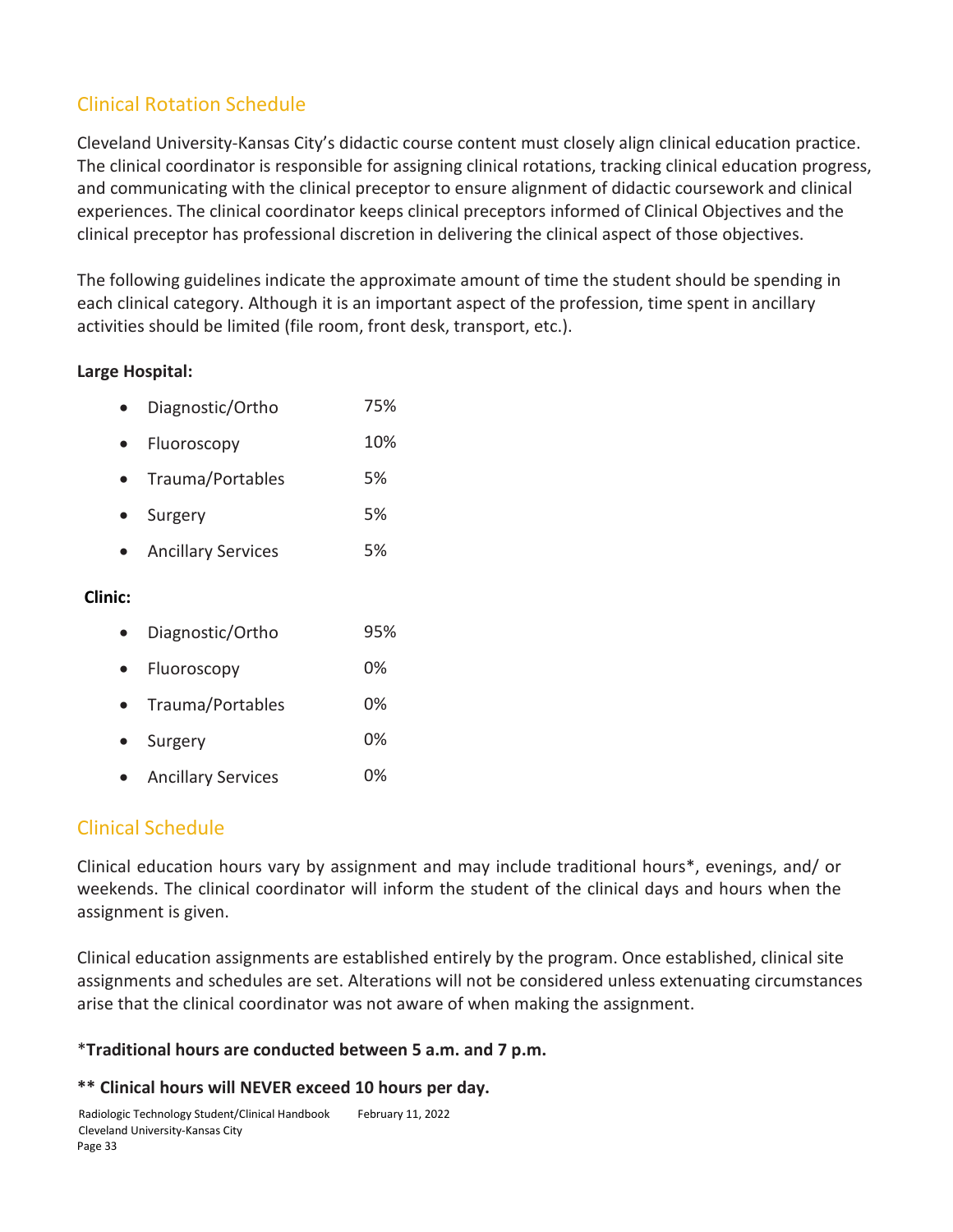## Clinical Rotation Schedule

Cleveland University-Kansas City's didactic course content must closely align clinical education practice. The clinical coordinator is responsible for assigning clinical rotations, tracking clinical education progress, and communicating with the clinical preceptor to ensure alignment of didactic coursework and clinical experiences. The clinical coordinator keeps clinical preceptors informed of Clinical Objectives and the clinical preceptor has professional discretion in delivering the clinical aspect of those objectives.

The following guidelines indicate the approximate amount of time the student should be spending in each clinical category. Although it is an important aspect of the profession, time spent in ancillary activities should be limited (file room, front desk, transport, etc.).

**Large Hospital:**

- Diagnostic/Ortho 75%
- Fluoroscopy 10%
- Trauma/Portables 5%
- Surgery 5%
- Ancillary Services 5%

**Clinic:**

- Diagnostic/Ortho 95%
- Fluoroscopy 0%
- Trauma/Portables 0%
- Surgery 0%
- Ancillary Services 0%

## Clinical Schedule

Clinical education hours vary by assignment and may include traditional hours*, evenings, and/ or weekends. The clinical coordinator will inform the student of the clinical days and hours when the assignment is given.

Clinical education assignments are established entirely by the program. Once established, clinical site assignments and schedules are set. Alterations will not be considered unless extenuating circumstances arise that the clinical coordinator was not aware of when making the assignment.

*__Traditional hours are conducted between 5 a.m. and 7 p.m.__

**** Clinical hours will NEVER exceed 10 hours per day.**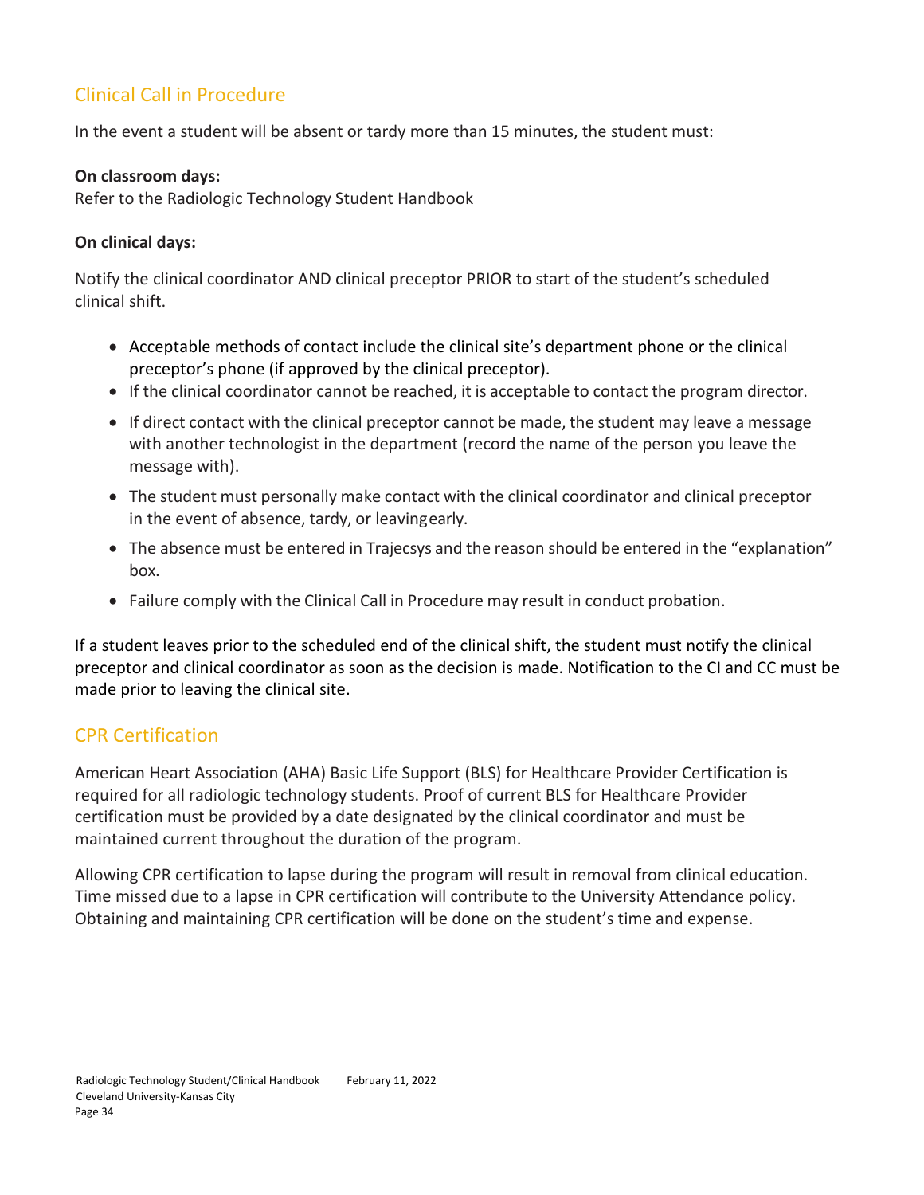## Clinical Call in Procedure

In the event a student will be absent or tardy more than 15 minutes, the student must:

**On classroom days:**
Refer to the Radiologic Technology Student Handbook

**On clinical days:**

Notify the clinical coordinator AND clinical preceptor PRIOR to start of the student's scheduled clinical shift.

- Acceptable methods of contact include the clinical site's department phone or the clinical preceptor's phone (if approved by the clinical preceptor).
- If the clinical coordinator cannot be reached, it is acceptable to contact the program director.
- If direct contact with the clinical preceptor cannot be made, the student may leave a message with another technologist in the department (record the name of the person you leave the message with).
- The student must personally make contact with the clinical coordinator and clinical preceptor in the event of absence, tardy, or leaving early.
- The absence must be entered in Trajecsys and the reason should be entered in the "explanation" box.
- Failure comply with the Clinical Call in Procedure may result in conduct probation.

If a student leaves prior to the scheduled end of the clinical shift, the student must notify the clinical preceptor and clinical coordinator as soon as the decision is made. Notification to the CI and CC must be made prior to leaving the clinical site.

## CPR Certification

American Heart Association (AHA) Basic Life Support (BLS) for Healthcare Provider Certification is required for all radiologic technology students. Proof of current BLS for Healthcare Provider certification must be provided by a date designated by the clinical coordinator and must be maintained current throughout the duration of the program.

Allowing CPR certification to lapse during the program will result in removal from clinical education. Time missed due to a lapse in CPR certification will contribute to the University Attendance policy. Obtaining and maintaining CPR certification will be done on the student's time and expense.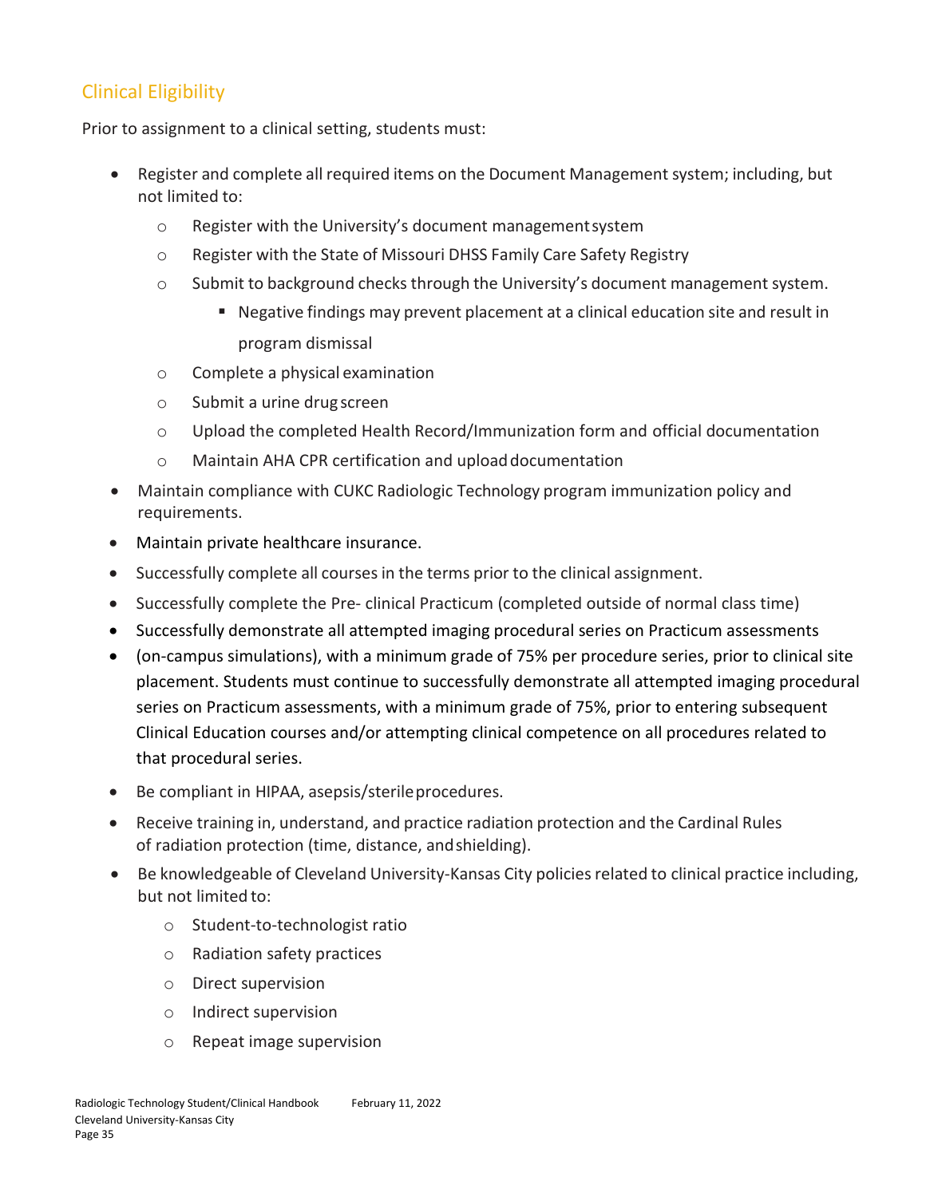## Clinical Eligibility

Prior to assignment to a clinical setting, students must:

- Register and complete all required items on the Document Management system; including, but not limited to:
  - Register with the University's document management system
  - Register with the State of Missouri DHSS Family Care Safety Registry
  - Submit to background checks through the University's document management system.
    - Negative findings may prevent placement at a clinical education site and result in program dismissal
  - Complete a physical examination
  - Submit a urine drug screen
  - Upload the completed Health Record/Immunization form and official documentation
  - Maintain AHA CPR certification and upload documentation
- Maintain compliance with CUKC Radiologic Technology program immunization policy and requirements.
- Maintain private healthcare insurance.
- Successfully complete all courses in the terms prior to the clinical assignment.
- Successfully complete the Pre- clinical Practicum (completed outside of normal class time)
- Successfully demonstrate all attempted imaging procedural series on Practicum assessments
- (on-campus simulations), with a minimum grade of 75% per procedure series, prior to clinical site placement. Students must continue to successfully demonstrate all attempted imaging procedural series on Practicum assessments, with a minimum grade of 75%, prior to entering subsequent Clinical Education courses and/or attempting clinical competence on all procedures related to that procedural series.
- Be compliant in HIPAA, asepsis/sterile procedures.
- Receive training in, understand, and practice radiation protection and the Cardinal Rules of radiation protection (time, distance, and shielding).
- Be knowledgeable of Cleveland University-Kansas City policies related to clinical practice including, but not limited to:
  - Student-to-technologist ratio
  - Radiation safety practices
  - Direct supervision
  - Indirect supervision
  - Repeat image supervision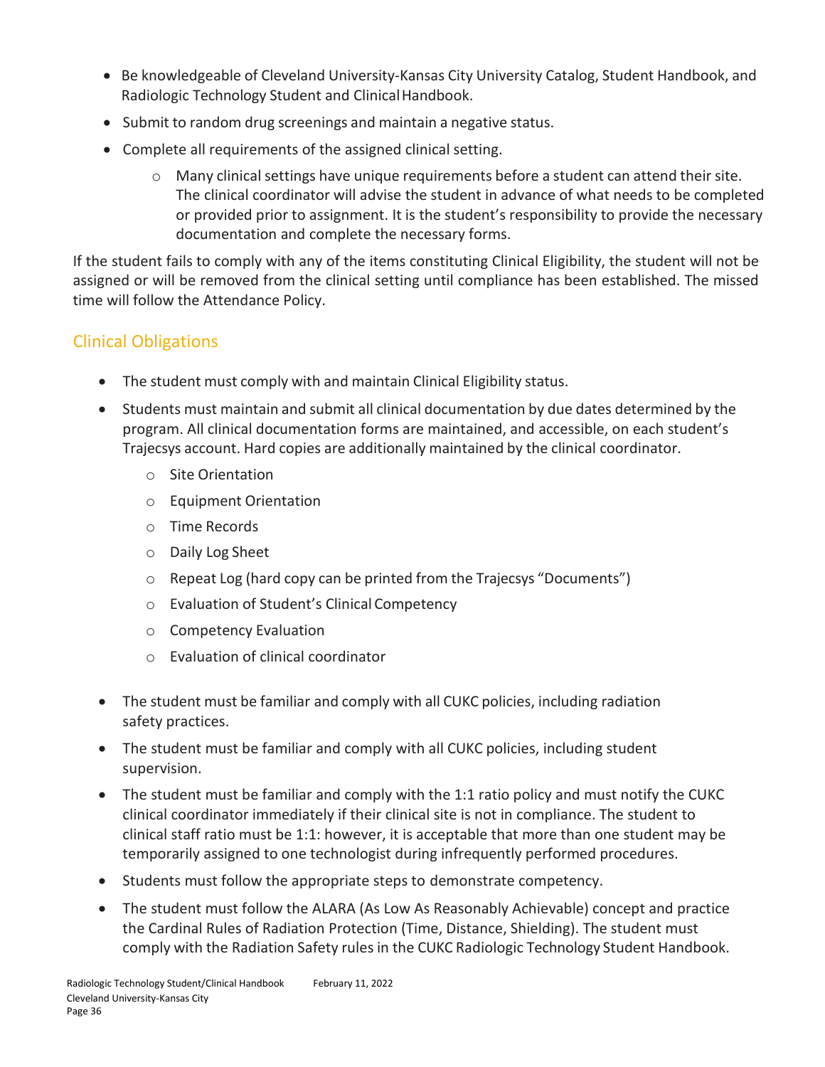- Be knowledgeable of Cleveland University-Kansas City University Catalog, Student Handbook, and Radiologic Technology Student and Clinical Handbook.
- Submit to random drug screenings and maintain a negative status.
- Complete all requirements of the assigned clinical setting.
  - Many clinical settings have unique requirements before a student can attend their site. The clinical coordinator will advise the student in advance of what needs to be completed or provided prior to assignment. It is the student's responsibility to provide the necessary documentation and complete the necessary forms.

If the student fails to comply with any of the items constituting Clinical Eligibility, the student will not be assigned or will be removed from the clinical setting until compliance has been established. The missed time will follow the Attendance Policy.

## Clinical Obligations

- The student must comply with and maintain Clinical Eligibility status.
- Students must maintain and submit all clinical documentation by due dates determined by the program. All clinical documentation forms are maintained, and accessible, on each student's Trajecsys account. Hard copies are additionally maintained by the clinical coordinator.
  - Site Orientation
  - Equipment Orientation
  - Time Records
  - Daily Log Sheet
  - Repeat Log (hard copy can be printed from the Trajecsys "Documents")
  - Evaluation of Student's Clinical Competency
  - Competency Evaluation
  - Evaluation of clinical coordinator
- The student must be familiar and comply with all CUKC policies, including radiation safety practices.
- The student must be familiar and comply with all CUKC policies, including student supervision.
- The student must be familiar and comply with the 1:1 ratio policy and must notify the CUKC clinical coordinator immediately if their clinical site is not in compliance. The student to clinical staff ratio must be 1:1: however, it is acceptable that more than one student may be temporarily assigned to one technologist during infrequently performed procedures.
- Students must follow the appropriate steps to demonstrate competency.
- The student must follow the ALARA (As Low As Reasonably Achievable) concept and practice the Cardinal Rules of Radiation Protection (Time, Distance, Shielding). The student must comply with the Radiation Safety rules in the CUKC Radiologic Technology Student Handbook.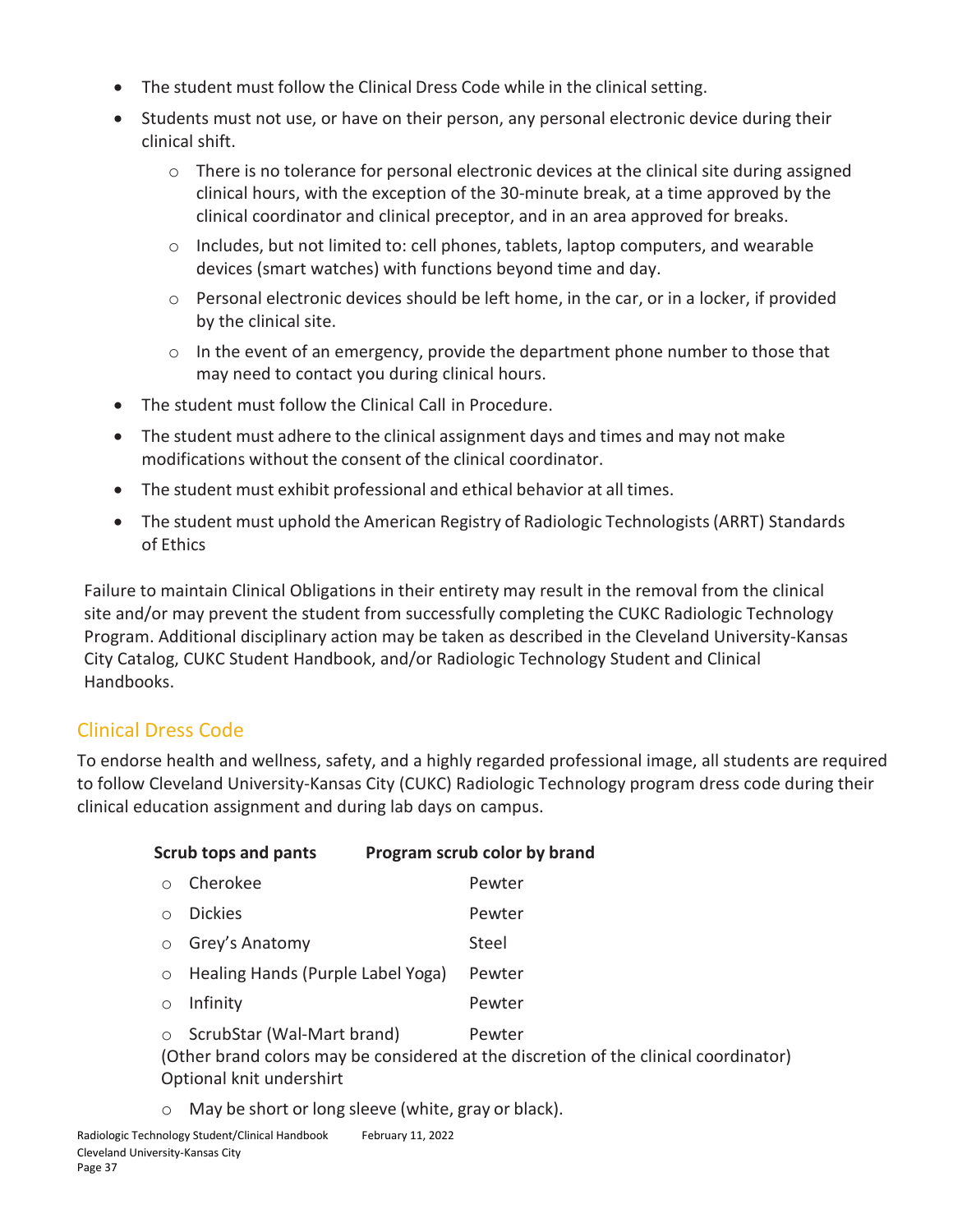- The student must follow the Clinical Dress Code while in the clinical setting.
- Students must not use, or have on their person, any personal electronic device during their clinical shift.
  - There is no tolerance for personal electronic devices at the clinical site during assigned clinical hours, with the exception of the 30-minute break, at a time approved by the clinical coordinator and clinical preceptor, and in an area approved for breaks.
  - Includes, but not limited to: cell phones, tablets, laptop computers, and wearable devices (smart watches) with functions beyond time and day.
  - Personal electronic devices should be left home, in the car, or in a locker, if provided by the clinical site.
  - In the event of an emergency, provide the department phone number to those that may need to contact you during clinical hours.
- The student must follow the Clinical Call in Procedure.
- The student must adhere to the clinical assignment days and times and may not make modifications without the consent of the clinical coordinator.
- The student must exhibit professional and ethical behavior at all times.
- The student must uphold the American Registry of Radiologic Technologists (ARRT) Standards of Ethics

Failure to maintain Clinical Obligations in their entirety may result in the removal from the clinical site and/or may prevent the student from successfully completing the CUKC Radiologic Technology Program. Additional disciplinary action may be taken as described in the Cleveland University-Kansas City Catalog, CUKC Student Handbook, and/or Radiologic Technology Student and Clinical Handbooks.

## Clinical Dress Code

To endorse health and wellness, safety, and a highly regarded professional image, all students are required to follow Cleveland University-Kansas City (CUKC) Radiologic Technology program dress code during their clinical education assignment and during lab days on campus.

| **Scrub tops and pants** | **Program scrub color by brand** |
|---|---|
| Cherokee | Pewter |
| Dickies | Pewter |
| Grey's Anatomy | Steel |
| Healing Hands (Purple Label Yoga) | Pewter |
| Infinity | Pewter |
| ScrubStar (Wal-Mart brand) | Pewter |

(Other brand colors may be considered at the discretion of the clinical coordinator)

Optional knit undershirt

- May be short or long sleeve (white, gray or black).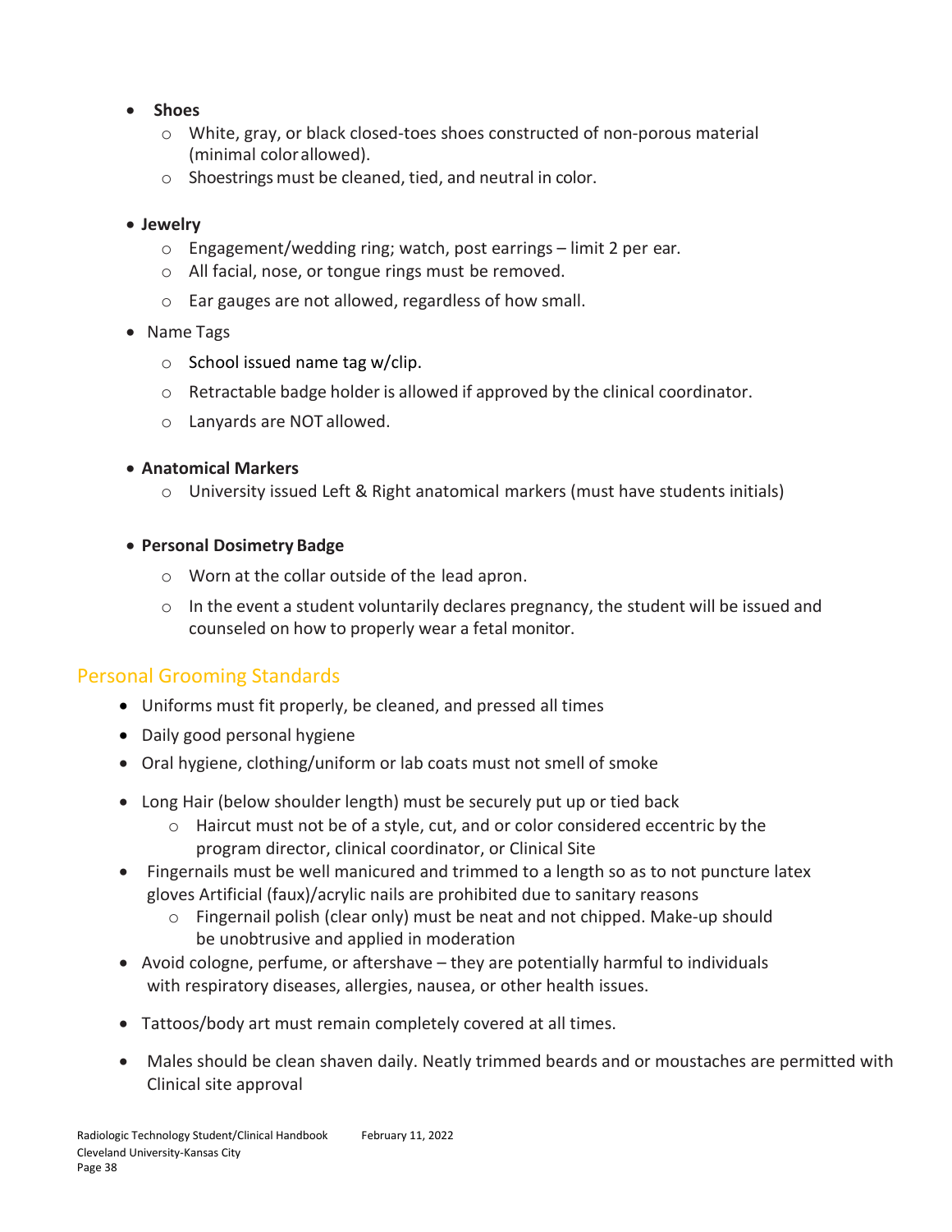- **Shoes**
  - White, gray, or black closed-toes shoes constructed of non-porous material (minimal color allowed).
  - Shoestrings must be cleaned, tied, and neutral in color.

- **Jewelry**
  - Engagement/wedding ring; watch, post earrings – limit 2 per ear.
  - All facial, nose, or tongue rings must be removed.
  - Ear gauges are not allowed, regardless of how small.

- Name Tags
  - School issued name tag w/clip.
  - Retractable badge holder is allowed if approved by the clinical coordinator.
  - Lanyards are NOT allowed.

- **Anatomical Markers**
  - University issued Left & Right anatomical markers (must have students initials)

- **Personal Dosimetry Badge**
  - Worn at the collar outside of the lead apron.
  - In the event a student voluntarily declares pregnancy, the student will be issued and counseled on how to properly wear a fetal monitor.

## Personal Grooming Standards

- Uniforms must fit properly, be cleaned, and pressed all times
- Daily good personal hygiene
- Oral hygiene, clothing/uniform or lab coats must not smell of smoke
- Long Hair (below shoulder length) must be securely put up or tied back
  - Haircut must not be of a style, cut, and or color considered eccentric by the program director, clinical coordinator, or Clinical Site
- Fingernails must be well manicured and trimmed to a length so as to not puncture latex gloves Artificial (faux)/acrylic nails are prohibited due to sanitary reasons
  - Fingernail polish (clear only) must be neat and not chipped. Make-up should be unobtrusive and applied in moderation
- Avoid cologne, perfume, or aftershave – they are potentially harmful to individuals with respiratory diseases, allergies, nausea, or other health issues.
- Tattoos/body art must remain completely covered at all times.
- Males should be clean shaven daily. Neatly trimmed beards and or moustaches are permitted with Clinical site approval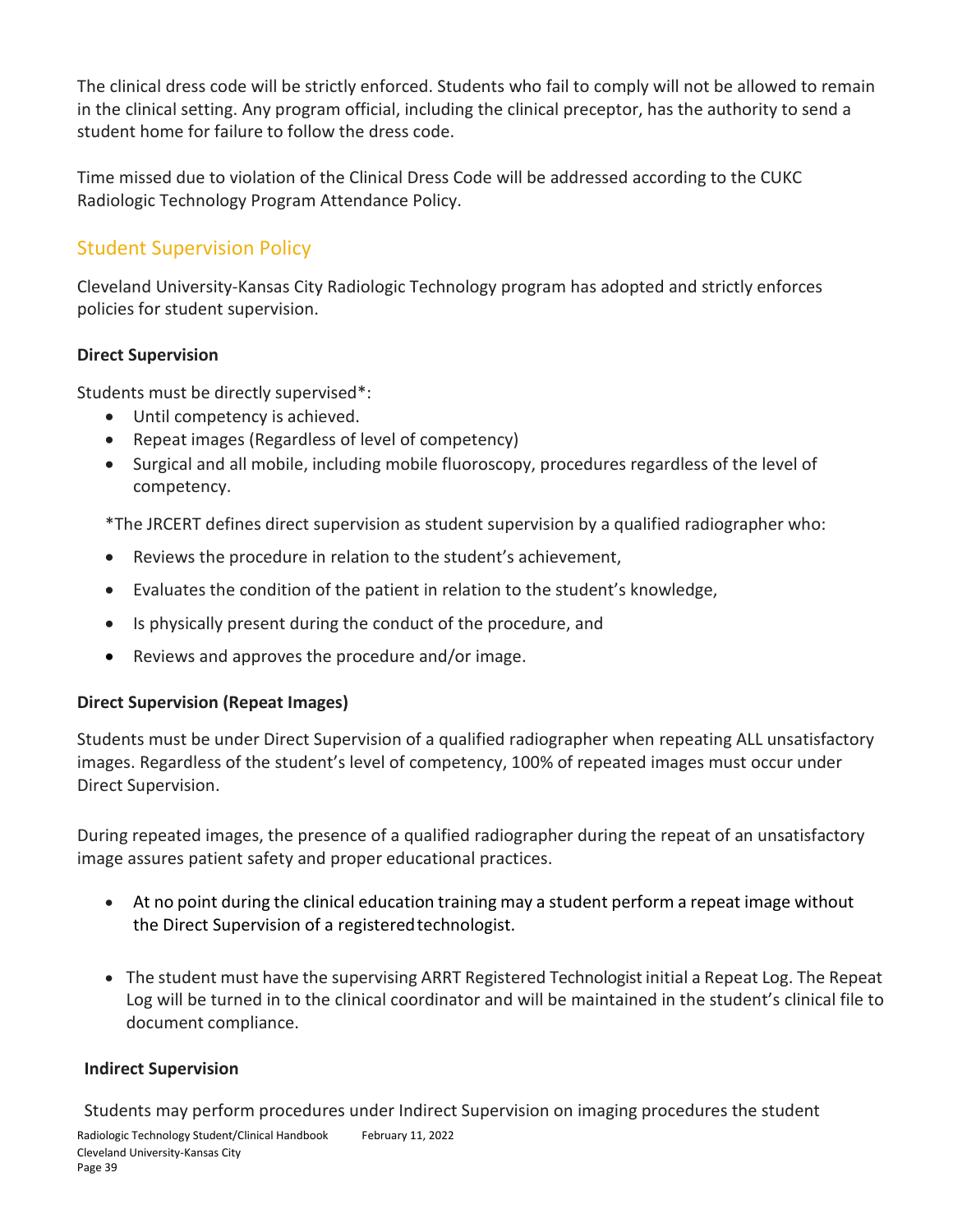The clinical dress code will be strictly enforced. Students who fail to comply will not be allowed to remain in the clinical setting. Any program official, including the clinical preceptor, has the authority to send a student home for failure to follow the dress code.

Time missed due to violation of the Clinical Dress Code will be addressed according to the CUKC Radiologic Technology Program Attendance Policy.

## Student Supervision Policy

Cleveland University-Kansas City Radiologic Technology program has adopted and strictly enforces policies for student supervision.

**Direct Supervision**

Students must be directly supervised*:

- Until competency is achieved.
- Repeat images (Regardless of level of competency)
- Surgical and all mobile, including mobile fluoroscopy, procedures regardless of the level of competency.

*The JRCERT defines direct supervision as student supervision by a qualified radiographer who:

- Reviews the procedure in relation to the student's achievement,
- Evaluates the condition of the patient in relation to the student's knowledge,
- Is physically present during the conduct of the procedure, and
- Reviews and approves the procedure and/or image.

**Direct Supervision (Repeat Images)**

Students must be under Direct Supervision of a qualified radiographer when repeating ALL unsatisfactory images. Regardless of the student's level of competency, 100% of repeated images must occur under Direct Supervision.

During repeated images, the presence of a qualified radiographer during the repeat of an unsatisfactory image assures patient safety and proper educational practices.

- At no point during the clinical education training may a student perform a repeat image without the Direct Supervision of a registered technologist.

- The student must have the supervising ARRT Registered Technologist initial a Repeat Log. The Repeat Log will be turned in to the clinical coordinator and will be maintained in the student's clinical file to document compliance.

**Indirect Supervision**

Students may perform procedures under Indirect Supervision on imaging procedures the student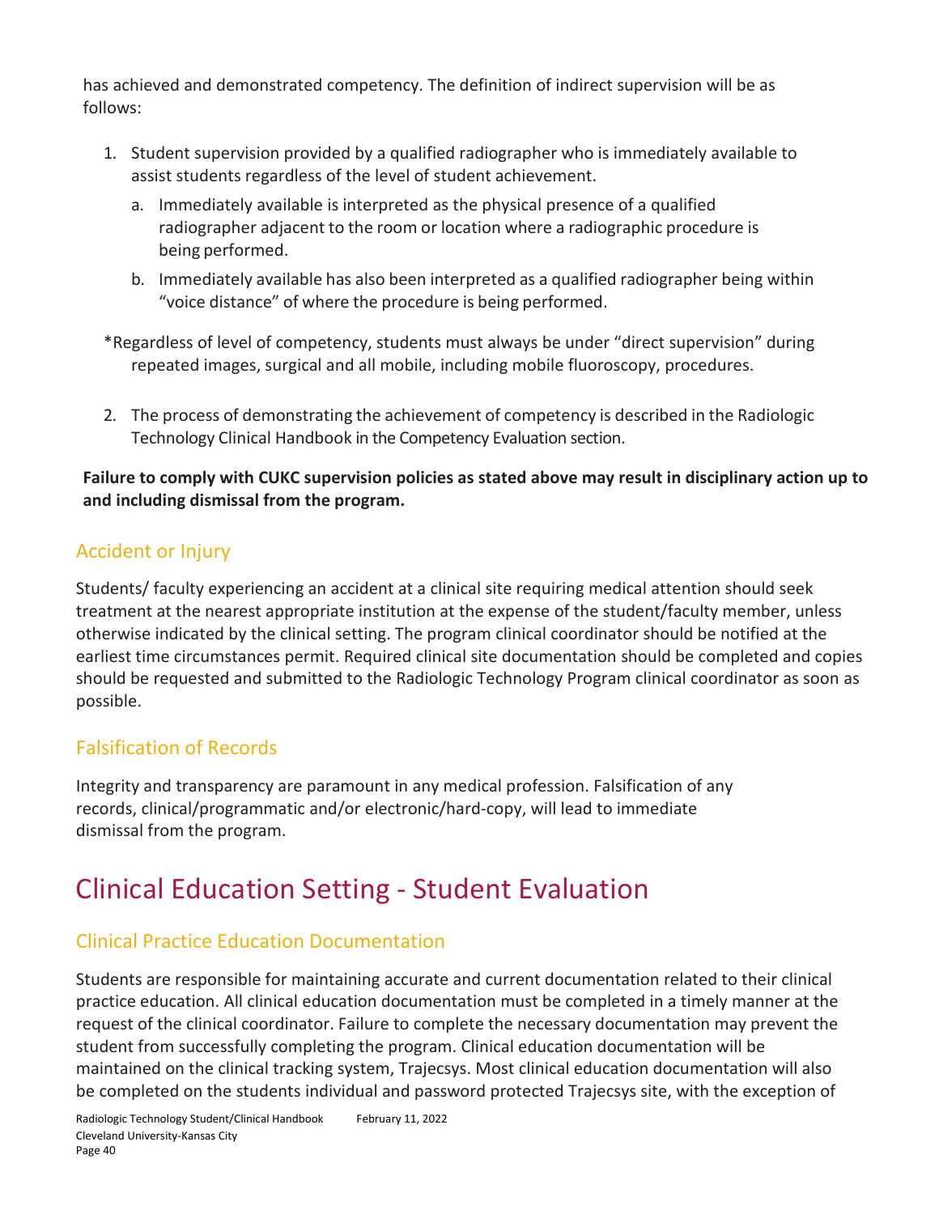has achieved and demonstrated competency. The definition of indirect supervision will be as follows:

1. Student supervision provided by a qualified radiographer who is immediately available to assist students regardless of the level of student achievement.
   a. Immediately available is interpreted as the physical presence of a qualified radiographer adjacent to the room or location where a radiographic procedure is being performed.
   b. Immediately available has also been interpreted as a qualified radiographer being within "voice distance" of where the procedure is being performed.

*Regardless of level of competency, students must always be under "direct supervision" during repeated images, surgical and all mobile, including mobile fluoroscopy, procedures.

2. The process of demonstrating the achievement of competency is described in the Radiologic Technology Clinical Handbook in the Competency Evaluation section.

**Failure to comply with CUKC supervision policies as stated above may result in disciplinary action up to and including dismissal from the program.**

### Accident or Injury

Students/ faculty experiencing an accident at a clinical site requiring medical attention should seek treatment at the nearest appropriate institution at the expense of the student/faculty member, unless otherwise indicated by the clinical setting. The program clinical coordinator should be notified at the earliest time circumstances permit. Required clinical site documentation should be completed and copies should be requested and submitted to the Radiologic Technology Program clinical coordinator as soon as possible.

### Falsification of Records

Integrity and transparency are paramount in any medical profession. Falsification of any records, clinical/programmatic and/or electronic/hard-copy, will lead to immediate dismissal from the program.

## Clinical Education Setting - Student Evaluation

### Clinical Practice Education Documentation

Students are responsible for maintaining accurate and current documentation related to their clinical practice education. All clinical education documentation must be completed in a timely manner at the request of the clinical coordinator. Failure to complete the necessary documentation may prevent the student from successfully completing the program. Clinical education documentation will be maintained on the clinical tracking system, Trajecsys. Most clinical education documentation will also be completed on the students individual and password protected Trajecsys site, with the exception of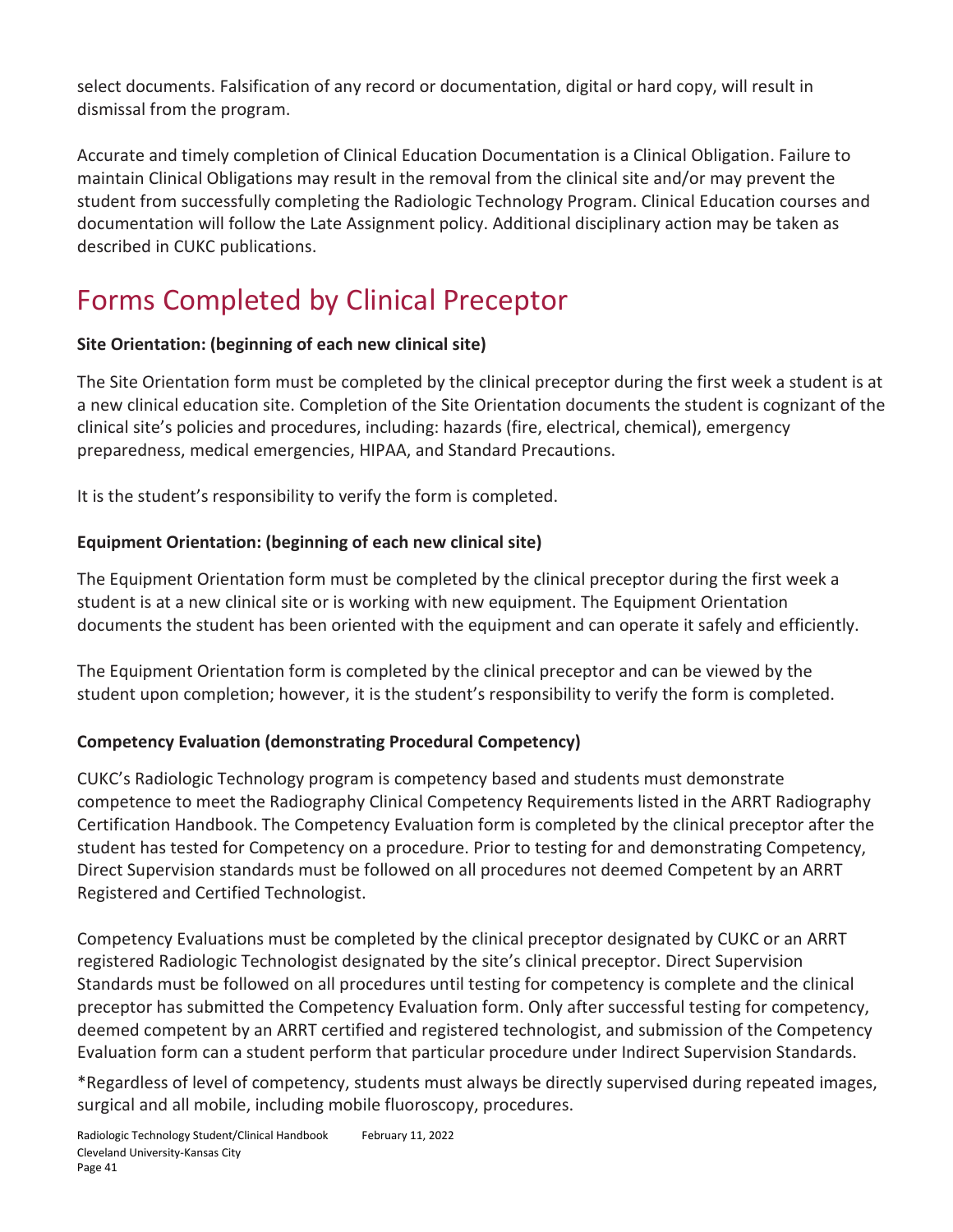select documents. Falsification of any record or documentation, digital or hard copy, will result in dismissal from the program.

Accurate and timely completion of Clinical Education Documentation is a Clinical Obligation. Failure to maintain Clinical Obligations may result in the removal from the clinical site and/or may prevent the student from successfully completing the Radiologic Technology Program. Clinical Education courses and documentation will follow the Late Assignment policy. Additional disciplinary action may be taken as described in CUKC publications.

# Forms Completed by Clinical Preceptor

**Site Orientation: (beginning of each new clinical site)**

The Site Orientation form must be completed by the clinical preceptor during the first week a student is at a new clinical education site. Completion of the Site Orientation documents the student is cognizant of the clinical site's policies and procedures, including: hazards (fire, electrical, chemical), emergency preparedness, medical emergencies, HIPAA, and Standard Precautions.

It is the student's responsibility to verify the form is completed.

**Equipment Orientation: (beginning of each new clinical site)**

The Equipment Orientation form must be completed by the clinical preceptor during the first week a student is at a new clinical site or is working with new equipment. The Equipment Orientation documents the student has been oriented with the equipment and can operate it safely and efficiently.

The Equipment Orientation form is completed by the clinical preceptor and can be viewed by the student upon completion; however, it is the student's responsibility to verify the form is completed.

**Competency Evaluation (demonstrating Procedural Competency)**

CUKC's Radiologic Technology program is competency based and students must demonstrate competence to meet the Radiography Clinical Competency Requirements listed in the ARRT Radiography Certification Handbook. The Competency Evaluation form is completed by the clinical preceptor after the student has tested for Competency on a procedure. Prior to testing for and demonstrating Competency, Direct Supervision standards must be followed on all procedures not deemed Competent by an ARRT Registered and Certified Technologist.

Competency Evaluations must be completed by the clinical preceptor designated by CUKC or an ARRT registered Radiologic Technologist designated by the site's clinical preceptor. Direct Supervision Standards must be followed on all procedures until testing for competency is complete and the clinical preceptor has submitted the Competency Evaluation form. Only after successful testing for competency, deemed competent by an ARRT certified and registered technologist, and submission of the Competency Evaluation form can a student perform that particular procedure under Indirect Supervision Standards.

*Regardless of level of competency, students must always be directly supervised during repeated images, surgical and all mobile, including mobile fluoroscopy, procedures.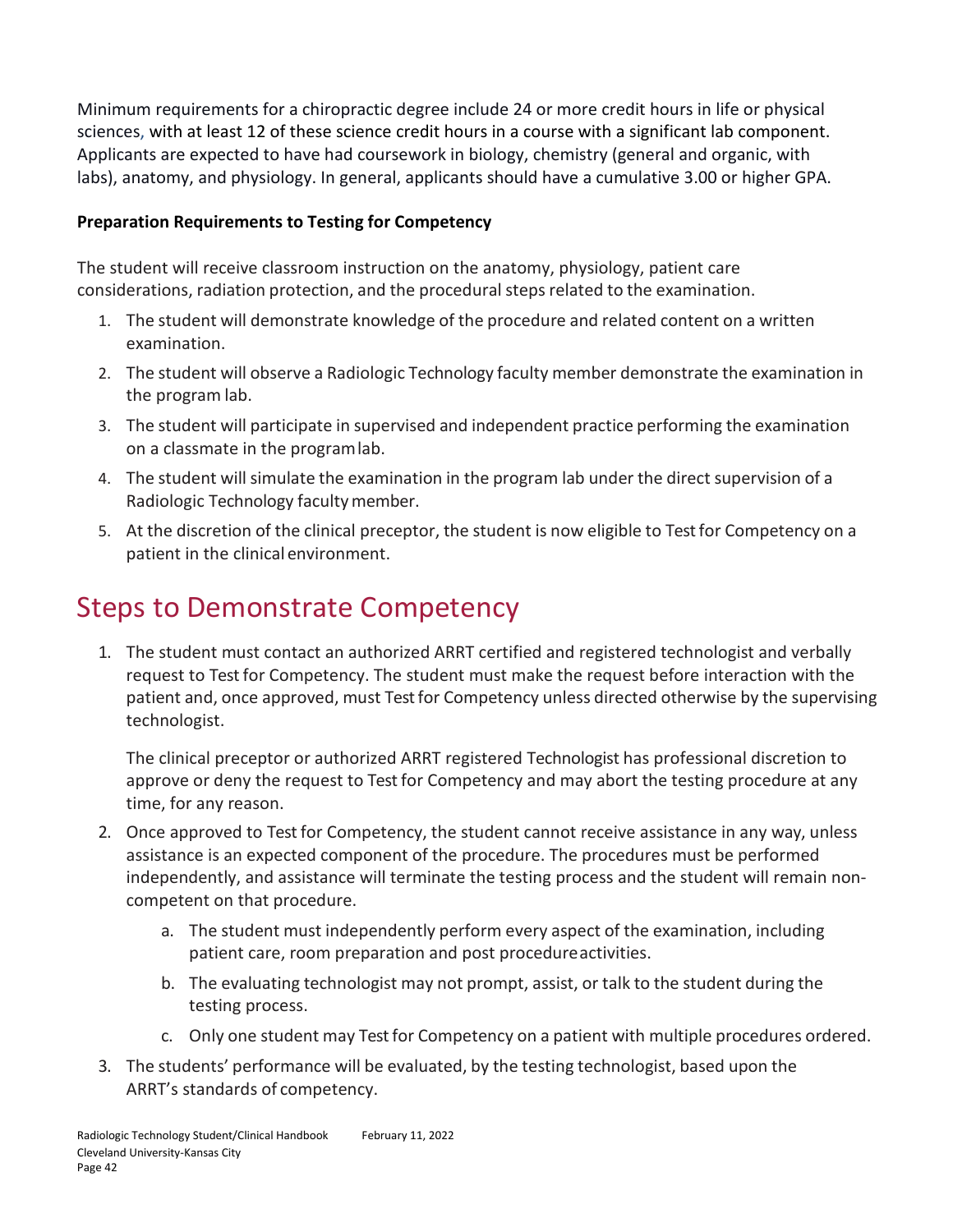Minimum requirements for a chiropractic degree include 24 or more credit hours in life or physical sciences, with at least 12 of these science credit hours in a course with a significant lab component. Applicants are expected to have had coursework in biology, chemistry (general and organic, with labs), anatomy, and physiology. In general, applicants should have a cumulative 3.00 or higher GPA.

**Preparation Requirements to Testing for Competency**

The student will receive classroom instruction on the anatomy, physiology, patient care considerations, radiation protection, and the procedural steps related to the examination.

1. The student will demonstrate knowledge of the procedure and related content on a written examination.
2. The student will observe a Radiologic Technology faculty member demonstrate the examination in the program lab.
3. The student will participate in supervised and independent practice performing the examination on a classmate in the program lab.
4. The student will simulate the examination in the program lab under the direct supervision of a Radiologic Technology faculty member.
5. At the discretion of the clinical preceptor, the student is now eligible to Test for Competency on a patient in the clinical environment.

# Steps to Demonstrate Competency

1. The student must contact an authorized ARRT certified and registered technologist and verbally request to Test for Competency. The student must make the request before interaction with the patient and, once approved, must Test for Competency unless directed otherwise by the supervising technologist.

   The clinical preceptor or authorized ARRT registered Technologist has professional discretion to approve or deny the request to Test for Competency and may abort the testing procedure at any time, for any reason.

2. Once approved to Test for Competency, the student cannot receive assistance in any way, unless assistance is an expected component of the procedure. The procedures must be performed independently, and assistance will terminate the testing process and the student will remain non-competent on that procedure.
   a. The student must independently perform every aspect of the examination, including patient care, room preparation and post procedure activities.
   b. The evaluating technologist may not prompt, assist, or talk to the student during the testing process.
   c. Only one student may Test for Competency on a patient with multiple procedures ordered.
3. The students' performance will be evaluated, by the testing technologist, based upon the ARRT's standards of competency.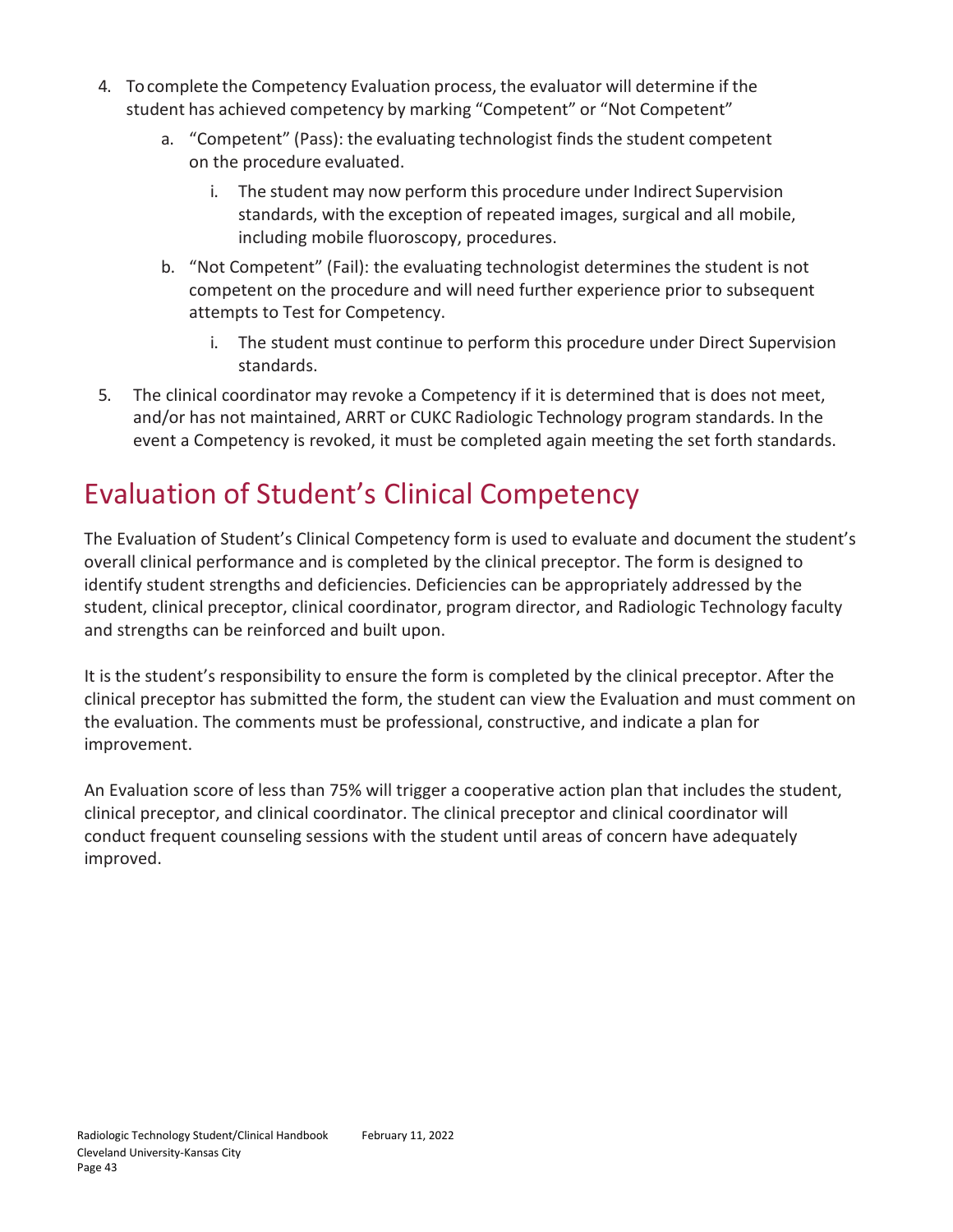4. To complete the Competency Evaluation process, the evaluator will determine if the student has achieved competency by marking “Competent” or “Not Competent”
   a. “Competent” (Pass): the evaluating technologist finds the student competent on the procedure evaluated.
      i. The student may now perform this procedure under Indirect Supervision standards, with the exception of repeated images, surgical and all mobile, including mobile fluoroscopy, procedures.
   b. “Not Competent” (Fail): the evaluating technologist determines the student is not competent on the procedure and will need further experience prior to subsequent attempts to Test for Competency.
      i. The student must continue to perform this procedure under Direct Supervision standards.
5. The clinical coordinator may revoke a Competency if it is determined that is does not meet, and/or has not maintained, ARRT or CUKC Radiologic Technology program standards. In the event a Competency is revoked, it must be completed again meeting the set forth standards.

## Evaluation of Student’s Clinical Competency

The Evaluation of Student’s Clinical Competency form is used to evaluate and document the student’s overall clinical performance and is completed by the clinical preceptor. The form is designed to identify student strengths and deficiencies. Deficiencies can be appropriately addressed by the student, clinical preceptor, clinical coordinator, program director, and Radiologic Technology faculty and strengths can be reinforced and built upon.

It is the student’s responsibility to ensure the form is completed by the clinical preceptor. After the clinical preceptor has submitted the form, the student can view the Evaluation and must comment on the evaluation. The comments must be professional, constructive, and indicate a plan for improvement.

An Evaluation score of less than 75% will trigger a cooperative action plan that includes the student, clinical preceptor, and clinical coordinator. The clinical preceptor and clinical coordinator will conduct frequent counseling sessions with the student until areas of concern have adequately improved.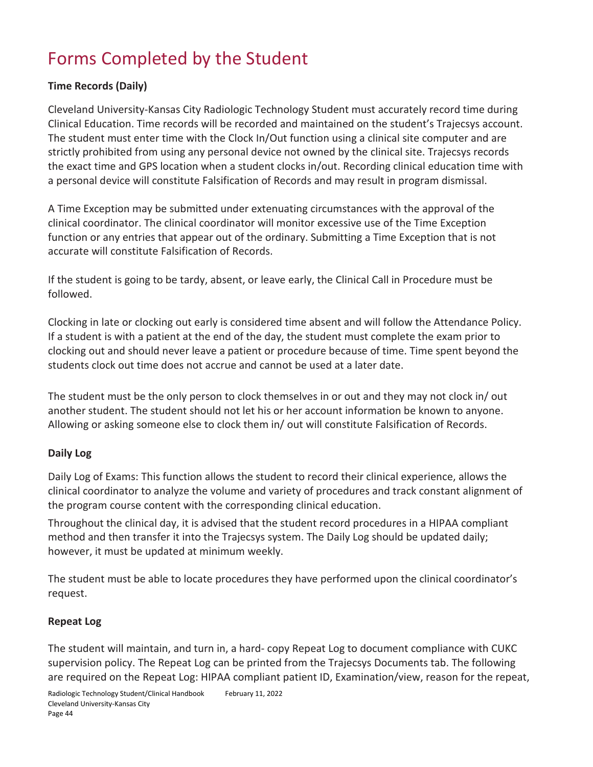# Forms Completed by the Student

**Time Records (Daily)**

Cleveland University-Kansas City Radiologic Technology Student must accurately record time during Clinical Education. Time records will be recorded and maintained on the student's Trajecsys account. The student must enter time with the Clock In/Out function using a clinical site computer and are strictly prohibited from using any personal device not owned by the clinical site. Trajecsys records the exact time and GPS location when a student clocks in/out. Recording clinical education time with a personal device will constitute Falsification of Records and may result in program dismissal.

A Time Exception may be submitted under extenuating circumstances with the approval of the clinical coordinator. The clinical coordinator will monitor excessive use of the Time Exception function or any entries that appear out of the ordinary. Submitting a Time Exception that is not accurate will constitute Falsification of Records.

If the student is going to be tardy, absent, or leave early, the Clinical Call in Procedure must be followed.

Clocking in late or clocking out early is considered time absent and will follow the Attendance Policy. If a student is with a patient at the end of the day, the student must complete the exam prior to clocking out and should never leave a patient or procedure because of time. Time spent beyond the students clock out time does not accrue and cannot be used at a later date.

The student must be the only person to clock themselves in or out and they may not clock in/ out another student. The student should not let his or her account information be known to anyone. Allowing or asking someone else to clock them in/ out will constitute Falsification of Records.

**Daily Log**

Daily Log of Exams: This function allows the student to record their clinical experience, allows the clinical coordinator to analyze the volume and variety of procedures and track constant alignment of the program course content with the corresponding clinical education.

Throughout the clinical day, it is advised that the student record procedures in a HIPAA compliant method and then transfer it into the Trajecsys system. The Daily Log should be updated daily; however, it must be updated at minimum weekly.

The student must be able to locate procedures they have performed upon the clinical coordinator's request.

**Repeat Log**

The student will maintain, and turn in, a hard- copy Repeat Log to document compliance with CUKC supervision policy. The Repeat Log can be printed from the Trajecsys Documents tab. The following are required on the Repeat Log: HIPAA compliant patient ID, Examination/view, reason for the repeat,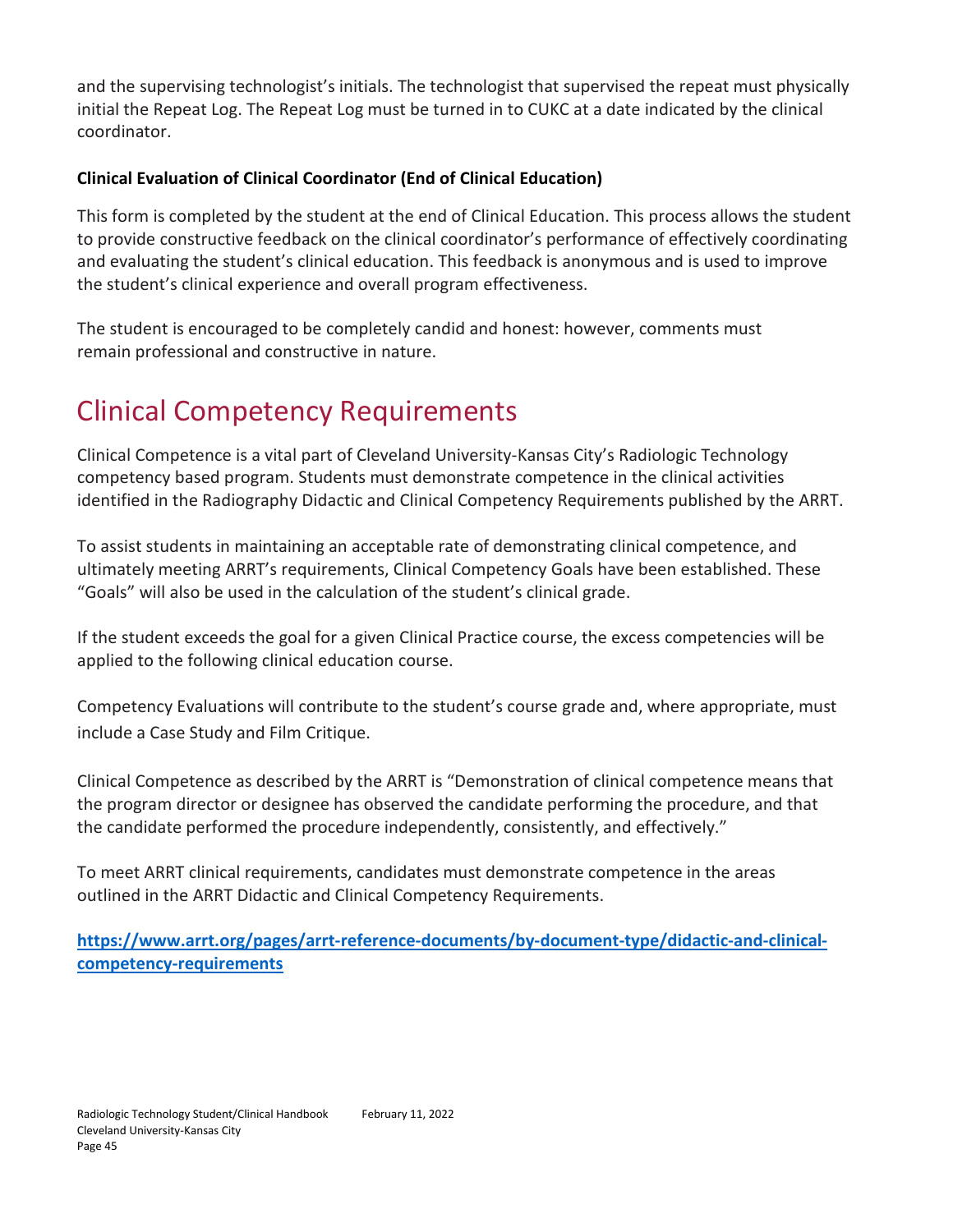and the supervising technologist's initials. The technologist that supervised the repeat must physically initial the Repeat Log. The Repeat Log must be turned in to CUKC at a date indicated by the clinical coordinator.

**Clinical Evaluation of Clinical Coordinator (End of Clinical Education)**

This form is completed by the student at the end of Clinical Education. This process allows the student to provide constructive feedback on the clinical coordinator's performance of effectively coordinating and evaluating the student's clinical education. This feedback is anonymous and is used to improve the student's clinical experience and overall program effectiveness.

The student is encouraged to be completely candid and honest: however, comments must remain professional and constructive in nature.

# Clinical Competency Requirements

Clinical Competence is a vital part of Cleveland University-Kansas City's Radiologic Technology competency based program. Students must demonstrate competence in the clinical activities identified in the Radiography Didactic and Clinical Competency Requirements published by the ARRT.

To assist students in maintaining an acceptable rate of demonstrating clinical competence, and ultimately meeting ARRT's requirements, Clinical Competency Goals have been established. These "Goals" will also be used in the calculation of the student's clinical grade.

If the student exceeds the goal for a given Clinical Practice course, the excess competencies will be applied to the following clinical education course.

Competency Evaluations will contribute to the student's course grade and, where appropriate, must include a Case Study and Film Critique.

Clinical Competence as described by the ARRT is "Demonstration of clinical competence means that the program director or designee has observed the candidate performing the procedure, and that the candidate performed the procedure independently, consistently, and effectively."

To meet ARRT clinical requirements, candidates must demonstrate competence in the areas outlined in the ARRT Didactic and Clinical Competency Requirements.

**https://www.arrt.org/pages/arrt-reference-documents/by-document-type/didactic-and-clinical-competency-requirements**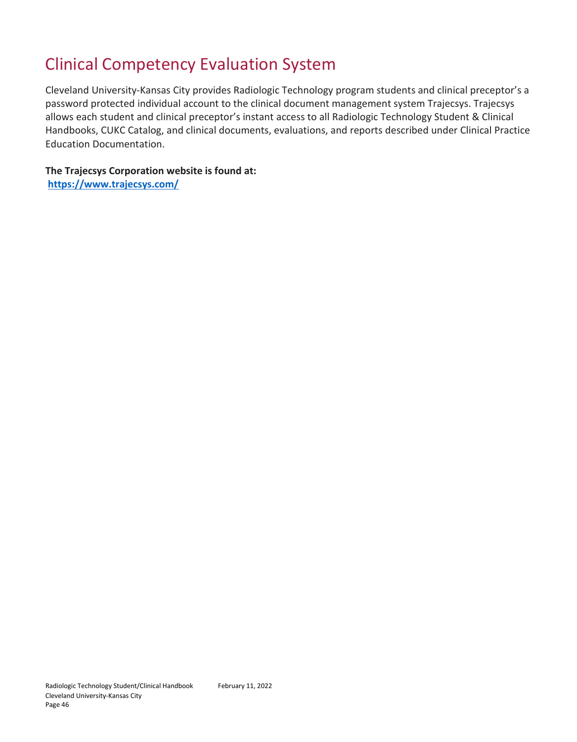# Clinical Competency Evaluation System

Cleveland University-Kansas City provides Radiologic Technology program students and clinical preceptor's a password protected individual account to the clinical document management system Trajecsys. Trajecsys allows each student and clinical preceptor's instant access to all Radiologic Technology Student & Clinical Handbooks, CUKC Catalog, and clinical documents, evaluations, and reports described under Clinical Practice Education Documentation.

**The Trajecsys Corporation website is found at:**
**[https://www.trajecsys.com/](https://www.trajecsys.com/)**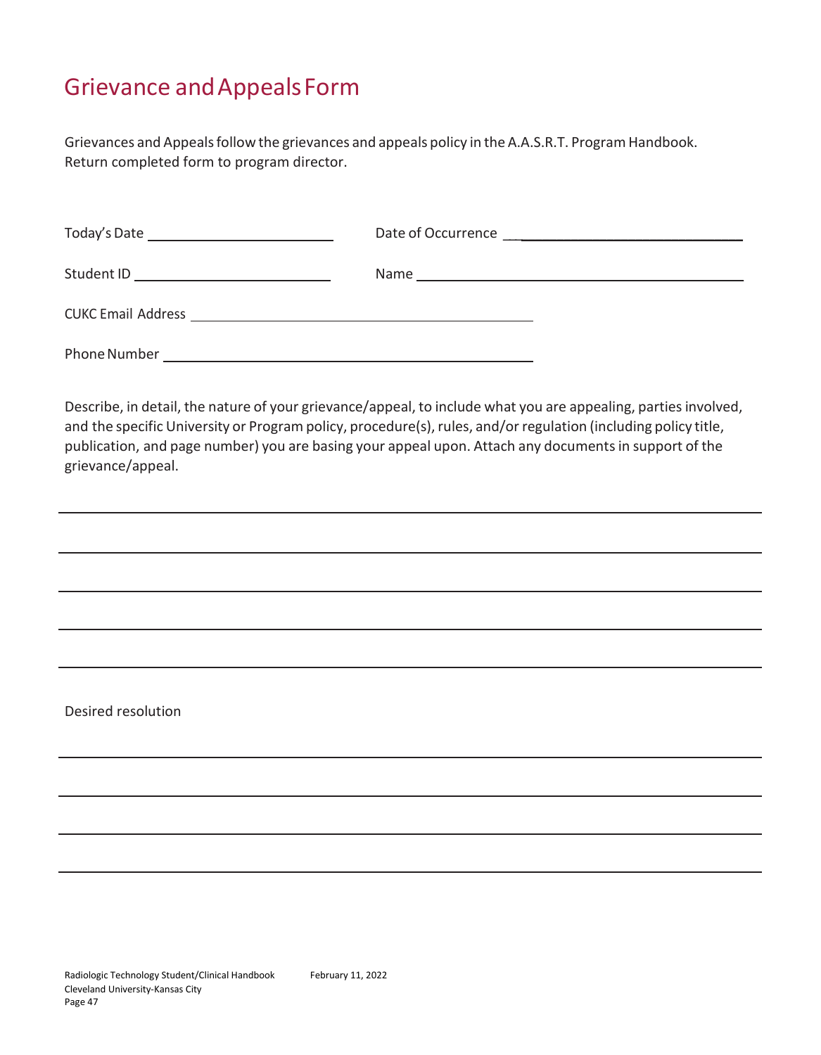# Grievance and Appeals Form

Grievances and Appeals follow the grievances and appeals policy in the A.A.S.R.T. Program Handbook. Return completed form to program director.

Today's Date ______________________ Date of Occurrence ______________________

Student ID ______________________ Name ______________________

CUKC Email Address ______________________________________

Phone Number ______________________________________

Describe, in detail, the nature of your grievance/appeal, to include what you are appealing, parties involved, and the specific University or Program policy, procedure(s), rules, and/or regulation (including policy title, publication, and page number) you are basing your appeal upon. Attach any documents in support of the grievance/appeal.

______________________________________________________________________

______________________________________________________________________

______________________________________________________________________

______________________________________________________________________

______________________________________________________________________

Desired resolution

______________________________________________________________________

______________________________________________________________________

______________________________________________________________________

______________________________________________________________________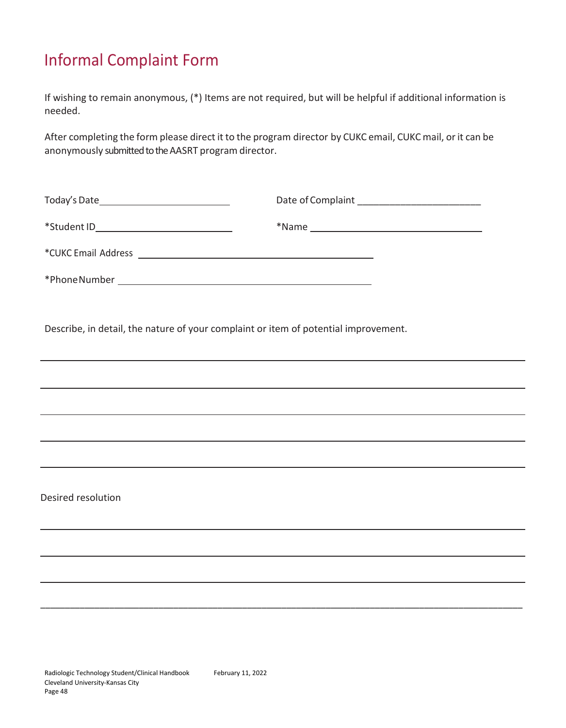# Informal Complaint Form

If wishing to remain anonymous, (*) Items are not required, but will be helpful if additional information is needed.

After completing the form please direct it to the program director by CUKC email, CUKC mail, or it can be anonymously submitted to the AASRT program director.

Today's Date________________________ Date of Complaint ________________________

*Student ID________________________ *Name ________________________________

*CUKC Email Address ____________________________________________

*Phone Number ____________________________________________

Describe, in detail, the nature of your complaint or item of potential improvement.

______________________________________________________________________________________

______________________________________________________________________________________

______________________________________________________________________________________

______________________________________________________________________________________

______________________________________________________________________________________

Desired resolution

______________________________________________________________________________________

______________________________________________________________________________________

______________________________________________________________________________________

______________________________________________________________________________________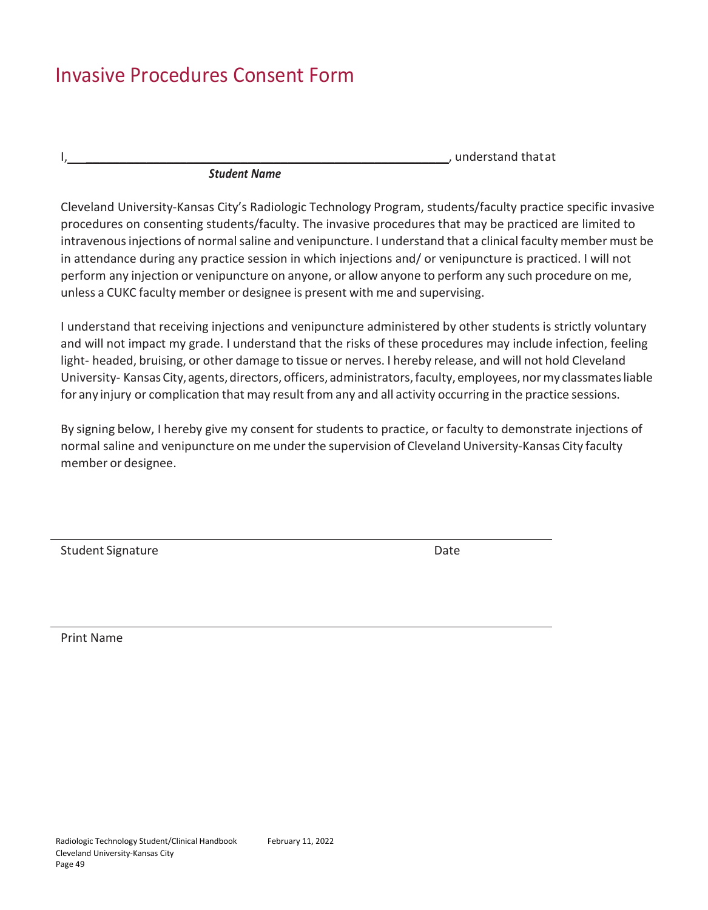# Invasive Procedures Consent Form

I,\_\_\_\_\_\_\_\_\_\_\_\_\_\_\_\_\_\_\_\_\_\_\_\_\_\_\_\_\_\_\_\_\_\_\_\_\_\_\_\_\_\_\_\_\_\_\_\_\_\_\_\_\_\_\_\_, understand that at

***Student Name***

Cleveland University-Kansas City's Radiologic Technology Program, students/faculty practice specific invasive procedures on consenting students/faculty. The invasive procedures that may be practiced are limited to intravenous injections of normal saline and venipuncture. I understand that a clinical faculty member must be in attendance during any practice session in which injections and/ or venipuncture is practiced. I will not perform any injection or venipuncture on anyone, or allow anyone to perform any such procedure on me, unless a CUKC faculty member or designee is present with me and supervising.

I understand that receiving injections and venipuncture administered by other students is strictly voluntary and will not impact my grade. I understand that the risks of these procedures may include infection, feeling light- headed, bruising, or other damage to tissue or nerves. I hereby release, and will not hold Cleveland University- Kansas City, agents, directors, officers, administrators, faculty, employees, nor my classmates liable for any injury or complication that may result from any and all activity occurring in the practice sessions.

By signing below, I hereby give my consent for students to practice, or faculty to demonstrate injections of normal saline and venipuncture on me under the supervision of Cleveland University-Kansas City faculty member or designee.

\_\_\_\_\_\_\_\_\_\_\_\_\_\_\_\_\_\_\_\_\_\_\_\_\_\_\_\_\_\_\_\_\_\_\_\_\_\_\_\_\_\_\_\_\_\_\_\_\_\_\_\_\_\_\_\_\_\_\_\_

Student Signature                                                                 Date

\_\_\_\_\_\_\_\_\_\_\_\_\_\_\_\_\_\_\_\_\_\_\_\_\_\_\_\_\_\_\_\_\_\_\_\_\_\_\_\_\_\_\_\_\_\_\_\_\_\_\_\_\_\_\_\_\_\_\_\_

Print Name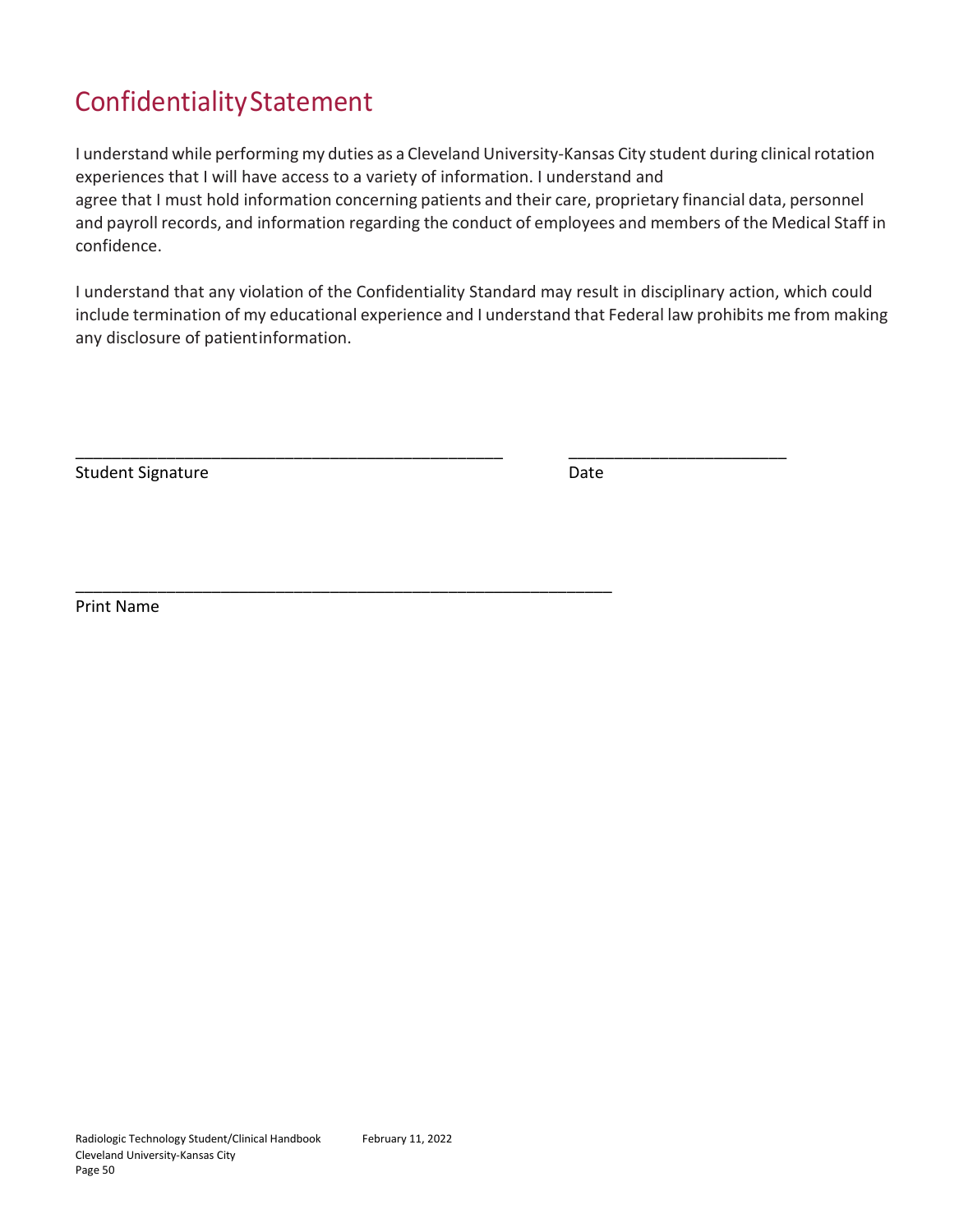# Confidentiality Statement

I understand while performing my duties as a Cleveland University-Kansas City student during clinical rotation experiences that I will have access to a variety of information. I understand and agree that I must hold information concerning patients and their care, proprietary financial data, personnel and payroll records, and information regarding the conduct of employees and members of the Medical Staff in confidence.

I understand that any violation of the Confidentiality Standard may result in disciplinary action, which could include termination of my educational experience and I understand that Federal law prohibits me from making any disclosure of patient information.

_______________________________________________ ________________________

Student Signature Date

___________________________________________________________

Print Name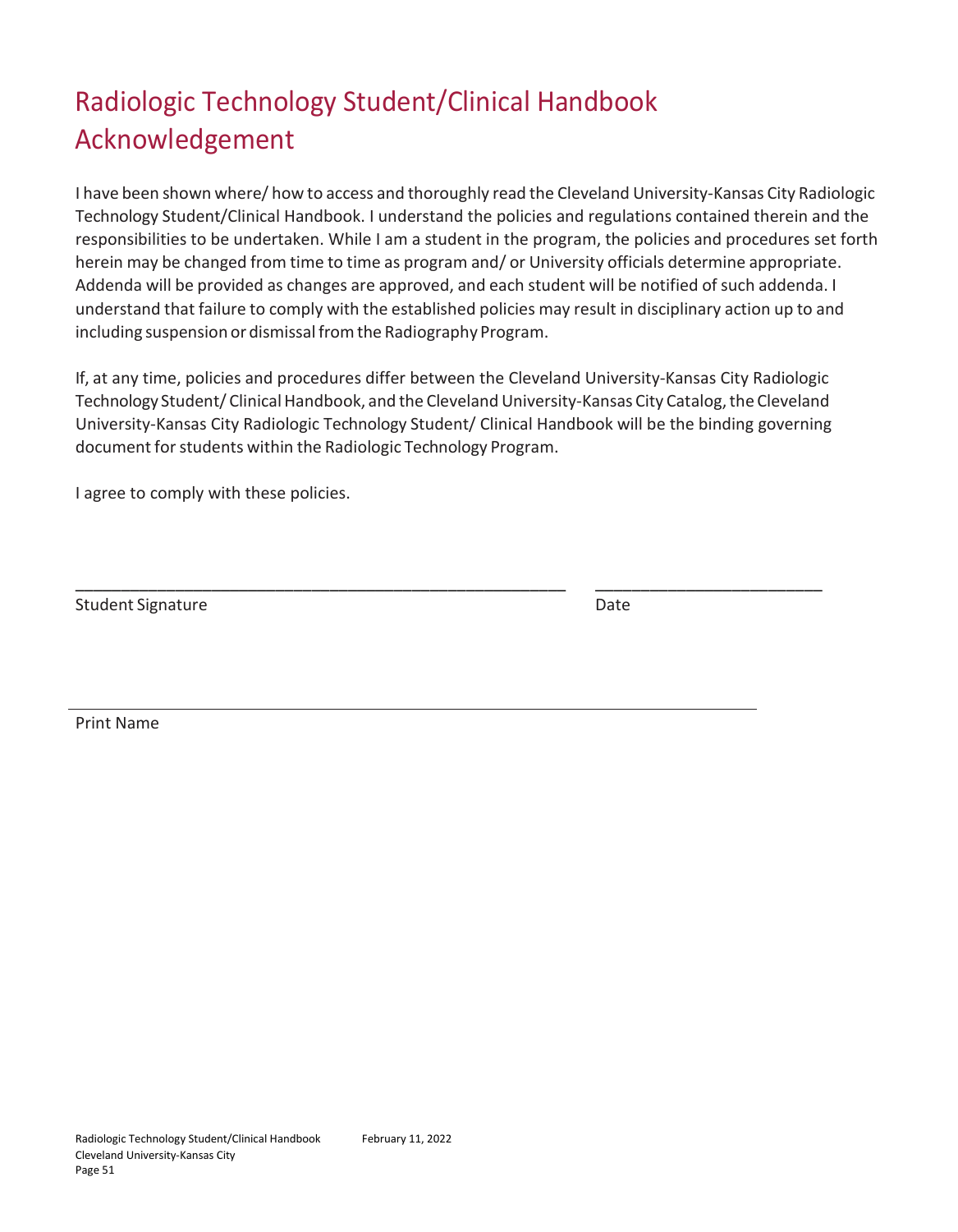# Radiologic Technology Student/Clinical Handbook Acknowledgement

I have been shown where/ how to access and thoroughly read the Cleveland University-Kansas City Radiologic Technology Student/Clinical Handbook. I understand the policies and regulations contained therein and the responsibilities to be undertaken. While I am a student in the program, the policies and procedures set forth herein may be changed from time to time as program and/ or University officials determine appropriate. Addenda will be provided as changes are approved, and each student will be notified of such addenda. I understand that failure to comply with the established policies may result in disciplinary action up to and including suspension or dismissal from the Radiography Program.

If, at any time, policies and procedures differ between the Cleveland University-Kansas City Radiologic Technology Student/ Clinical Handbook, and the Cleveland University-Kansas City Catalog, the Cleveland University-Kansas City Radiologic Technology Student/ Clinical Handbook will be the binding governing document for students within the Radiologic Technology Program.

I agree to comply with these policies.

_______________________________________________ ______________________

Student Signature Date

_______________________________________________

Print Name